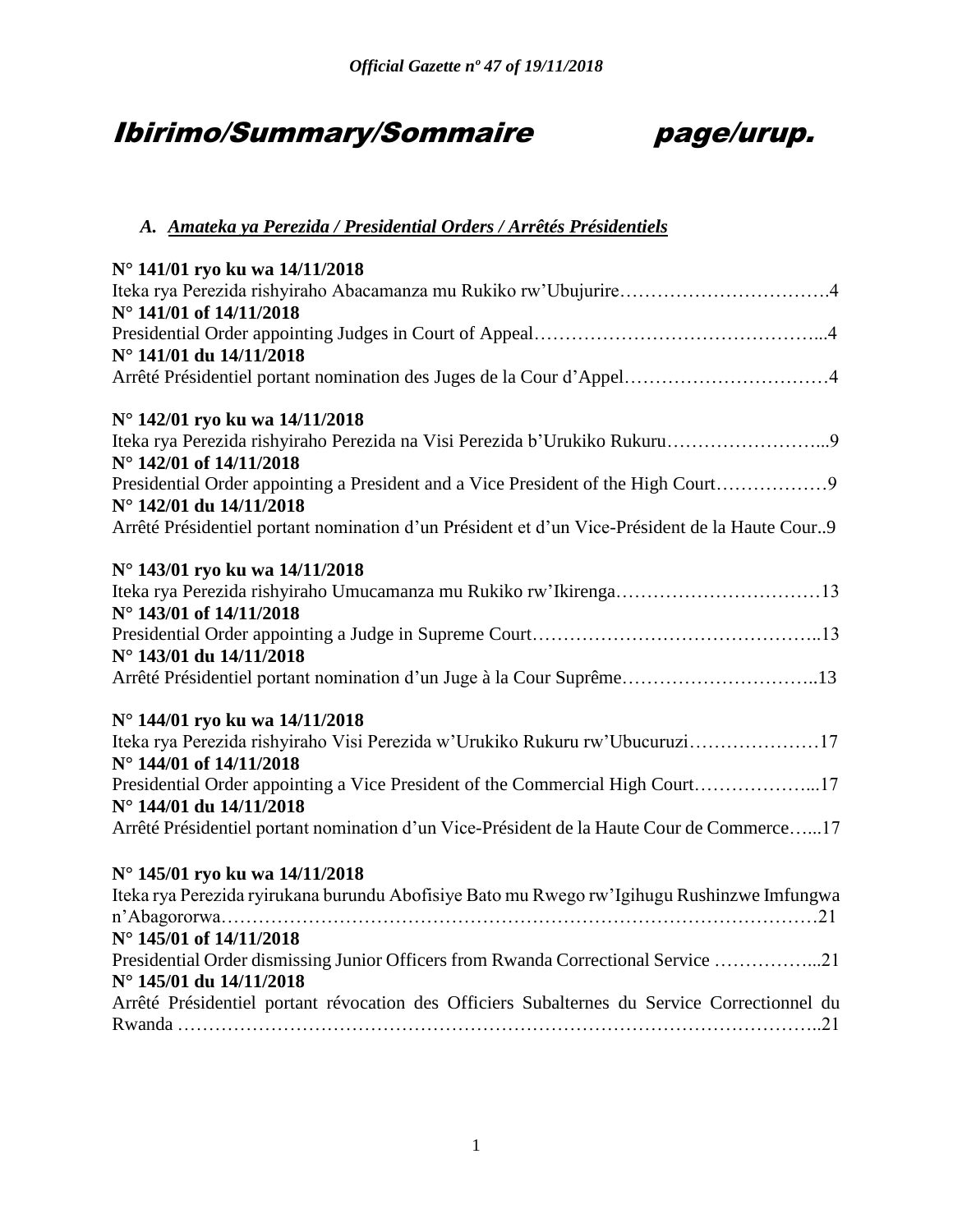# Ibirimo/Summary/Sommaire page/urup.

## *A. Amateka ya Perezida / Presidential Orders / Arrêtés Présidentiels*

**N° 141/01 ryo ku wa 14/11/2018**
Iteka rya Perezida rishyiraho Abacamanza mu Rukiko rw'Ubujurire…………………………….4
**N° 141/01 of 14/11/2018**
Presidential Order appointing Judges in Court of Appeal……………………………………...4
**N° 141/01 du 14/11/2018**
Arrêté Présidentiel portant nomination des Juges de la Cour d'Appel……………………………4

**N° 142/01 ryo ku wa 14/11/2018**
Iteka rya Perezida rishyiraho Perezida na Visi Perezida b'Urukiko Rukuru……………………...9
**N° 142/01 of 14/11/2018**
Presidential Order appointing a President and a Vice President of the High Court………………9
**N° 142/01 du 14/11/2018**
Arrêté Présidentiel portant nomination d'un Président et d'un Vice-Président de la Haute Cour..9

**N° 143/01 ryo ku wa 14/11/2018**
Iteka rya Perezida rishyiraho Umucamanza mu Rukiko rw'Ikirenga……………………………13
**N° 143/01 of 14/11/2018**
Presidential Order appointing a Judge in Supreme Court……………………………………..13
**N° 143/01 du 14/11/2018**
Arrêté Présidentiel portant nomination d'un Juge à la Cour Suprême…………………………..13

**N° 144/01 ryo ku wa 14/11/2018**
Iteka rya Perezida rishyiraho Visi Perezida w'Urukiko Rukuru rw'Ubucuruzi…………………17
**N° 144/01 of 14/11/2018**
Presidential Order appointing a Vice President of the Commercial High Court………………...17
**N° 144/01 du 14/11/2018**
Arrêté Présidentiel portant nomination d'un Vice-Président de la Haute Cour de Commerce…...17

**N° 145/01 ryo ku wa 14/11/2018**
Iteka rya Perezida ryirukana burundu Abofisiye Bato mu Rwego rw'Igihugu Rushinzwe Imfungwa n'Abagororwa……………………………………………………………………………………21
**N° 145/01 of 14/11/2018**
Presidential Order dismissing Junior Officers from Rwanda Correctional Service ……………...21
**N° 145/01 du 14/11/2018**
Arrêté Présidentiel portant révocation des Officiers Subalternes du Service Correctionnel du Rwanda ……………………………………………………………………………………..21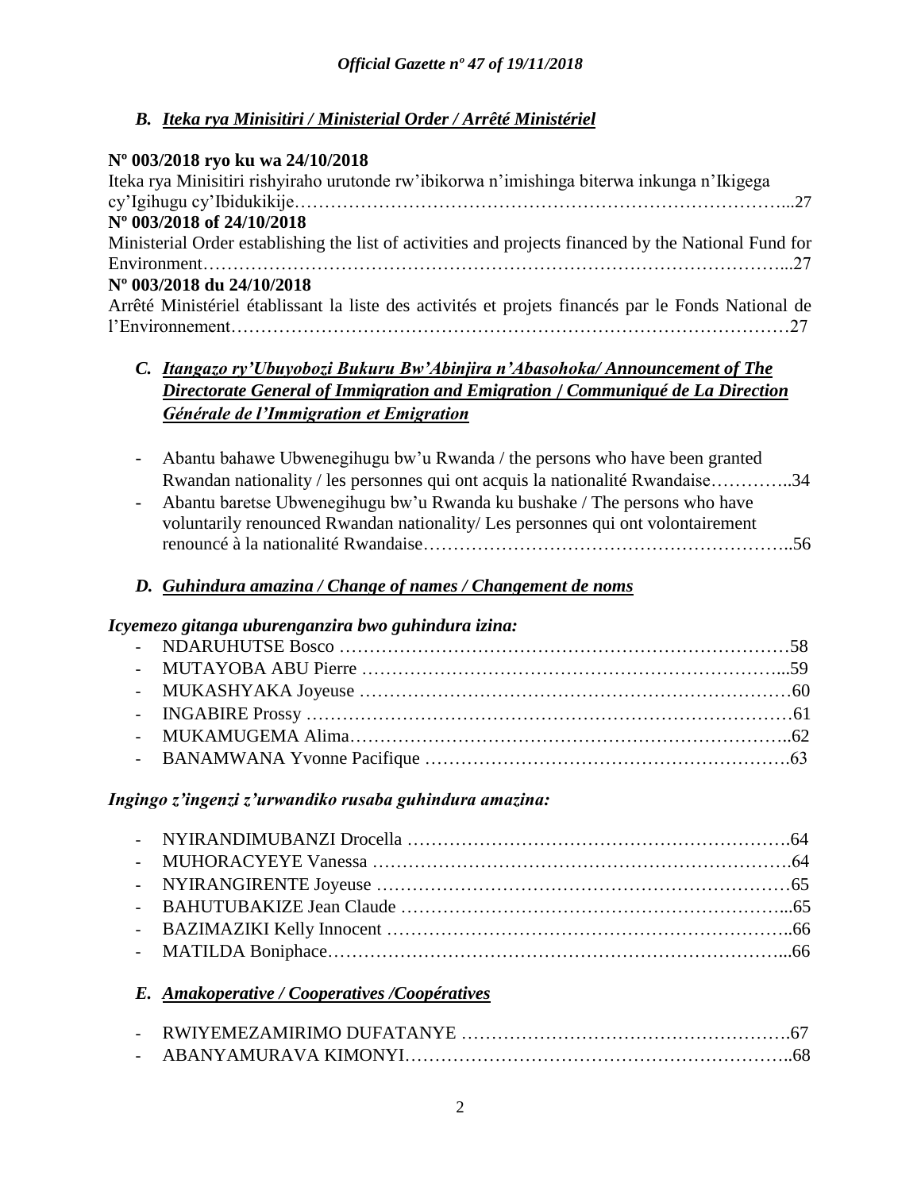### *B. Iteka rya Minisitiri / Ministerial Order / Arrêté Ministériel*

**Nº 003/2018 ryo ku wa 24/10/2018**

Iteka rya Minisitiri rishyiraho urutonde rw'ibikorwa n'imishinga biterwa inkunga n'Ikigega cy'Igihugu cy'Ibidukikije……………………………………………………………………...27

**Nº 003/2018 of 24/10/2018**

Ministerial Order establishing the list of activities and projects financed by the National Fund for Environment……………………………………………………………………………...27

**Nº 003/2018 du 24/10/2018**

Arrêté Ministériel établissant la liste des activités et projets financés par le Fonds National de l'Environnement………………………………………………………………………………27

### *C. Itangazo ry'Ubuyobozi Bukuru Bw'Abinjira n'Abasohoka/ Announcement of The Directorate General of Immigration and Emigration / Communiqué de La Direction Générale de l'Immigration et Emigration*

- Abantu bahawe Ubwenegihugu bw'u Rwanda / the persons who have been granted Rwandan nationality / les personnes qui ont acquis la nationalité Rwandaise…………..34
- Abantu baretse Ubwenegihugu bw'u Rwanda ku bushake / The persons who have voluntarily renounced Rwandan nationality/ Les personnes qui ont volontairement renouncé à la nationalité Rwandaise……………………………………………………..56

### *D. Guhindura amazina / Change of names / Changement de noms*

***Icyemezo gitanga uburenganzira bwo guhindura izina:***

- NDARUHUTSE Bosco ………………………………………………………………58
- MUTAYOBA ABU Pierre ………………………………………………………...59
- MUKASHYAKA Joyeuse ……………………………………………………………60
- INGABIRE Prossy ……………………………………………………………………61
- MUKAMUGEMA Alima………………………………………………………………..62
- BANAMWANA Yvonne Pacifique ………………………………………………….63

***Ingingo z'ingenzi z'urwandiko rusaba guhindura amazina:***

- NYIRANDIMUBANZI Drocella …………………………………………………….64
- MUHORACYEYE Vanessa ………………………………………………………….64
- NYIRANGIRENTE Joyeuse …………………………………………………………65
- BAHUTUBAKIZE Jean Claude ……………………………………………………...65
- BAZIMAZIKI Kelly Innocent ………………………………………………………..66
- MATILDA Boniphace……………………………………………………………………...66

### *E. Amakoperative / Cooperatives /Coopératives*

- RWIYEMEZAMIRIMO DUFATANYE ……………………………………………….67
- ABANYAMURAVA KIMONYI……………………………………………………..68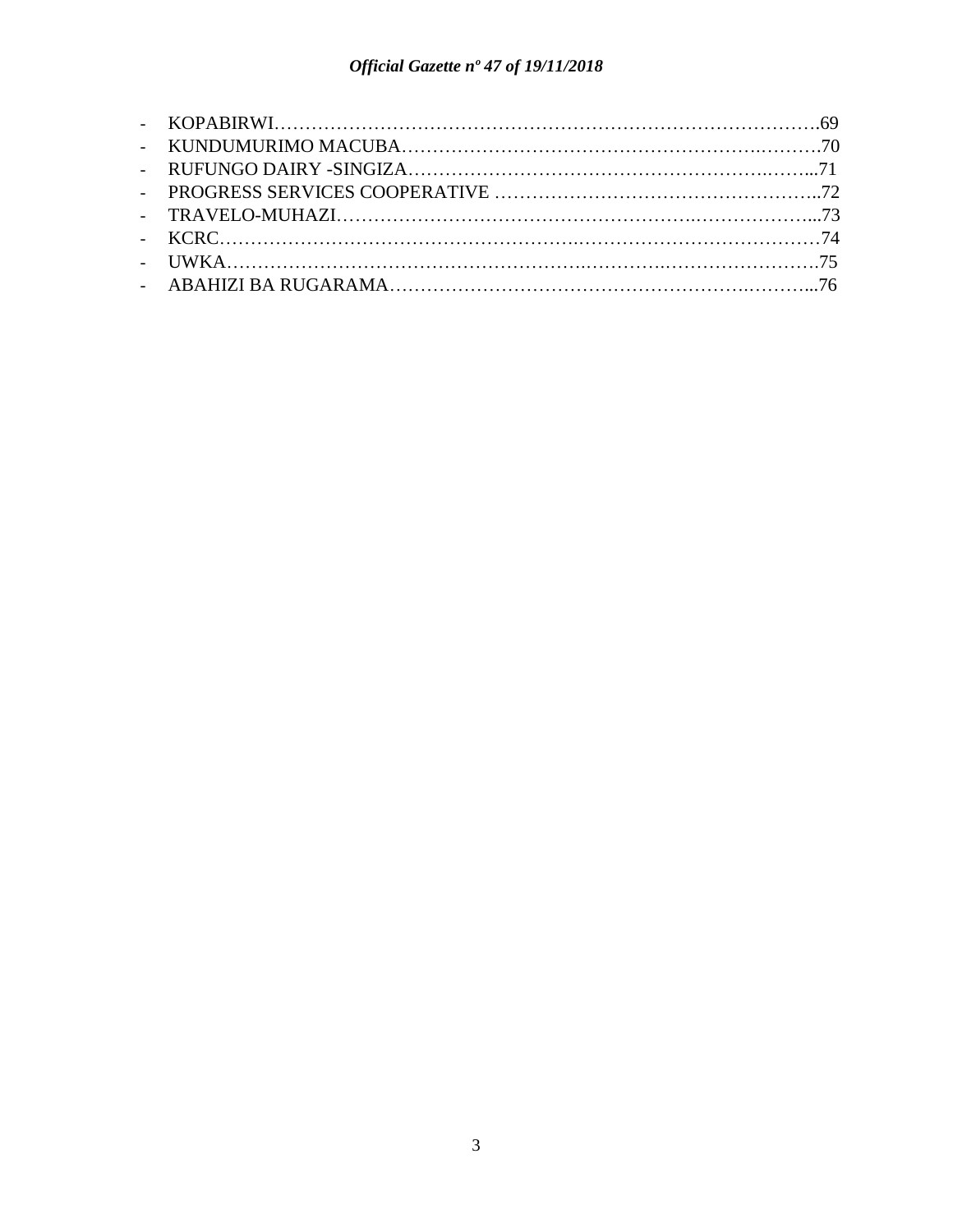- KOPABIRWI……………………………………………………………………………….69
- KUNDUMURIMO MACUBA…………………………………………………….………70
- RUFUNGO DAIRY -SINGIZA…………………………………………………..……...71
- PROGRESS SERVICES COOPERATIVE ……………….…………………………..72
- TRAVELO-MUHAZI……………………………………………….………………...73
- KCRC……………………………………………….…………………………………74
- UWKA……………………………………………….…………….…………………….75
- ABAHIZI BA RUGARAMA………………………………………………….………...76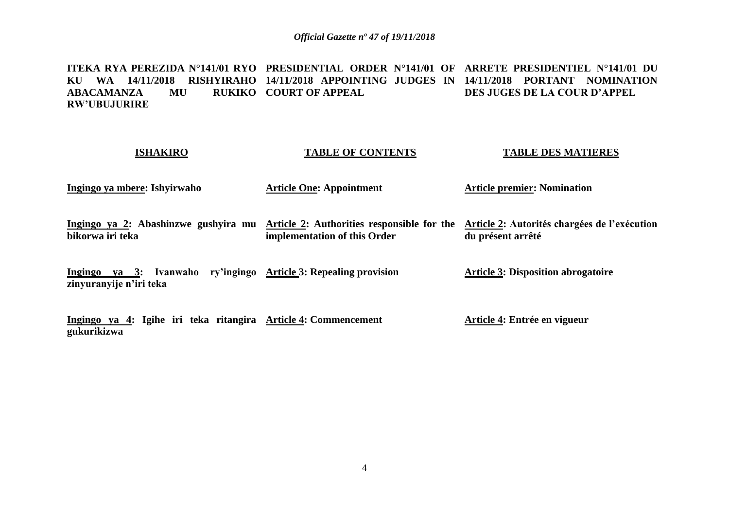**ITEKA RYA PEREZIDA N°141/01 RYO KU WA 14/11/2018 RISHYIRAHO ABACAMANZA MU RUKIKO RW'UBUJURIRE**

**PRESIDENTIAL ORDER N°141/01 OF 14/11/2018 APPOINTING JUDGES IN COURT OF APPEAL**

**ARRETE PRESIDENTIEL N°141/01 DU 14/11/2018 PORTANT NOMINATION DES JUGES DE LA COUR D'APPEL**

| **ISHAKIRO** | **TABLE OF CONTENTS** | **TABLE DES MATIERES** |
|---|---|---|
| **Ingingo ya mbere: Ishyirwaho** | **Article One: Appointment** | **Article premier: Nomination** |
| **Ingingo ya 2: Abashinzwe gushyira mu bikorwa iri teka** | **Article 2: Authorities responsible for the implementation of this Order** | **Article 2: Autorités chargées de l'exécution du présent arrêté** |
| **Ingingo ya 3: Ivanwaho ry'ingingo zinyuranyije n'iri teka** | **Article 3: Repealing provision** | **Article 3: Disposition abrogatoire** |
| **Ingingo ya 4: Igihe iri teka ritangira gukurikizwa** | **Article 4: Commencement** | **Article 4: Entrée en vigueur** |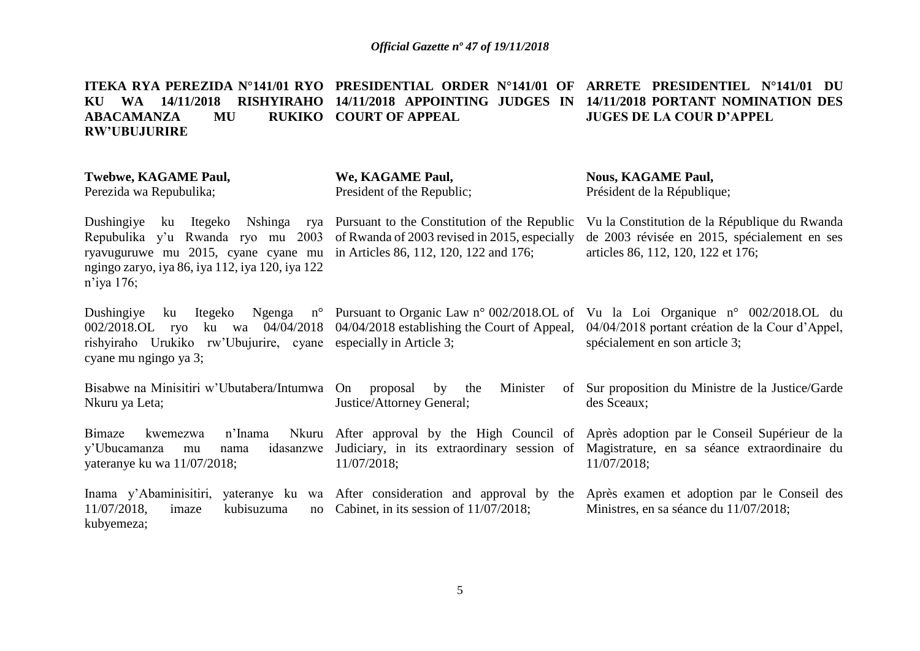**ITEKA RYA PEREZIDA N°141/01 RYO KU WA 14/11/2018 RISHYIRAHO ABACAMANZA MU RUKIKO RW'UBUJURIRE**

**Twebwe, KAGAME Paul,**
Perezida wa Repubulika;

Dushingiye ku Itegeko Nshinga rya Repubulika y'u Rwanda ryo mu 2003 ryavuguruwe mu 2015, cyane cyane mu ngingo zaryo, iya 86, iya 112, iya 120, iya 122 n'iya 176;

Dushingiye ku Itegeko Ngenga n° 002/2018.OL ryo ku wa 04/04/2018 rishyiraho Urukiko rw'Ubujurire, cyane cyane mu ngingo ya 3;

Bisabwe na Minisitiri w'Ubutabera/Intumwa Nkuru ya Leta;

Bimaze kwemezwa n'Inama Nkuru y'Ubucamanza mu nama idasanzwe yateranye ku wa 11/07/2018;

Inama y'Abaminisitiri, yateranye ku wa 11/07/2018, imaze kubisuzuma no kubyemeza;

**PRESIDENTIAL ORDER N°141/01 OF 14/11/2018 APPOINTING JUDGES IN COURT OF APPEAL**

**We, KAGAME Paul,**
President of the Republic;

Pursuant to the Constitution of the Republic of Rwanda of 2003 revised in 2015, especially in Articles 86, 112, 120, 122 and 176;

Pursuant to Organic Law n° 002/2018.OL of 04/04/2018 establishing the Court of Appeal, especially in Article 3;

On proposal by the Minister of Justice/Attorney General;

After approval by the High Council of Judiciary, in its extraordinary session of 11/07/2018;

After consideration and approval by the Cabinet, in its session of 11/07/2018;

**ARRETE PRESIDENTIEL N°141/01 DU 14/11/2018 PORTANT NOMINATION DES JUGES DE LA COUR D'APPEL**

**Nous, KAGAME Paul,**
Président de la République;

Vu la Constitution de la République du Rwanda de 2003 révisée en 2015, spécialement en ses articles 86, 112, 120, 122 et 176;

Vu la Loi Organique n° 002/2018.OL du 04/04/2018 portant création de la Cour d'Appel, spécialement en son article 3;

Sur proposition du Ministre de la Justice/Garde des Sceaux;

Après adoption par le Conseil Supérieur de la Magistrature, en sa séance extraordinaire du 11/07/2018;

Après examen et adoption par le Conseil des Ministres, en sa séance du 11/07/2018;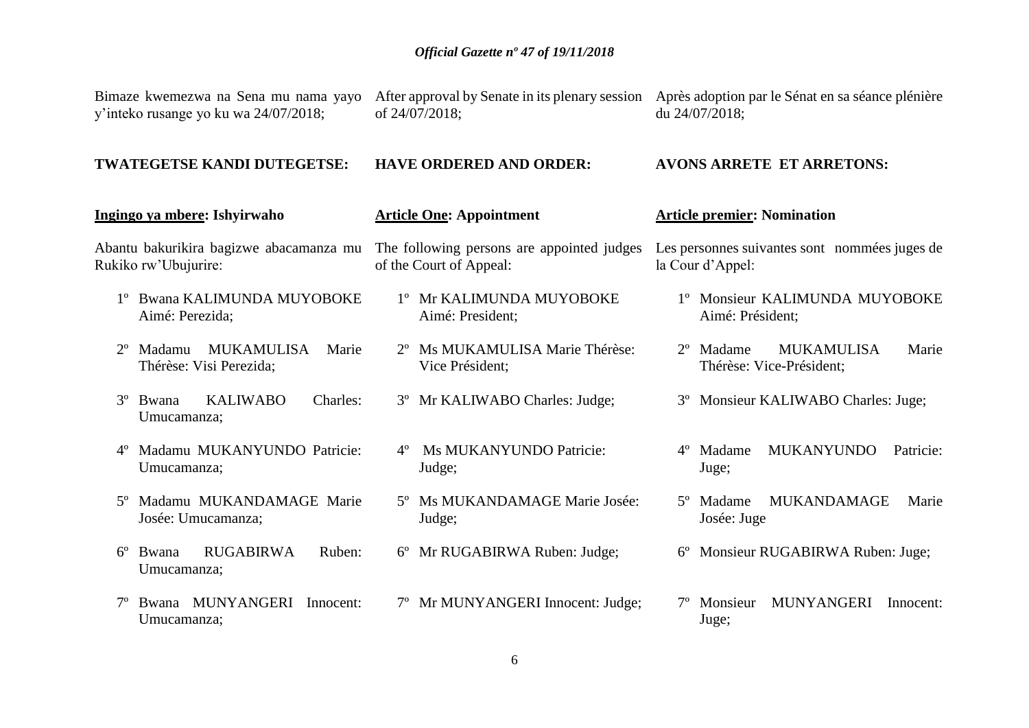Bimaze kwemezwa na Sena mu nama yayo y'inteko rusange yo ku wa 24/07/2018;

**TWATEGETSE KANDI DUTEGETSE:**

**Ingingo ya mbere: Ishyirwaho**

Abantu bakurikira bagizwe abacamanza mu Rukiko rw'Ubujurire:

1º Bwana KALIMUNDA MUYOBOKE Aimé: Perezida;

2º Madamu MUKAMULISA Marie Thérèse: Visi Perezida;

3º Bwana KALIWABO Charles: Umucamanza;

4º Madamu MUKANYUNDO Patricie: Umucamanza;

5º Madamu MUKANDAMAGE Marie Josée: Umucamanza;

6º Bwana RUGABIRWA Ruben: Umucamanza;

7º Bwana MUNYANGERI Innocent: Umucamanza;

After approval by Senate in its plenary session of 24/07/2018;

**HAVE ORDERED AND ORDER:**

**Article One: Appointment**

The following persons are appointed judges of the Court of Appeal:

1º Mr KALIMUNDA MUYOBOKE Aimé: President;

2º Ms MUKAMULISA Marie Thérèse: Vice Président;

3º Mr KALIWABO Charles: Judge;

4º Ms MUKANYUNDO Patricie: Judge;

5º Ms MUKANDAMAGE Marie Josée: Judge;

6º Mr RUGABIRWA Ruben: Judge;

7º Mr MUNYANGERI Innocent: Judge;

Après adoption par le Sénat en sa séance plénière du 24/07/2018;

**AVONS ARRETE ET ARRETONS:**

**Article premier: Nomination**

Les personnes suivantes sont nommées juges de la Cour d'Appel:

1º Monsieur KALIMUNDA MUYOBOKE Aimé: Président;

2º Madame MUKAMULISA Marie Thérèse: Vice-Président;

3º Monsieur KALIWABO Charles: Juge;

4º Madame MUKANYUNDO Patricie: Juge;

5º Madame MUKANDAMAGE Marie Josée: Juge

6º Monsieur RUGABIRWA Ruben: Juge;

7º Monsieur MUNYANGERI Innocent: Juge;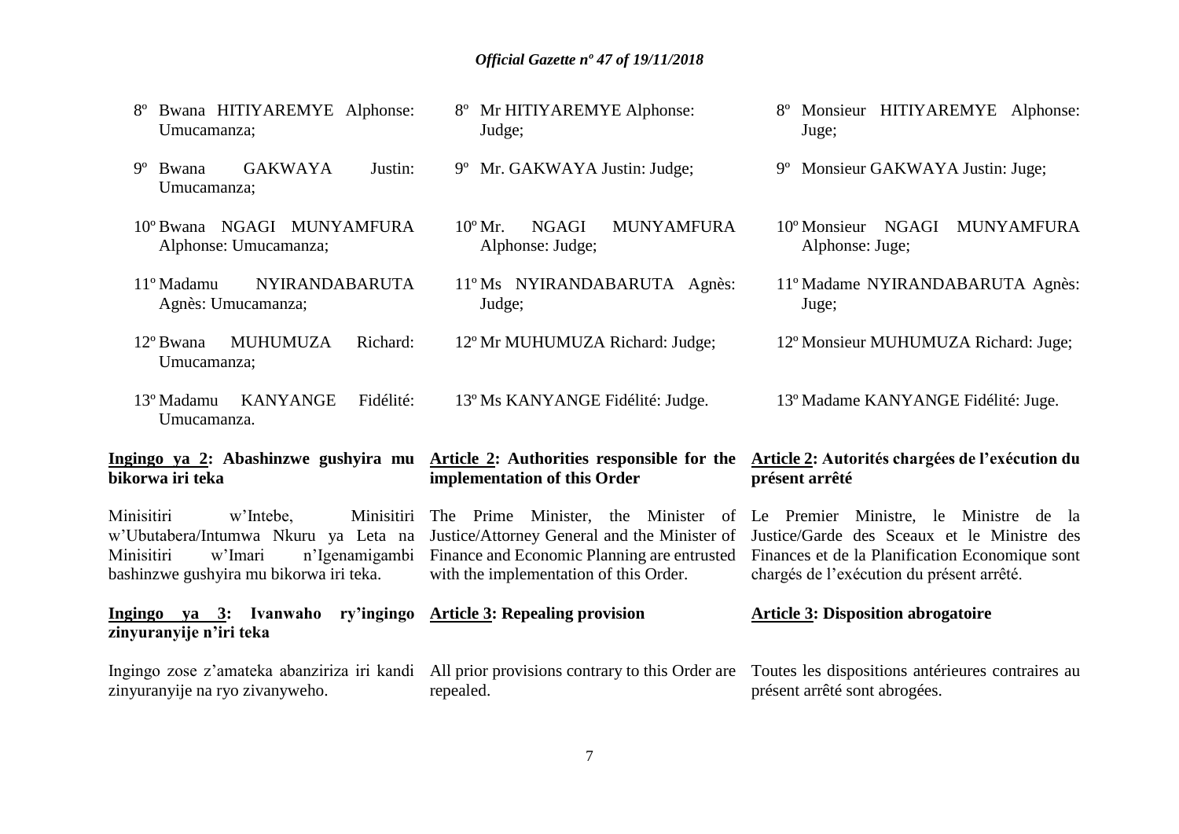8º Bwana HITIYAREMYE Alphonse: Umucamanza;

9º Bwana GAKWAYA Justin: Umucamanza;

10º Bwana NGAGI MUNYAMFURA Alphonse: Umucamanza;

11º Madamu NYIRANDABARUTA Agnès: Umucamanza;

12º Bwana MUHUMUZA Richard: Umucamanza;

13º Madamu KANYANGE Fidélité: Umucamanza.

**Ingingo ya 2: Abashinzwe gushyira mu bikorwa iri teka**

Minisitiri w'Intebe, Minisitiri w'Ubutabera/Intumwa Nkuru ya Leta na Minisitiri w'Imari n'Igenamigambi bashinzwe gushyira mu bikorwa iri teka.

**Ingingo ya 3: Ivanwaho ry'ingingo zinyuranyije n'iri teka**

Ingingo zose z'amateka abanziriza iri kandi zinyuranyije na ryo zivanyweho.

8º Mr HITIYAREMYE Alphonse: Judge;

9º Mr. GAKWAYA Justin: Judge;

10º Mr. NGAGI MUNYAMFURA Alphonse: Judge;

11º Ms NYIRANDABARUTA Agnès: Judge;

12º Mr MUHUMUZA Richard: Judge;

13º Ms KANYANGE Fidélité: Judge.

**Article 2: Authorities responsible for the implementation of this Order**

The Prime Minister, the Minister of Justice/Attorney General and the Minister of Finance and Economic Planning are entrusted with the implementation of this Order.

**Article 3: Repealing provision**

All prior provisions contrary to this Order are repealed.

8º Monsieur HITIYAREMYE Alphonse: Juge;

9º Monsieur GAKWAYA Justin: Juge;

10º Monsieur NGAGI MUNYAMFURA Alphonse: Juge;

11º Madame NYIRANDABARUTA Agnès: Juge;

12º Monsieur MUHUMUZA Richard: Juge;

13º Madame KANYANGE Fidélité: Juge.

**Article 2: Autorités chargées de l'exécution du présent arrêté**

Le Premier Ministre, le Ministre de la Justice/Garde des Sceaux et le Ministre des Finances et de la Planification Economique sont chargés de l'exécution du présent arrêté.

**Article 3: Disposition abrogatoire**

Toutes les dispositions antérieures contraires au présent arrêté sont abrogées.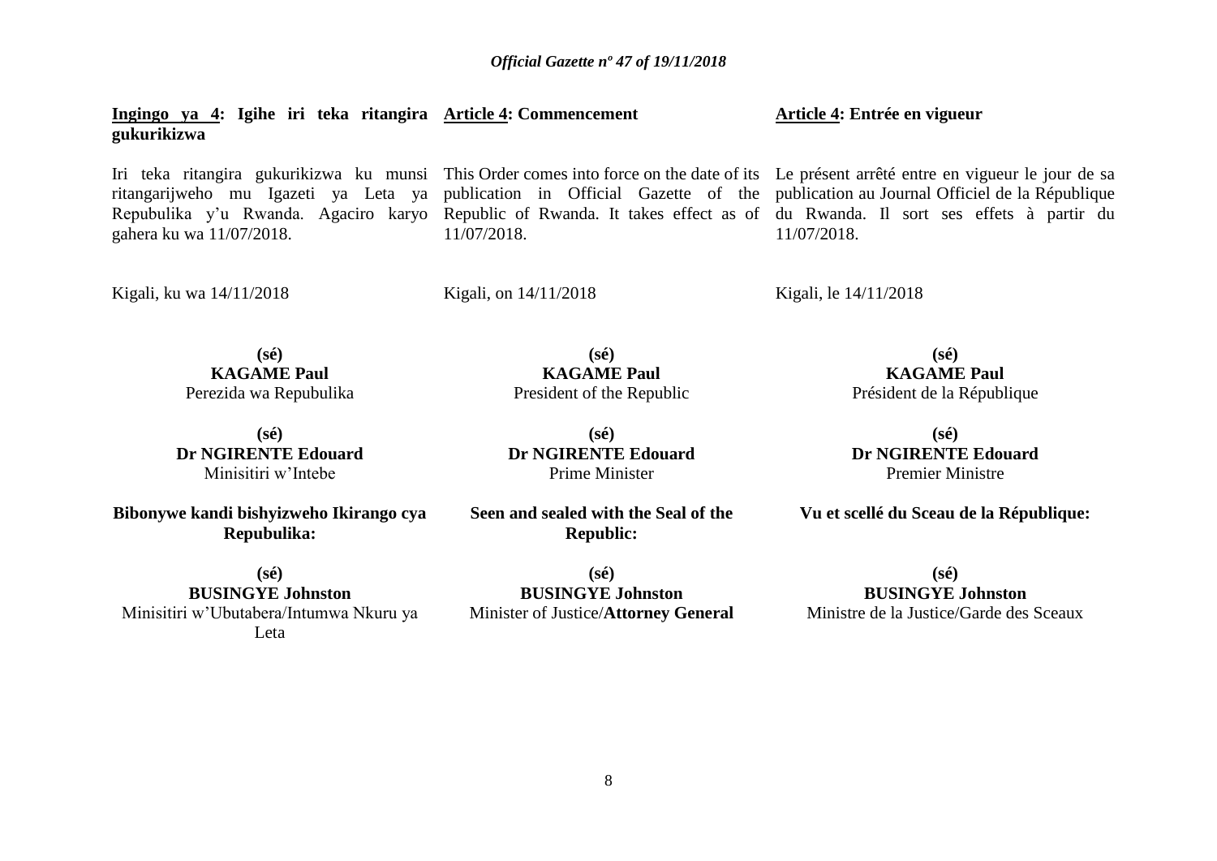**Ingingo ya 4: Igihe iri teka ritangira gukurikizwa**

Iri teka ritangira gukurikizwa ku munsi ritangarijweho mu Igazeti ya Leta ya Repubulika y'u Rwanda. Agaciro karyo gahera ku wa 11/07/2018.

Kigali, ku wa 14/11/2018

**(sé)**
**KAGAME Paul**
Perezida wa Repubulika

**(sé)**
**Dr NGIRENTE Edouard**
Minisitiri w'Intebe

**Bibonywe kandi bishyizweho Ikirango cya Repubulika:**

**(sé)**
**BUSINGYE Johnston**
Minisitiri w'Ubutabera/Intumwa Nkuru ya Leta

**Article 4: Commencement**

This Order comes into force on the date of its publication in Official Gazette of the Republic of Rwanda. It takes effect as of 11/07/2018.

Kigali, on 14/11/2018

**(sé)**
**KAGAME Paul**
President of the Republic

**(sé)**
**Dr NGIRENTE Edouard**
Prime Minister

**Seen and sealed with the Seal of the Republic:**

**(sé)**
**BUSINGYE Johnston**
Minister of Justice/**Attorney General**

**Article 4: Entrée en vigueur**

Le présent arrêté entre en vigueur le jour de sa publication au Journal Officiel de la République du Rwanda. Il sort ses effets à partir du 11/07/2018.

Kigali, le 14/11/2018

**(sé)**
**KAGAME Paul**
Président de la République

**(sé)**
**Dr NGIRENTE Edouard**
Premier Ministre

**Vu et scellé du Sceau de la République:**

**(sé)**
**BUSINGYE Johnston**
Ministre de la Justice/Garde des Sceaux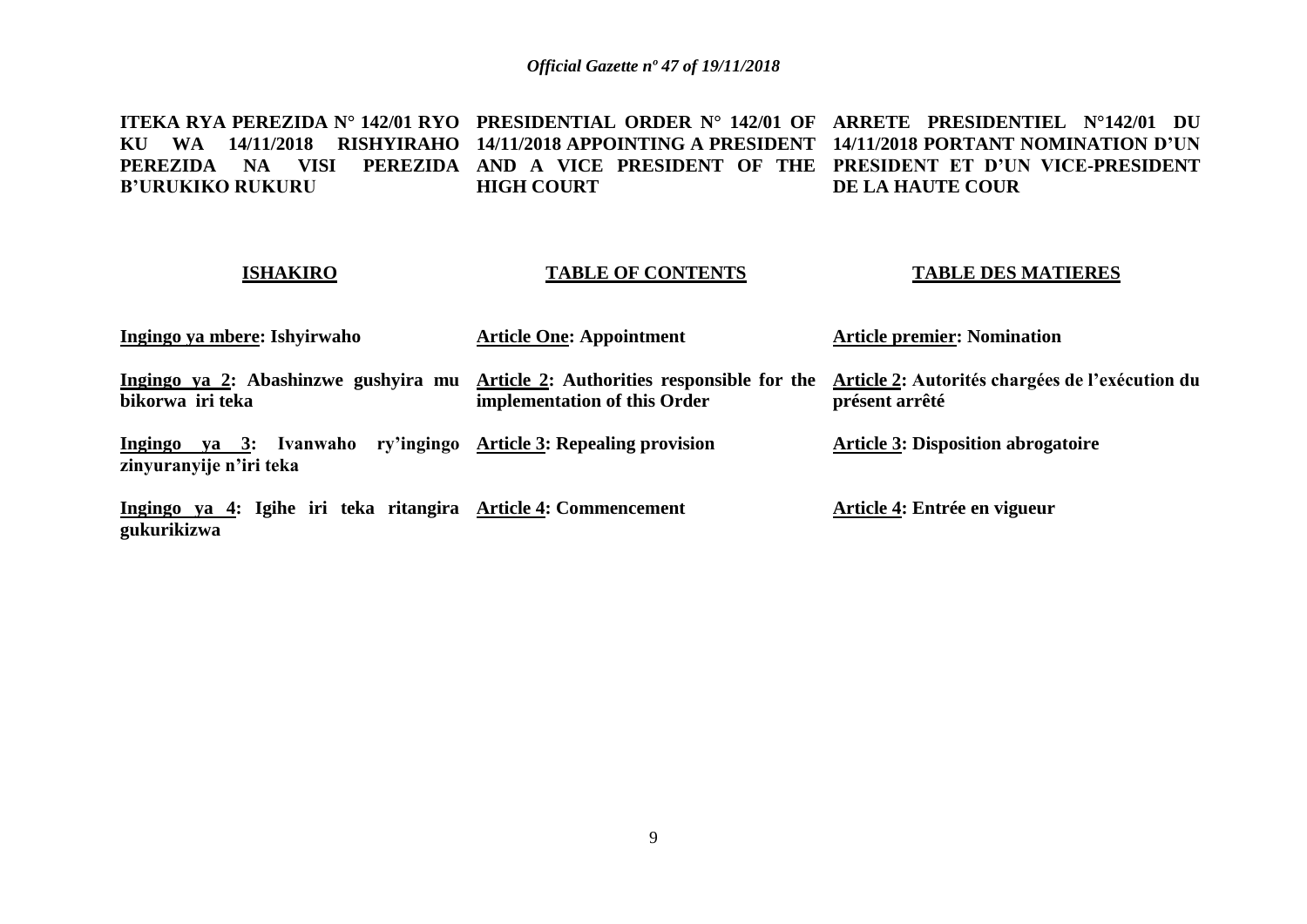**ITEKA RYA PEREZIDA N° 142/01 RYO KU WA 14/11/2018 RISHYIRAHO PEREZIDA NA VISI PEREZIDA B'URUKIKO RUKURU**

**PRESIDENTIAL ORDER N° 142/01 OF 14/11/2018 APPOINTING A PRESIDENT AND A VICE PRESIDENT OF THE HIGH COURT**

**ARRETE PRESIDENTIEL N°142/01 DU 14/11/2018 PORTANT NOMINATION D'UN PRESIDENT ET D'UN VICE-PRESIDENT DE LA HAUTE COUR**

| **ISHAKIRO** | **TABLE OF CONTENTS** | **TABLE DES MATIERES** |
|---|---|---|
| **Ingingo ya mbere: Ishyirwaho** | **Article One: Appointment** | **Article premier: Nomination** |
| **Ingingo ya 2: Abashinzwe gushyira mu bikorwa iri teka** | **Article 2: Authorities responsible for the implementation of this Order** | **Article 2: Autorités chargées de l'exécution du présent arrêté** |
| **Ingingo ya 3: Ivanwaho ry'ingingo zinyuranyije n'iri teka** | **Article 3: Repealing provision** | **Article 3: Disposition abrogatoire** |
| **Ingingo ya 4: Igihe iri teka ritangira gukurikizwa** | **Article 4: Commencement** | **Article 4: Entrée en vigueur** |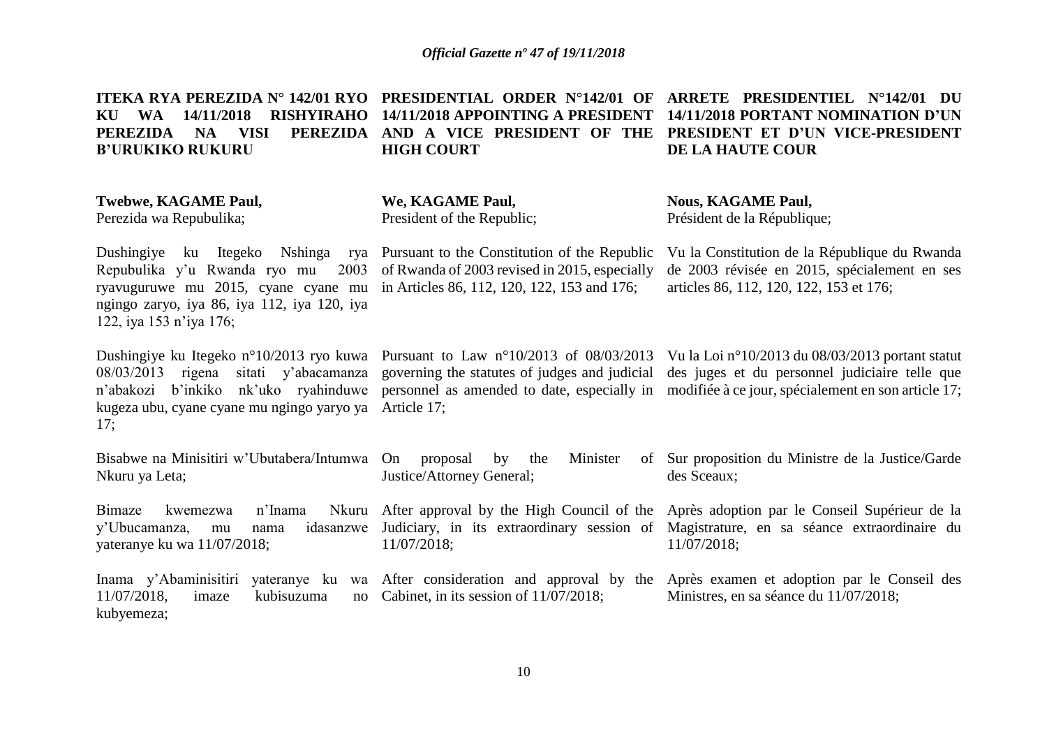**ITEKA RYA PEREZIDA N° 142/01 RYO KU WA 14/11/2018 RISHYIRAHO PEREZIDA NA VISI PEREZIDA B'URUKIKO RUKURU**

**Twebwe, KAGAME Paul,**
Perezida wa Repubulika;

Dushingiye ku Itegeko Nshinga rya Repubulika y'u Rwanda ryo mu 2003 ryavuguruwe mu 2015, cyane cyane mu ngingo zaryo, iya 86, iya 112, iya 120, iya 122, iya 153 n'iya 176;

Dushingiye ku Itegeko n°10/2013 ryo kuwa 08/03/2013 rigena sitati y'abacamanza n'abakozi b'inkiko nk'uko ryahinduwe kugeza ubu, cyane cyane mu ngingo yaryo ya 17;

Bisabwe na Minisitiri w'Ubutabera/Intumwa Nkuru ya Leta;

Bimaze kwemezwa n'Inama Nkuru y'Ubucamanza, mu nama idasanzwe yateranye ku wa 11/07/2018;

Inama y'Abaminisitiri yateranye ku wa 11/07/2018, imaze kubisuzuma no kubyemeza;

**PRESIDENTIAL ORDER N°142/01 OF 14/11/2018 APPOINTING A PRESIDENT AND A VICE PRESIDENT OF THE HIGH COURT**

**We, KAGAME Paul,**
President of the Republic;

Pursuant to the Constitution of the Republic of Rwanda of 2003 revised in 2015, especially in Articles 86, 112, 120, 122, 153 and 176;

Pursuant to Law n°10/2013 of 08/03/2013 governing the statutes of judges and judicial personnel as amended to date, especially in Article 17;

On proposal by the Minister of Justice/Attorney General;

After approval by the High Council of the Judiciary, in its extraordinary session of 11/07/2018;

After consideration and approval by the Cabinet, in its session of 11/07/2018;

**ARRETE PRESIDENTIEL N°142/01 DU 14/11/2018 PORTANT NOMINATION D'UN PRESIDENT ET D'UN VICE-PRESIDENT DE LA HAUTE COUR**

**Nous, KAGAME Paul,**
Président de la République;

Vu la Constitution de la République du Rwanda de 2003 révisée en 2015, spécialement en ses articles 86, 112, 120, 122, 153 et 176;

Vu la Loi n°10/2013 du 08/03/2013 portant statut des juges et du personnel judiciaire telle que modifiée à ce jour, spécialement en son article 17;

Sur proposition du Ministre de la Justice/Garde des Sceaux;

Après adoption par le Conseil Supérieur de la Magistrature, en sa séance extraordinaire du 11/07/2018;

Après examen et adoption par le Conseil des Ministres, en sa séance du 11/07/2018;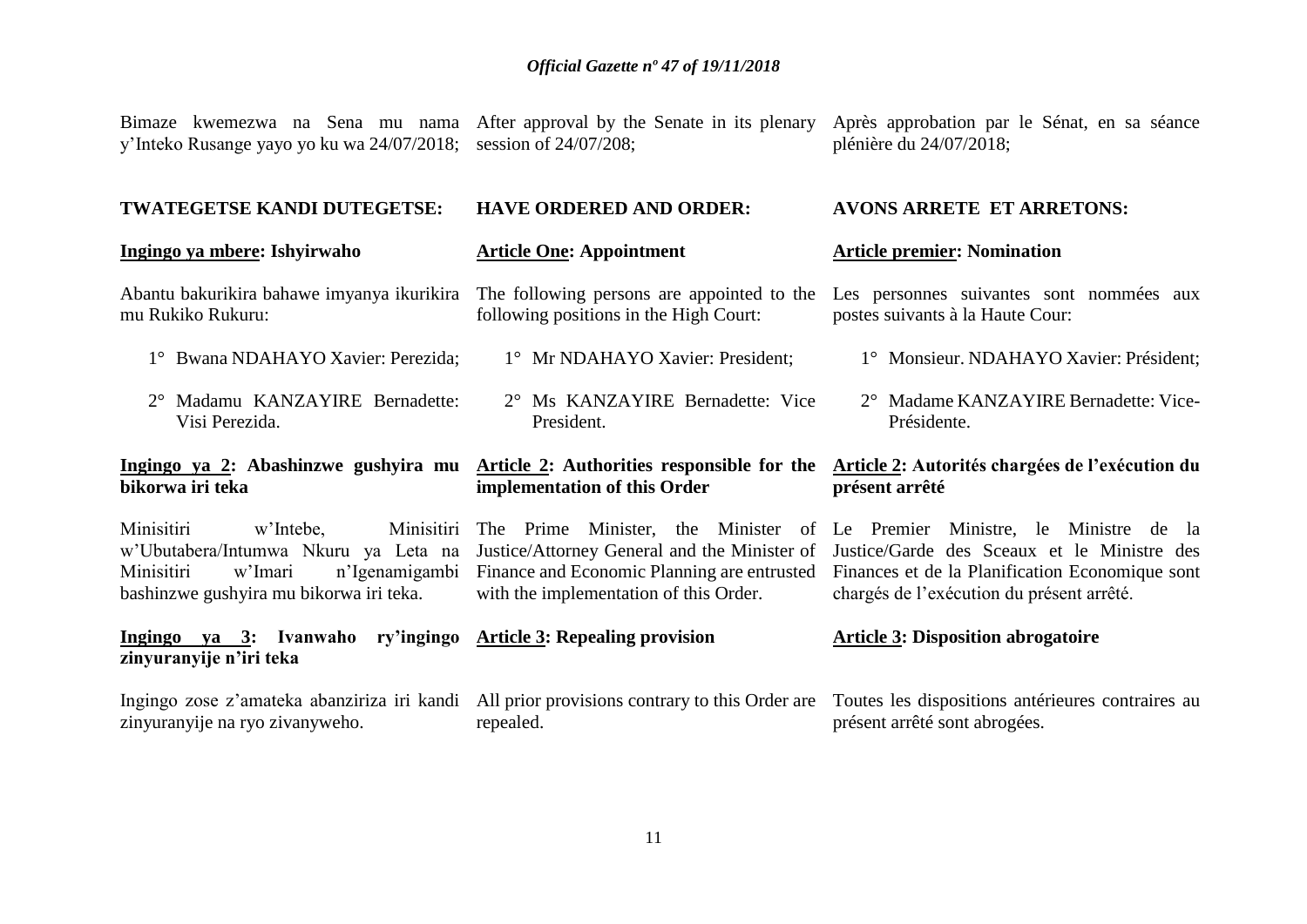Bimaze kwemezwa na Sena mu nama y'Inteko Rusange yayo yo ku wa 24/07/2018;

**TWATEGETSE KANDI DUTEGETSE:**

**Ingingo ya mbere: Ishyirwaho**

Abantu bakurikira bahawe imyanya ikurikira mu Rukiko Rukuru:

1° Bwana NDAHAYO Xavier: Perezida;

2° Madamu KANZAYIRE Bernadette: Visi Perezida.

**Ingingo ya 2: Abashinzwe gushyira mu bikorwa iri teka**

Minisitiri w'Intebe, Minisitiri w'Ubutabera/Intumwa Nkuru ya Leta na Minisitiri w'Imari n'Igenamigambi bashinzwe gushyira mu bikorwa iri teka.

**Ingingo ya 3: Ivanwaho ry'ingingo zinyuranyije n'iri teka**

Ingingo zose z'amateka abanziriza iri kandi zinyuranyije na ryo zivanyweho.

After approval by the Senate in its plenary session of 24/07/208;

**HAVE ORDERED AND ORDER:**

**Article One: Appointment**

The following persons are appointed to the following positions in the High Court:

1° Mr NDAHAYO Xavier: President;

2° Ms KANZAYIRE Bernadette: Vice President.

**Article 2: Authorities responsible for the implementation of this Order**

The Prime Minister, the Minister of Justice/Attorney General and the Minister of Finance and Economic Planning are entrusted with the implementation of this Order.

**Article 3: Repealing provision**

All prior provisions contrary to this Order are repealed.

Après approbation par le Sénat, en sa séance plénière du 24/07/2018;

**AVONS ARRETE ET ARRETONS:**

**Article premier: Nomination**

Les personnes suivantes sont nommées aux postes suivants à la Haute Cour:

1° Monsieur. NDAHAYO Xavier: Président;

2° Madame KANZAYIRE Bernadette: Vice-Présidente.

**Article 2: Autorités chargées de l'exécution du présent arrêté**

Le Premier Ministre, le Ministre de la Justice/Garde des Sceaux et le Ministre des Finances et de la Planification Economique sont chargés de l'exécution du présent arrêté.

**Article 3: Disposition abrogatoire**

Toutes les dispositions antérieures contraires au présent arrêté sont abrogées.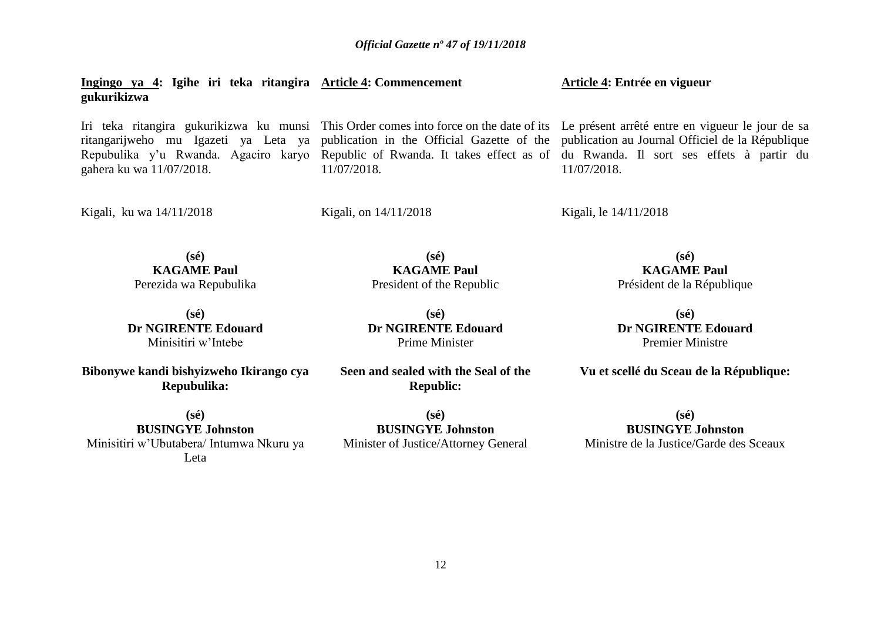**Ingingo ya 4: Igihe iri teka ritangira gukurikizwa**

Iri teka ritangira gukurikizwa ku munsi ritangarijweho mu Igazeti ya Leta ya Repubulika y'u Rwanda. Agaciro karyo gahera ku wa 11/07/2018.

Kigali, ku wa 14/11/2018

**(sé)**
**KAGAME Paul**
Perezida wa Repubulika

**(sé)**
**Dr NGIRENTE Edouard**
Minisitiri w'Intebe

**Bibonywe kandi bishyizweho Ikirango cya Repubulika:**

**(sé)**
**BUSINGYE Johnston**
Minisitiri w'Ubutabera/ Intumwa Nkuru ya Leta

**Article 4: Commencement**

This Order comes into force on the date of its publication in the Official Gazette of the Republic of Rwanda. It takes effect as of 11/07/2018.

Kigali, on 14/11/2018

**(sé)**
**KAGAME Paul**
President of the Republic

**(sé)**
**Dr NGIRENTE Edouard**
Prime Minister

**Seen and sealed with the Seal of the Republic:**

**(sé)**
**BUSINGYE Johnston**
Minister of Justice/Attorney General

**Article 4: Entrée en vigueur**

Le présent arrêté entre en vigueur le jour de sa publication au Journal Officiel de la République du Rwanda. Il sort ses effets à partir du 11/07/2018.

Kigali, le 14/11/2018

**(sé)**
**KAGAME Paul**
Président de la République

**(sé)**
**Dr NGIRENTE Edouard**
Premier Ministre

**Vu et scellé du Sceau de la République:**

**(sé)**
**BUSINGYE Johnston**
Ministre de la Justice/Garde des Sceaux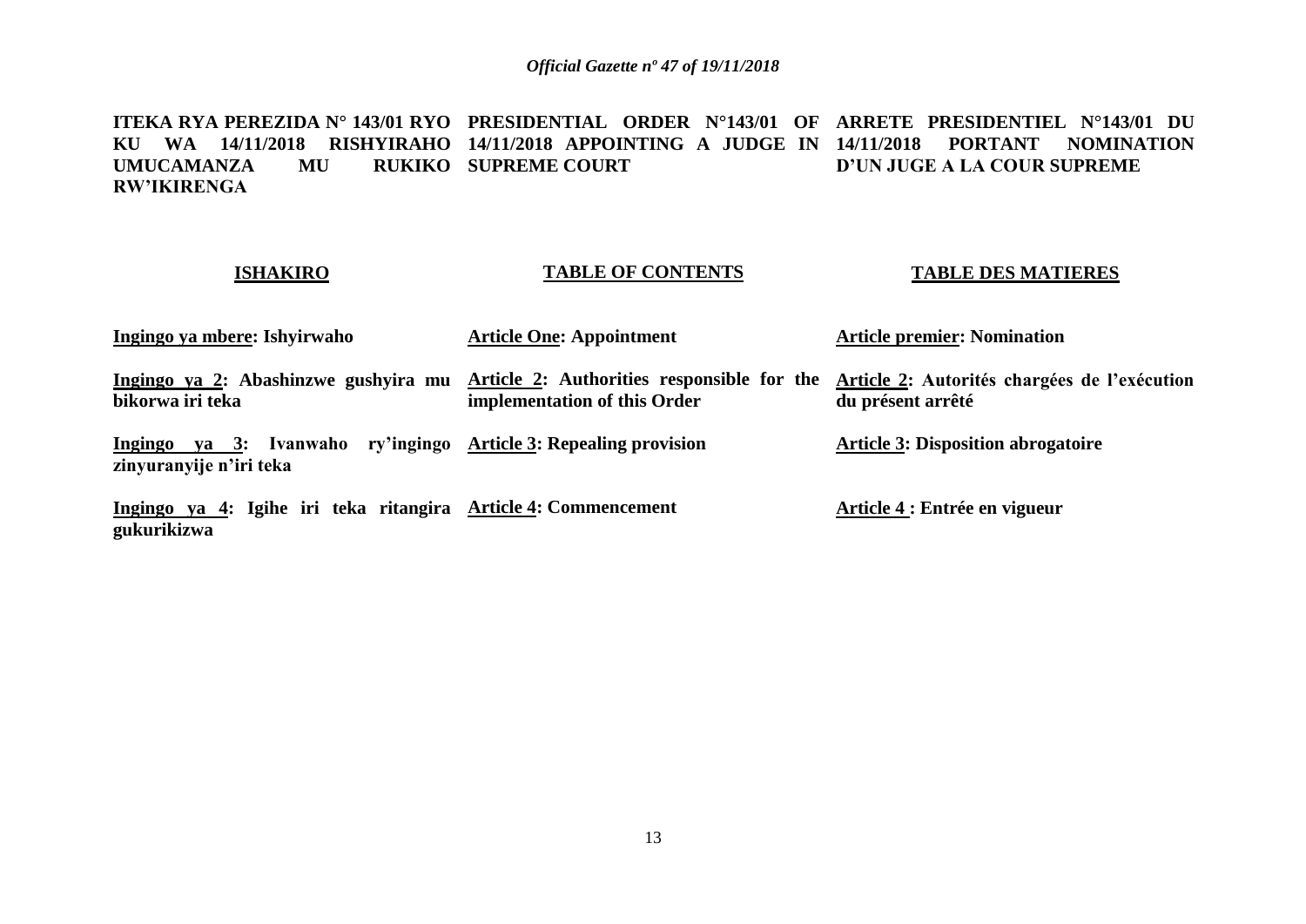**ITEKA RYA PEREZIDA N° 143/01 RYO KU WA 14/11/2018 RISHYIRAHO UMUCAMANZA MU RUKIKO RW'IKIRENGA**

**PRESIDENTIAL ORDER N°143/01 OF 14/11/2018 APPOINTING A JUDGE IN SUPREME COURT**

**ARRETE PRESIDENTIEL N°143/01 DU 14/11/2018 PORTANT NOMINATION D'UN JUGE A LA COUR SUPREME**

| **ISHAKIRO** | **TABLE OF CONTENTS** | **TABLE DES MATIERES** |
|---|---|---|
| **Ingingo ya mbere: Ishyirwaho** | **Article One: Appointment** | **Article premier: Nomination** |
| **Ingingo ya 2: Abashinzwe gushyira mu bikorwa iri teka** | **Article 2: Authorities responsible for the implementation of this Order** | **Article 2: Autorités chargées de l'exécution du présent arrêté** |
| **Ingingo ya 3: Ivanwaho ry'ingingo zinyuranyije n'iri teka** | **Article 3: Repealing provision** | **Article 3: Disposition abrogatoire** |
| **Ingingo ya 4: Igihe iri teka ritangira gukurikizwa** | **Article 4: Commencement** | **Article 4 : Entrée en vigueur** |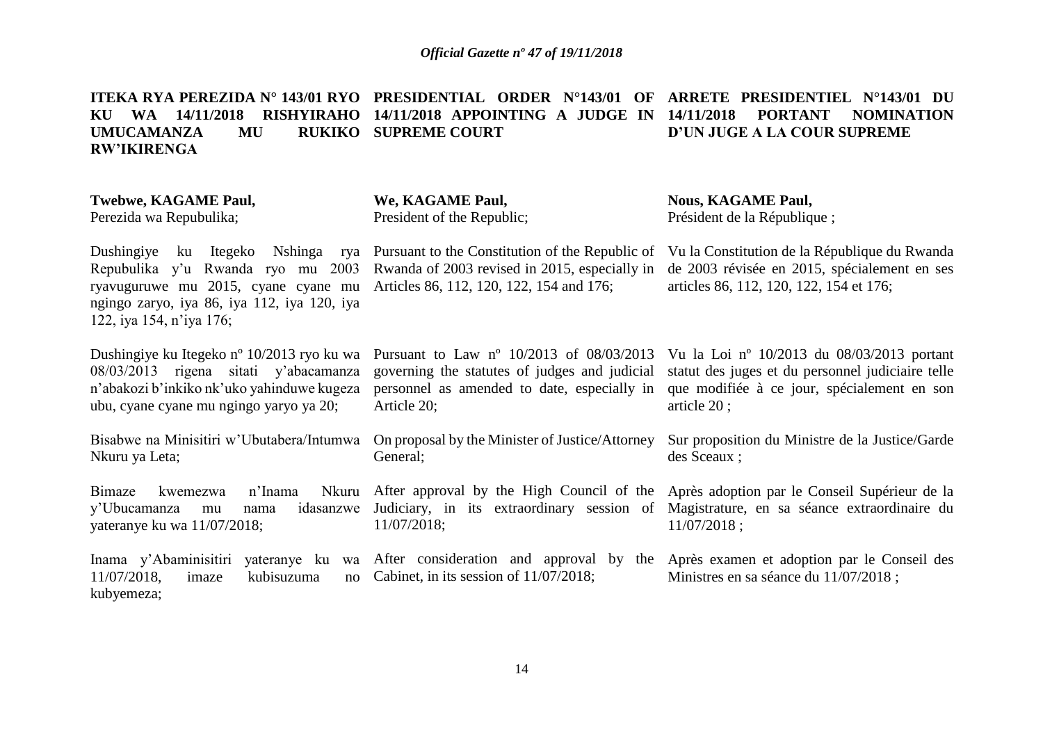**ITEKA RYA PEREZIDA N° 143/01 RYO KU WA 14/11/2018 RISHYIRAHO UMUCAMANZA MU RUKIKO RW'IKIRENGA**

**Twebwe, KAGAME Paul,**
Perezida wa Repubulika;

Dushingiye ku Itegeko Nshinga rya Repubulika y'u Rwanda ryo mu 2003 ryavuguruwe mu 2015, cyane cyane mu ngingo zaryo, iya 86, iya 112, iya 120, iya 122, iya 154, n'iya 176;

Dushingiye ku Itegeko nº 10/2013 ryo ku wa 08/03/2013 rigena sitati y'abacamanza n'abakozi b'inkiko nk'uko yahinduwe kugeza ubu, cyane cyane mu ngingo yaryo ya 20;

Bisabwe na Minisitiri w'Ubutabera/Intumwa Nkuru ya Leta;

Bimaze kwemezwa n'Inama Nkuru y'Ubucamanza mu nama idasanzwe yateranye ku wa 11/07/2018;

Inama y'Abaminisitiri yateranye ku wa 11/07/2018, imaze kubisuzuma no kubyemeza;

**PRESIDENTIAL ORDER N°143/01 OF 14/11/2018 APPOINTING A JUDGE IN SUPREME COURT**

**We, KAGAME Paul,**
President of the Republic;

Pursuant to the Constitution of the Republic of Rwanda of 2003 revised in 2015, especially in Articles 86, 112, 120, 122, 154 and 176;

Pursuant to Law nº 10/2013 of 08/03/2013 governing the statutes of judges and judicial personnel as amended to date, especially in Article 20;

On proposal by the Minister of Justice/Attorney General;

After approval by the High Council of the Judiciary, in its extraordinary session of 11/07/2018;

After consideration and approval by the Cabinet, in its session of 11/07/2018;

**ARRETE PRESIDENTIEL N°143/01 DU 14/11/2018 PORTANT NOMINATION D'UN JUGE A LA COUR SUPREME**

**Nous, KAGAME Paul,**
Président de la République ;

Vu la Constitution de la République du Rwanda de 2003 révisée en 2015, spécialement en ses articles 86, 112, 120, 122, 154 et 176;

Vu la Loi nº 10/2013 du 08/03/2013 portant statut des juges et du personnel judiciaire telle que modifiée à ce jour, spécialement en son article 20 ;

Sur proposition du Ministre de la Justice/Garde des Sceaux ;

Après adoption par le Conseil Supérieur de la Magistrature, en sa séance extraordinaire du 11/07/2018 ;

Après examen et adoption par le Conseil des Ministres en sa séance du 11/07/2018 ;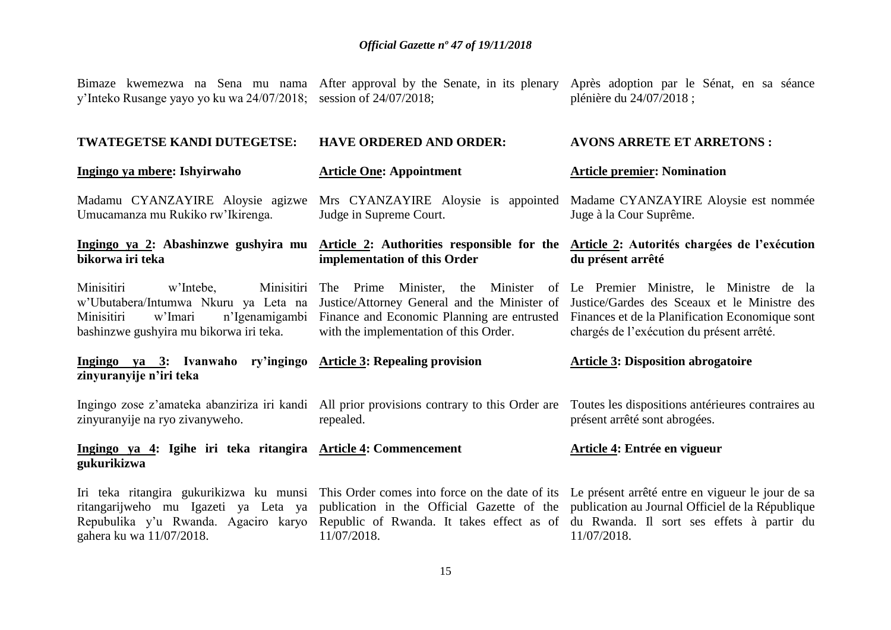Bimaze kwemezwa na Sena mu nama y'Inteko Rusange yayo yo ku wa 24/07/2018;

**TWATEGETSE KANDI DUTEGETSE:**

**Ingingo ya mbere: Ishyirwaho**

Madamu CYANZAYIRE Aloysie agizwe Umucamanza mu Rukiko rw'Ikirenga.

**Ingingo ya 2: Abashinzwe gushyira mu bikorwa iri teka**

Minisitiri w'Intebe, Minisitiri w'Ubutabera/Intumwa Nkuru ya Leta na Minisitiri w'Imari n'Igenamigambi bashinzwe gushyira mu bikorwa iri teka.

**Ingingo ya 3: Ivanwaho ry'ingingo zinyuranyije n'iri teka**

Ingingo zose z'amateka abanziriza iri kandi zinyuranyije na ryo zivanyweho.

**Ingingo ya 4: Igihe iri teka ritangira gukurikizwa**

Iri teka ritangira gukurikizwa ku munsi ritangarijweho mu Igazeti ya Leta ya Repubulika y'u Rwanda. Agaciro karyo gahera ku wa 11/07/2018.

After approval by the Senate, in its plenary session of 24/07/2018;

**HAVE ORDERED AND ORDER:**

**Article One: Appointment**

Mrs CYANZAYIRE Aloysie is appointed Judge in Supreme Court.

**Article 2: Authorities responsible for the implementation of this Order**

The Prime Minister, the Minister of Justice/Attorney General and the Minister of Finance and Economic Planning are entrusted with the implementation of this Order.

**Article 3: Repealing provision**

All prior provisions contrary to this Order are repealed.

**Article 4: Commencement**

This Order comes into force on the date of its publication in the Official Gazette of the Republic of Rwanda. It takes effect as of 11/07/2018.

Après adoption par le Sénat, en sa séance plénière du 24/07/2018 ;

**AVONS ARRETE ET ARRETONS :**

**Article premier: Nomination**

Madame CYANZAYIRE Aloysie est nommée Juge à la Cour Suprême.

**Article 2: Autorités chargées de l'exécution du présent arrêté**

Le Premier Ministre, le Ministre de la Justice/Gardes des Sceaux et le Ministre des Finances et de la Planification Economique sont chargés de l'exécution du présent arrêté.

**Article 3: Disposition abrogatoire**

Toutes les dispositions antérieures contraires au présent arrêté sont abrogées.

**Article 4: Entrée en vigueur**

Le présent arrêté entre en vigueur le jour de sa publication au Journal Officiel de la République du Rwanda. Il sort ses effets à partir du 11/07/2018.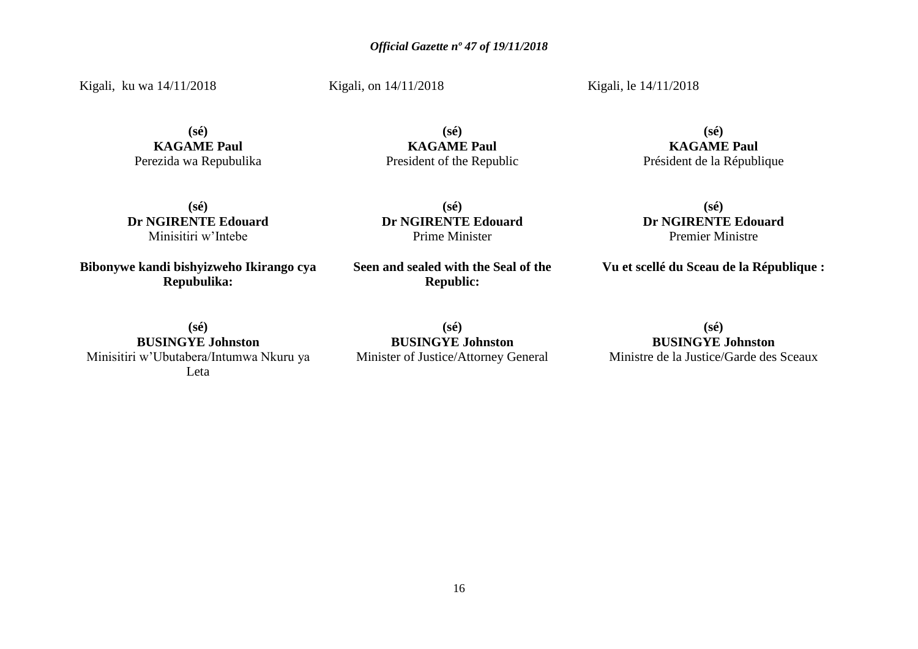Kigali, ku wa 14/11/2018

**(sé)**
**KAGAME Paul**
Perezida wa Repubulika

**(sé)**
**Dr NGIRENTE Edouard**
Minisitiri w'Intebe

**Bibonywe kandi bishyizweho Ikirango cya Repubulika:**

**(sé)**
**BUSINGYE Johnston**
Minisitiri w'Ubutabera/Intumwa Nkuru ya Leta

Kigali, on 14/11/2018

**(sé)**
**KAGAME Paul**
President of the Republic

**(sé)**
**Dr NGIRENTE Edouard**
Prime Minister

**Seen and sealed with the Seal of the Republic:**

**(sé)**
**BUSINGYE Johnston**
Minister of Justice/Attorney General

Kigali, le 14/11/2018

**(sé)**
**KAGAME Paul**
Président de la République

**(sé)**
**Dr NGIRENTE Edouard**
Premier Ministre

**Vu et scellé du Sceau de la République :**

**(sé)**
**BUSINGYE Johnston**
Ministre de la Justice/Garde des Sceaux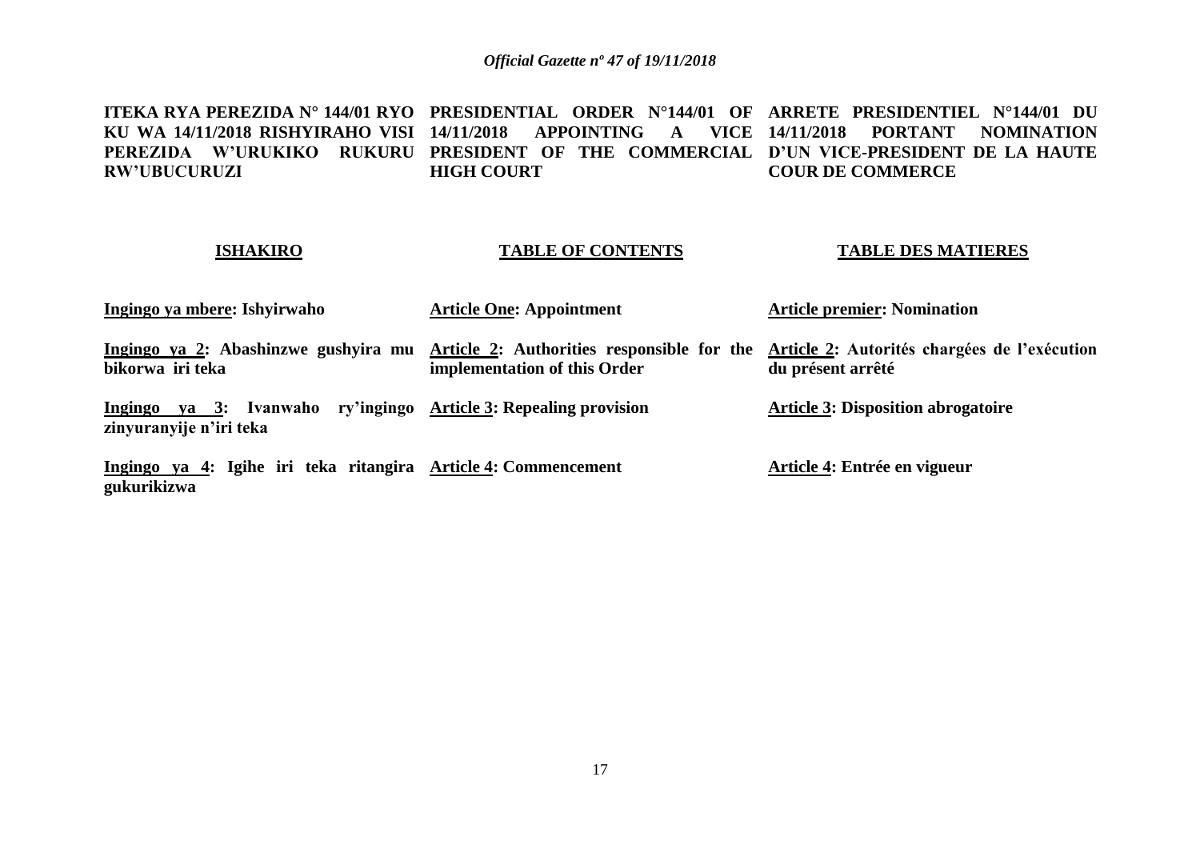**ITEKA RYA PEREZIDA N° 144/01 RYO KU WA 14/11/2018 RISHYIRAHO VISI PEREZIDA W'URUKIKO RUKURU RW'UBUCURUZI**

**ISHAKIRO**

**Ingingo ya mbere: Ishyirwaho**

**Ingingo ya 2: Abashinzwe gushyira mu bikorwa iri teka**

**Ingingo ya 3: Ivanwaho ry'ingingo zinyuranyije n'iri teka**

**Ingingo ya 4: Igihe iri teka ritangira gukurikizwa**

**PRESIDENTIAL ORDER N°144/01 OF 14/11/2018 APPOINTING A VICE PRESIDENT OF THE COMMERCIAL HIGH COURT**

**TABLE OF CONTENTS**

**Article One: Appointment**

**Article 2: Authorities responsible for the implementation of this Order**

**Article 3: Repealing provision**

**Article 4: Commencement**

**ARRETE PRESIDENTIEL N°144/01 DU 14/11/2018 PORTANT NOMINATION D'UN VICE-PRESIDENT DE LA HAUTE COUR DE COMMERCE**

**TABLE DES MATIERES**

**Article premier: Nomination**

**Article 2: Autorités chargées de l'exécution du présent arrêté**

**Article 3: Disposition abrogatoire**

**Article 4: Entrée en vigueur**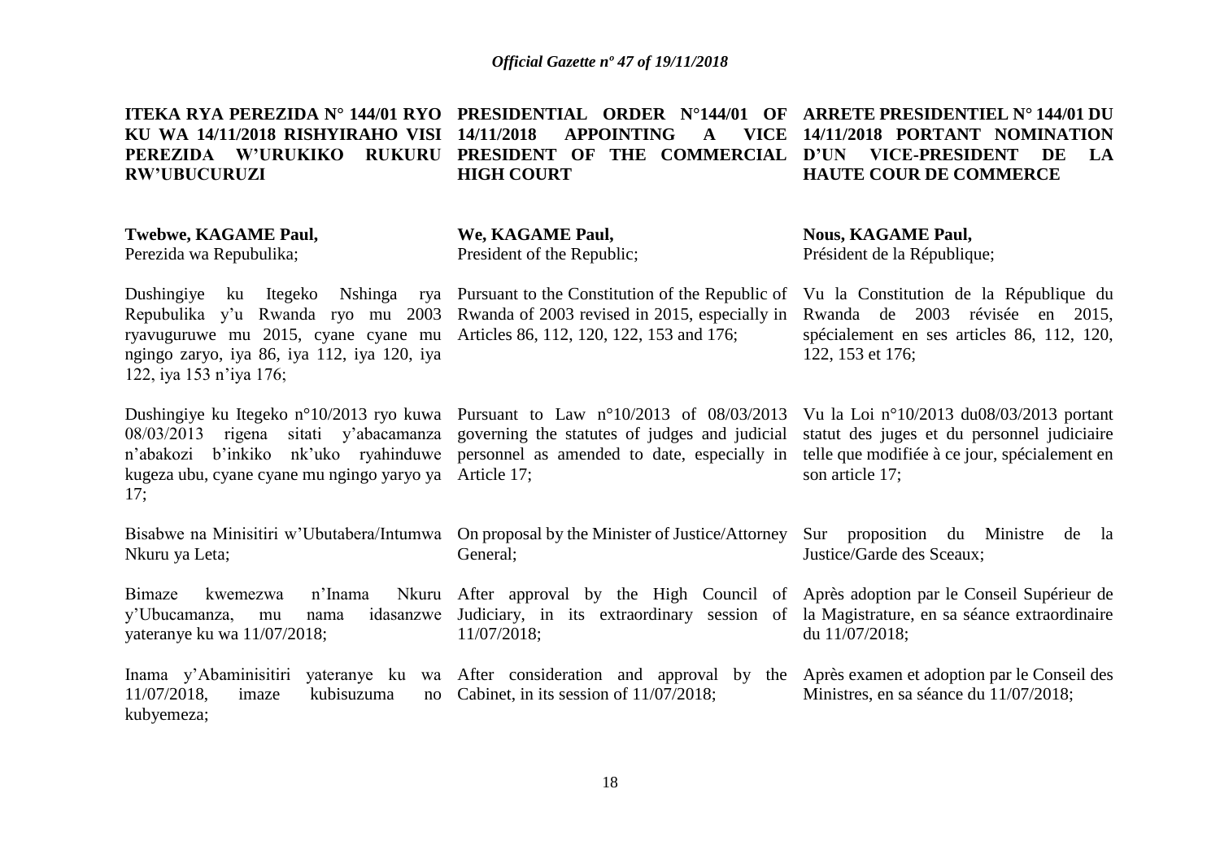**ITEKA RYA PEREZIDA N° 144/01 RYO KU WA 14/11/2018 RISHYIRAHO VISI PEREZIDA W'URUKIKO RUKURU RW'UBUCURUZI**

**Twebwe, KAGAME Paul,**
Perezida wa Repubulika;

Dushingiye ku Itegeko Nshinga rya Repubulika y'u Rwanda ryo mu 2003 ryavuguruwe mu 2015, cyane cyane mu ngingo zaryo, iya 86, iya 112, iya 120, iya 122, iya 153 n'iya 176;

Dushingiye ku Itegeko n°10/2013 ryo kuwa 08/03/2013 rigena sitati y'abacamanza n'abakozi b'inkiko nk'uko ryahinduwe kugeza ubu, cyane cyane mu ngingo yaryo ya 17;

Bisabwe na Minisitiri w'Ubutabera/Intumwa Nkuru ya Leta;

Bimaze kwemezwa n'Inama Nkuru y'Ubucamanza, mu nama idasanzwe yateranye ku wa 11/07/2018;

Inama y'Abaminisitiri yateranye ku wa 11/07/2018, imaze kubisuzuma no kubyemeza;

**PRESIDENTIAL ORDER N°144/01 OF 14/11/2018 APPOINTING A VICE PRESIDENT OF THE COMMERCIAL HIGH COURT**

**We, KAGAME Paul,**
President of the Republic;

Pursuant to the Constitution of the Republic of Rwanda of 2003 revised in 2015, especially in Articles 86, 112, 120, 122, 153 and 176;

Pursuant to Law n°10/2013 of 08/03/2013 governing the statutes of judges and judicial personnel as amended to date, especially in Article 17;

On proposal by the Minister of Justice/Attorney General;

After approval by the High Council of Judiciary, in its extraordinary session of 11/07/2018;

After consideration and approval by the Cabinet, in its session of 11/07/2018;

**ARRETE PRESIDENTIEL N° 144/01 DU 14/11/2018 PORTANT NOMINATION D'UN VICE-PRESIDENT DE LA HAUTE COUR DE COMMERCE**

**Nous, KAGAME Paul,**
Président de la République;

Vu la Constitution de la République du Rwanda de 2003 révisée en 2015, spécialement en ses articles 86, 112, 120, 122, 153 et 176;

Vu la Loi n°10/2013 du08/03/2013 portant statut des juges et du personnel judiciaire telle que modifiée à ce jour, spécialement en son article 17;

Sur proposition du Ministre de la Justice/Garde des Sceaux;

Après adoption par le Conseil Supérieur de la Magistrature, en sa séance extraordinaire du 11/07/2018;

Après examen et adoption par le Conseil des Ministres, en sa séance du 11/07/2018;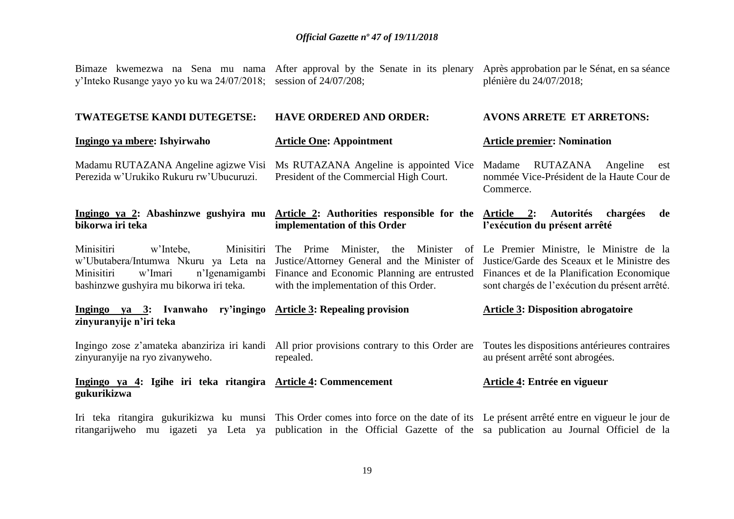Bimaze kwemezwa na Sena mu nama y'Inteko Rusange yayo yo ku wa 24/07/2018;

After approval by the Senate in its plenary session of 24/07/208;

Après approbation par le Sénat, en sa séance plénière du 24/07/2018;

**TWATEGETSE KANDI DUTEGETSE:**

**HAVE ORDERED AND ORDER:**

**AVONS ARRETE ET ARRETONS:**

**Ingingo ya mbere: Ishyirwaho**

Madamu RUTAZANA Angeline agizwe Visi Perezida w'Urukiko Rukuru rw'Ubucuruzi.

**Article One: Appointment**

Ms RUTAZANA Angeline is appointed Vice President of the Commercial High Court.

**Article premier: Nomination**

Madame RUTAZANA Angeline est nommée Vice-Président de la Haute Cour de Commerce.

**Ingingo ya 2: Abashinzwe gushyira mu bikorwa iri teka**

Minisitiri w'Intebe, Minisitiri w'Ubutabera/Intumwa Nkuru ya Leta na Minisitiri w'Imari n'Igenamigambi bashinzwe gushyira mu bikorwa iri teka.

**Article 2: Authorities responsible for the implementation of this Order**

The Prime Minister, the Minister of Justice/Attorney General and the Minister of Finance and Economic Planning are entrusted with the implementation of this Order.

**Article 2: Autorités chargées de l'exécution du présent arrêté**

Le Premier Ministre, le Ministre de la Justice/Garde des Sceaux et le Ministre des Finances et de la Planification Economique sont chargés de l'exécution du présent arrêté.

**Ingingo ya 3: Ivanwaho ry'ingingo zinyuranyije n'iri teka**

Ingingo zose z'amateka abanziriza iri kandi zinyuranyije na ryo zivanyweho.

**Article 3: Repealing provision**

All prior provisions contrary to this Order are repealed.

**Article 3: Disposition abrogatoire**

Toutes les dispositions antérieures contraires au présent arrêté sont abrogées.

**Ingingo ya 4: Igihe iri teka ritangira gukurikizwa**

Iri teka ritangira gukurikizwa ku munsi ritangarijweho mu igazeti ya Leta ya

**Article 4: Commencement**

This Order comes into force on the date of its publication in the Official Gazette of the

**Article 4: Entrée en vigueur**

Le présent arrêté entre en vigueur le jour de sa publication au Journal Officiel de la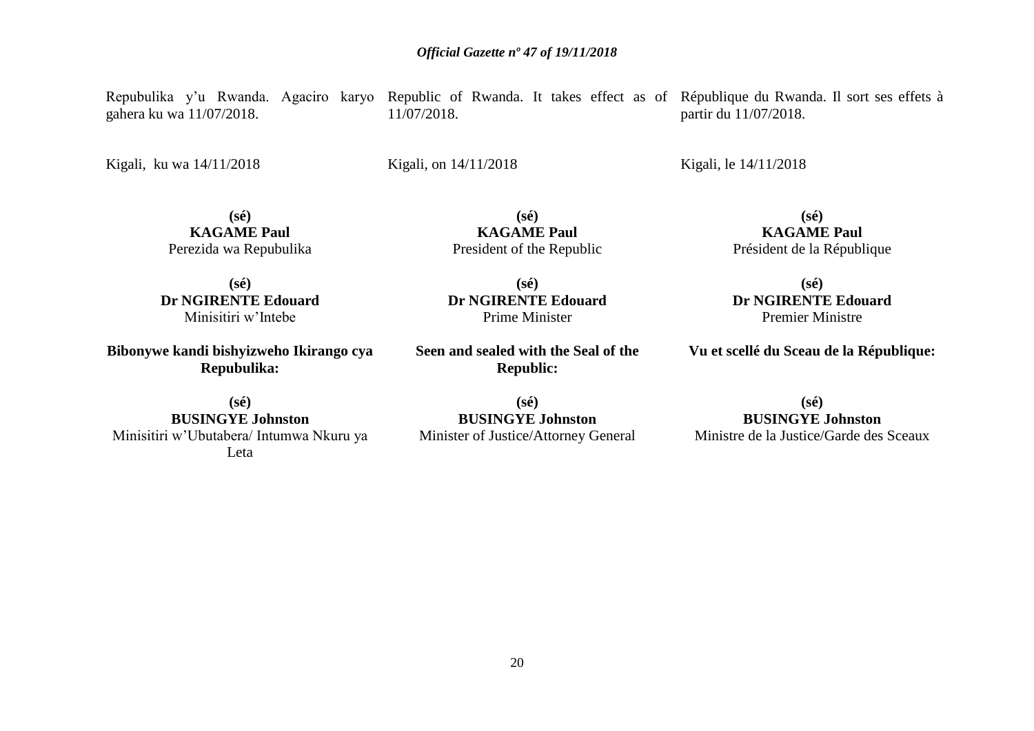Repubulika y'u Rwanda. Agaciro karyo gahera ku wa 11/07/2018.

Kigali, ku wa 14/11/2018

**(sé)**
**KAGAME Paul**
Perezida wa Repubulika

**(sé)**
**Dr NGIRENTE Edouard**
Minisitiri w'Intebe

**Bibonywe kandi bishyizweho Ikirango cya Repubulika:**

**(sé)**
**BUSINGYE Johnston**
Minisitiri w'Ubutabera/ Intumwa Nkuru ya Leta

Republic of Rwanda. It takes effect as of 11/07/2018.

Kigali, on 14/11/2018

**(sé)**
**KAGAME Paul**
President of the Republic

**(sé)**
**Dr NGIRENTE Edouard**
Prime Minister

**Seen and sealed with the Seal of the Republic:**

**(sé)**
**BUSINGYE Johnston**
Minister of Justice/Attorney General

République du Rwanda. Il sort ses effets à partir du 11/07/2018.

Kigali, le 14/11/2018

**(sé)**
**KAGAME Paul**
Président de la République

**(sé)**
**Dr NGIRENTE Edouard**
Premier Ministre

**Vu et scellé du Sceau de la République:**

**(sé)**
**BUSINGYE Johnston**
Ministre de la Justice/Garde des Sceaux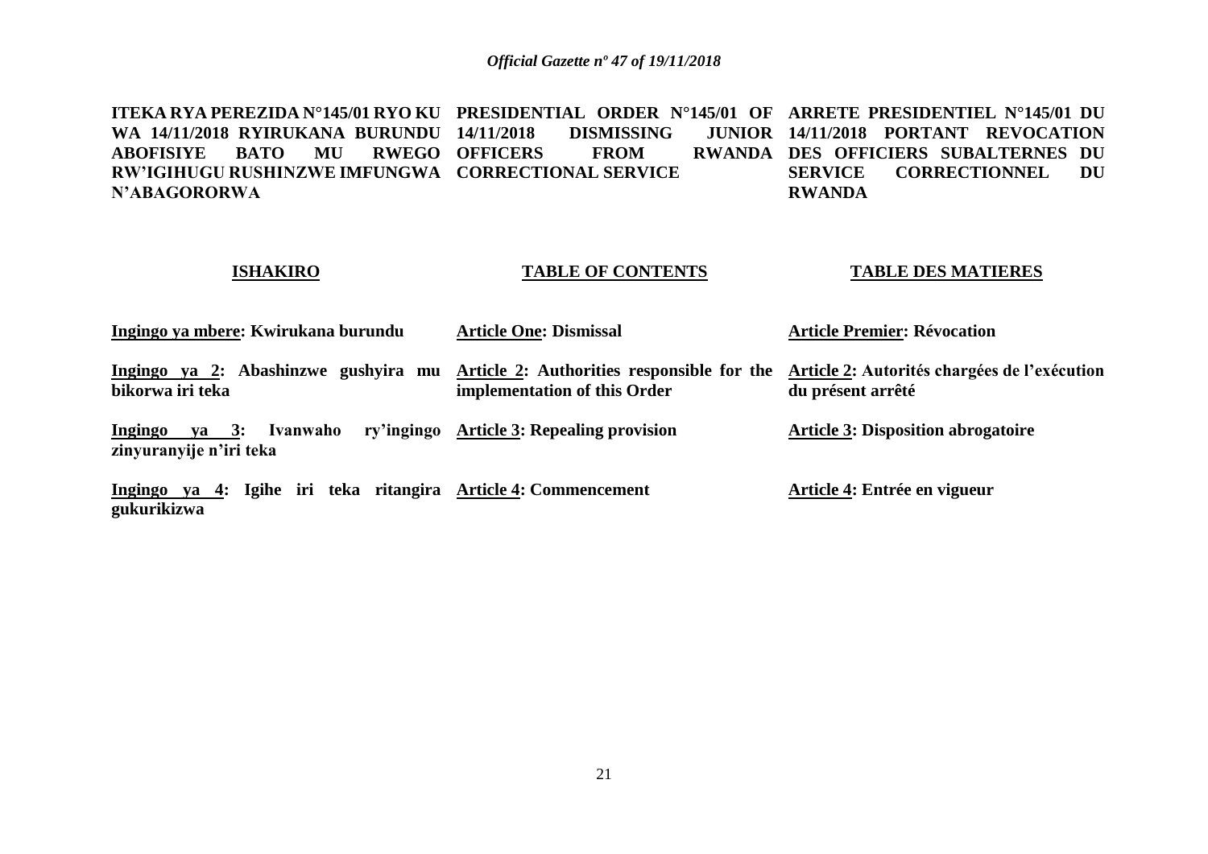**ITEKA RYA PEREZIDA N°145/01 RYO KU WA 14/11/2018 RYIRUKANA BURUNDU ABOFISIYE BATO MU RWEGO RW'IGIHUGU RUSHINZWE IMFUNGWA N'ABAGORORWA**

**PRESIDENTIAL ORDER N°145/01 OF 14/11/2018 DISMISSING JUNIOR OFFICERS FROM RWANDA CORRECTIONAL SERVICE**

**ARRETE PRESIDENTIEL N°145/01 DU 14/11/2018 PORTANT REVOCATION DES OFFICIERS SUBALTERNES DU SERVICE CORRECTIONNEL DU RWANDA**

| **ISHAKIRO** | **TABLE OF CONTENTS** | **TABLE DES MATIERES** |
|---|---|---|
| **Ingingo ya mbere: Kwirukana burundu** | **Article One: Dismissal** | **Article Premier: Révocation** |
| **Ingingo ya 2: Abashinzwe gushyira mu bikorwa iri teka** | **Article 2: Authorities responsible for the implementation of this Order** | **Article 2: Autorités chargées de l'exécution du présent arrêté** |
| **Ingingo ya 3: Ivanwaho ry'ingingo zinyuranyije n'iri teka** | **Article 3: Repealing provision** | **Article 3: Disposition abrogatoire** |
| **Ingingo ya 4: Igihe iri teka ritangira gukurikizwa** | **Article 4: Commencement** | **Article 4: Entrée en vigueur** |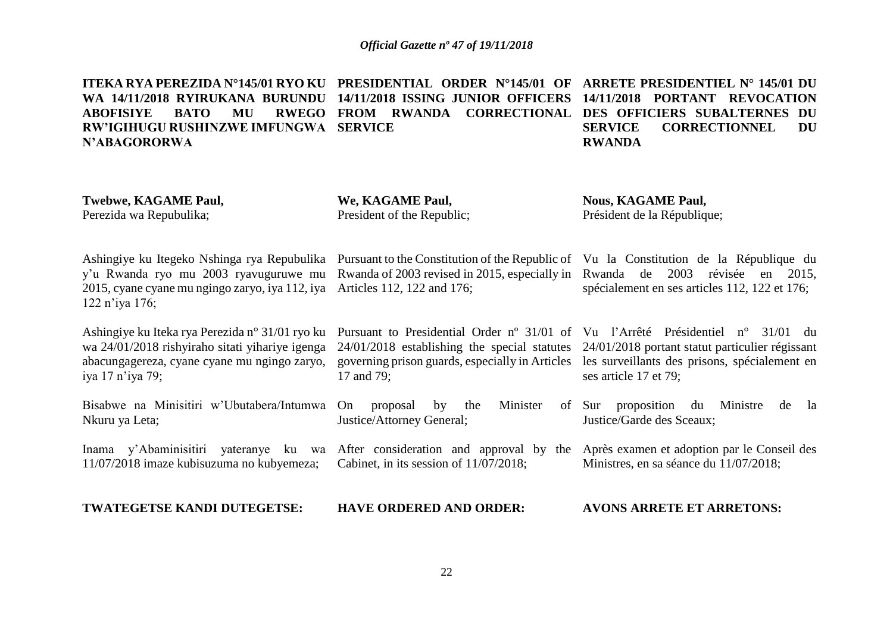**ITEKA RYA PEREZIDA N°145/01 RYO KU WA 14/11/2018 RYIRUKANA BURUNDU ABOFISIYE BATO MU RWEGO RW'IGIHUGU RUSHINZWE IMFUNGWA N'ABAGORORWA**

**Twebwe, KAGAME Paul,**
Perezida wa Repubulika;

Ashingiye ku Itegeko Nshinga rya Repubulika y'u Rwanda ryo mu 2003 ryavuguruwe mu 2015, cyane cyane mu ngingo zaryo, iya 112, iya 122 n'iya 176;

Ashingiye ku Iteka rya Perezida n° 31/01 ryo ku wa 24/01/2018 rishyiraho sitati yihariye igenga abacungagereza, cyane cyane mu ngingo zaryo, iya 17 n'iya 79;

Bisabwe na Minisitiri w'Ubutabera/Intumwa Nkuru ya Leta;

Inama y'Abaminisitiri yateranye ku wa 11/07/2018 imaze kubisuzuma no kubyemeza;

**TWATEGETSE KANDI DUTEGETSE:**

**PRESIDENTIAL ORDER N°145/01 OF 14/11/2018 ISSING JUNIOR OFFICERS FROM RWANDA CORRECTIONAL SERVICE**

**We, KAGAME Paul,**
President of the Republic;

Pursuant to the Constitution of the Republic of Rwanda of 2003 revised in 2015, especially in Articles 112, 122 and 176;

Pursuant to Presidential Order nº 31/01 of 24/01/2018 establishing the special statutes governing prison guards, especially in Articles 17 and 79;

On proposal by the Minister of Justice/Attorney General;

After consideration and approval by the Cabinet, in its session of 11/07/2018;

**HAVE ORDERED AND ORDER:**

**ARRETE PRESIDENTIEL N° 145/01 DU 14/11/2018 PORTANT REVOCATION DES OFFICIERS SUBALTERNES DU SERVICE CORRECTIONNEL DU RWANDA**

**Nous, KAGAME Paul,**
Président de la République;

Vu la Constitution de la République du Rwanda de 2003 révisée en 2015, spécialement en ses articles 112, 122 et 176;

Vu l'Arrêté Présidentiel n° 31/01 du 24/01/2018 portant statut particulier régissant les surveillants des prisons, spécialement en ses article 17 et 79;

Sur proposition du Ministre de la Justice/Garde des Sceaux;

Après examen et adoption par le Conseil des Ministres, en sa séance du 11/07/2018;

**AVONS ARRETE ET ARRETONS:**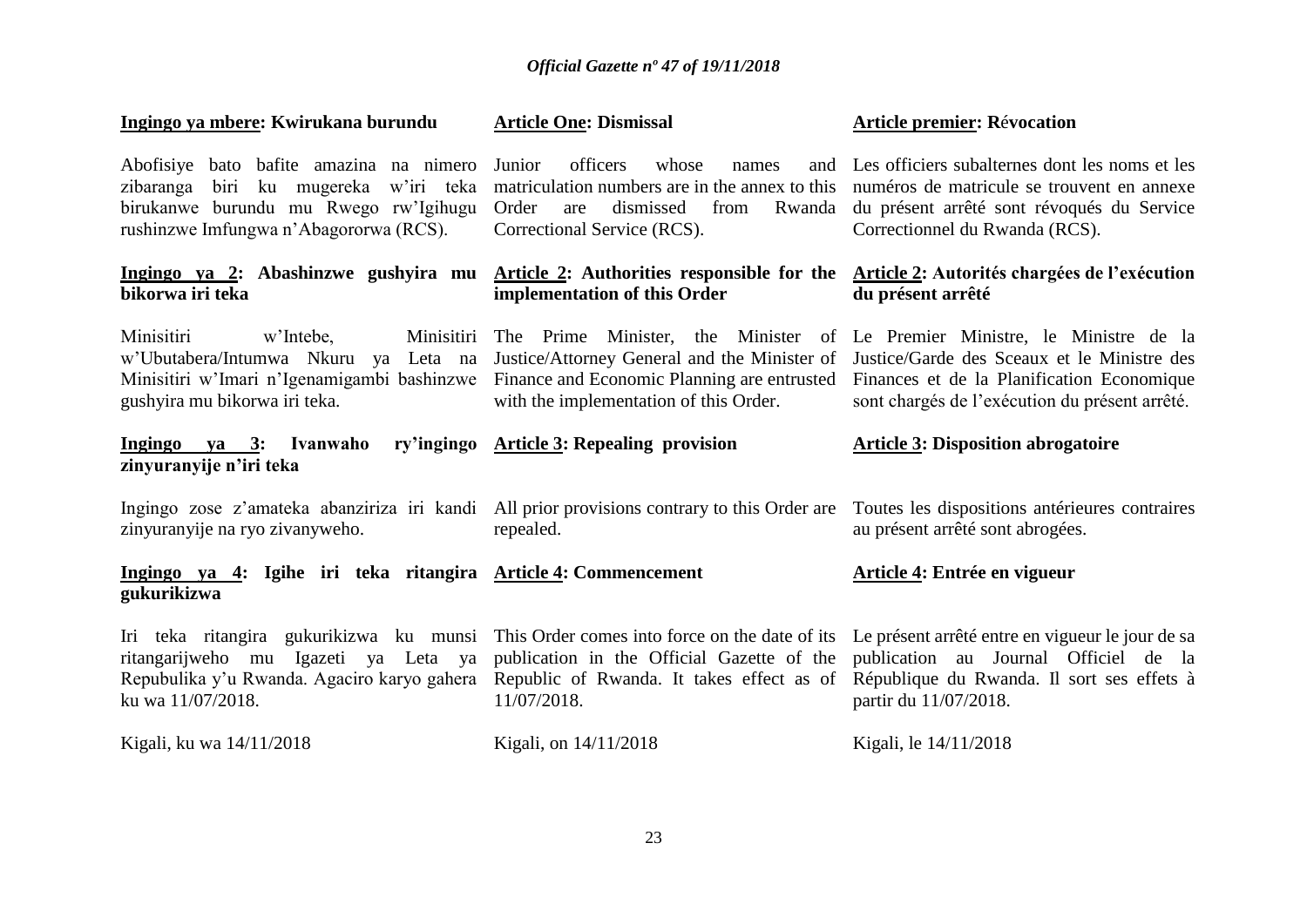**Ingingo ya mbere: Kwirukana burundu**

Abofisiye bato bafite amazina na nimero zibaranga biri ku mugereka w'iri teka birukanwe burundu mu Rwego rw'Igihugu rushinzwe Imfungwa n'Abagororwa (RCS).

**Ingingo ya 2: Abashinzwe gushyira mu bikorwa iri teka**

Minisitiri w'Intebe, Minisitiri w'Ubutabera/Intumwa Nkuru ya Leta na Minisitiri w'Imari n'Igenamigambi bashinzwe gushyira mu bikorwa iri teka.

**Ingingo ya 3: Ivanwaho ry'ingingo zinyuranyije n'iri teka**

Ingingo zose z'amateka abanziriza iri kandi zinyuranyije na ryo zivanyweho.

**Ingingo ya 4: Igihe iri teka ritangira gukurikizwa**

Iri teka ritangira gukurikizwa ku munsi ritangarijweho mu Igazeti ya Leta ya Repubulika y'u Rwanda. Agaciro karyo gahera ku wa 11/07/2018.

Kigali, ku wa 14/11/2018

**Article One: Dismissal**

Junior officers whose names and matriculation numbers are in the annex to this Order are dismissed from Rwanda Correctional Service (RCS).

**Article 2: Authorities responsible for the implementation of this Order**

The Prime Minister, the Minister of Justice/Attorney General and the Minister of Finance and Economic Planning are entrusted with the implementation of this Order.

**Article 3: Repealing provision**

All prior provisions contrary to this Order are repealed.

**Article 4: Commencement**

This Order comes into force on the date of its publication in the Official Gazette of the Republic of Rwanda. It takes effect as of 11/07/2018.

Kigali, on 14/11/2018

**Article premier: Révocation**

Les officiers subalternes dont les noms et les numéros de matricule se trouvent en annexe du présent arrêté sont révoqués du Service Correctionnel du Rwanda (RCS).

**Article 2: Autorités chargées de l'exécution du présent arrêté**

Le Premier Ministre, le Ministre de la Justice/Garde des Sceaux et le Ministre des Finances et de la Planification Economique sont chargés de l'exécution du présent arrêté.

**Article 3: Disposition abrogatoire**

Toutes les dispositions antérieures contraires au présent arrêté sont abrogées.

**Article 4: Entrée en vigueur**

Le présent arrêté entre en vigueur le jour de sa publication au Journal Officiel de la République du Rwanda. Il sort ses effets à partir du 11/07/2018.

Kigali, le 14/11/2018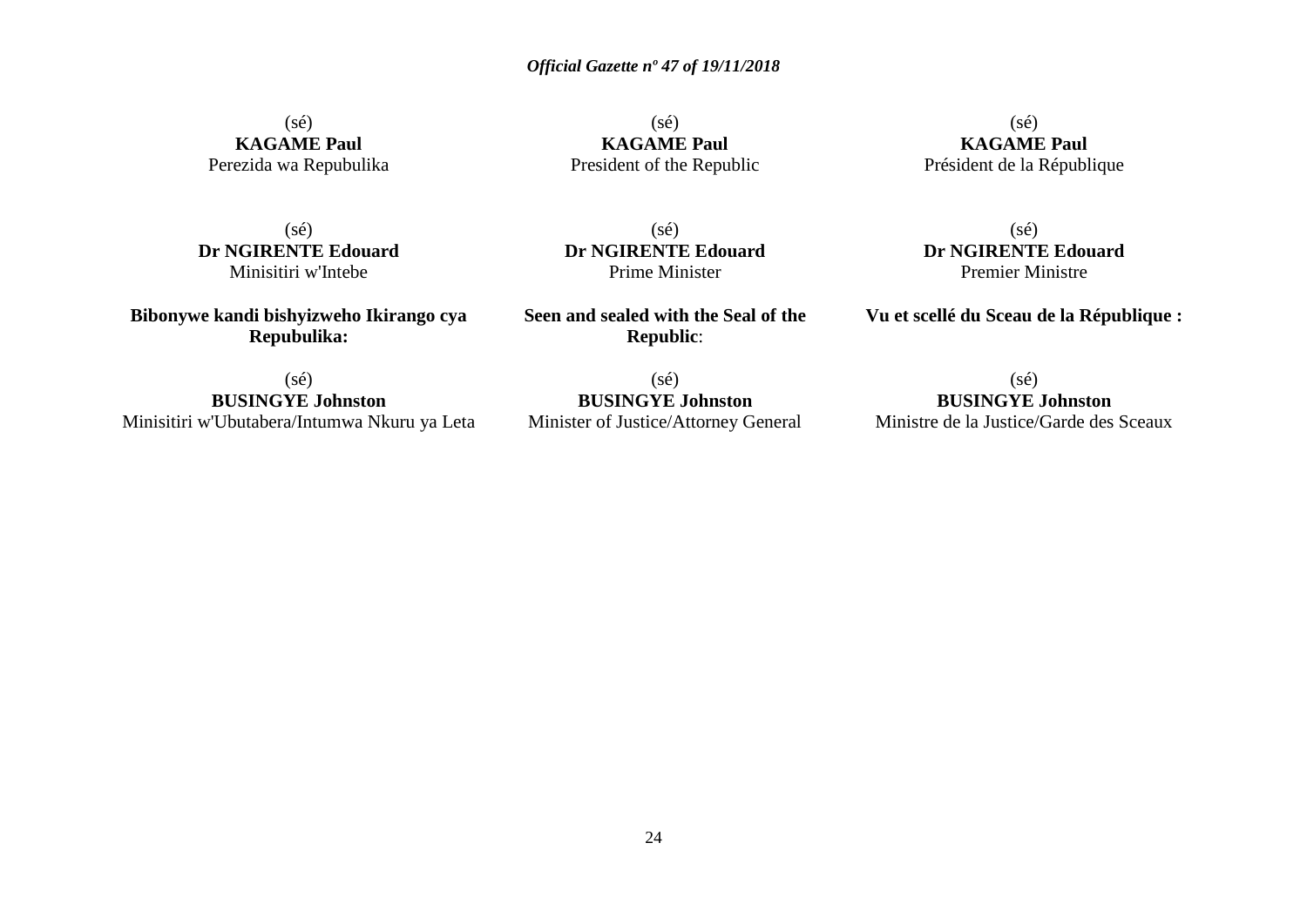(sé)
**KAGAME Paul**
Perezida wa Repubulika

(sé)
**Dr NGIRENTE Edouard**
Minisitiri w'Intebe

**Bibonywe kandi bishyizweho Ikirango cya Repubulika:**

(sé)
**BUSINGYE Johnston**
Minisitiri w'Ubutabera/Intumwa Nkuru ya Leta

(sé)
**KAGAME Paul**
President of the Republic

(sé)
**Dr NGIRENTE Edouard**
Prime Minister

**Seen and sealed with the Seal of the Republic**:

(sé)
**BUSINGYE Johnston**
Minister of Justice/Attorney General

(sé)
**KAGAME Paul**
Président de la République

(sé)
**Dr NGIRENTE Edouard**
Premier Ministre

**Vu et scellé du Sceau de la République :**

(sé)
**BUSINGYE Johnston**
Ministre de la Justice/Garde des Sceaux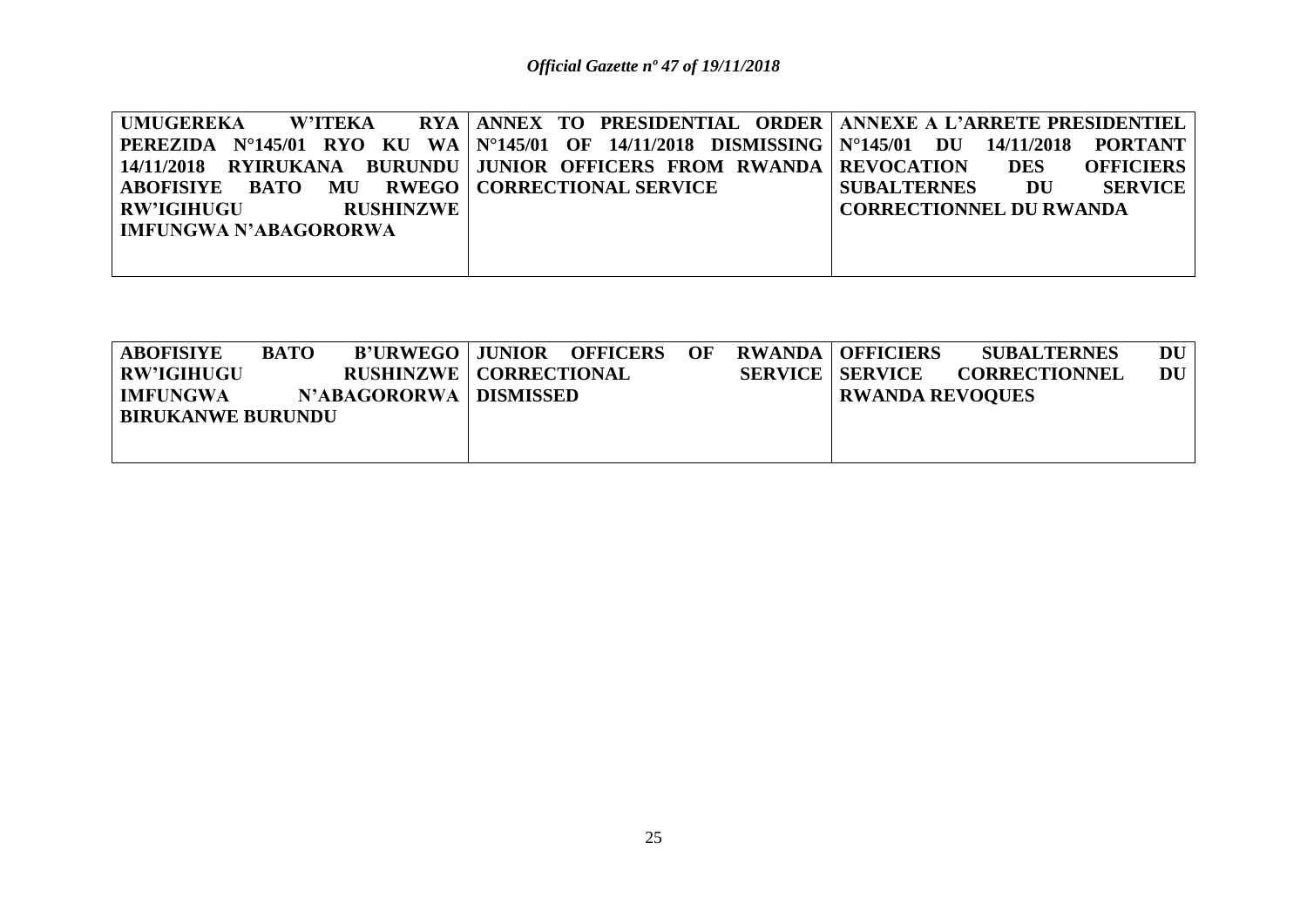| UMUGEREKA W'ITEKA RYA PEREZIDA N°145/01 RYO KU WA 14/11/2018 RYIRUKANA BURUNDU ABOFISIYE BATO MU RWEGO RW'IGIHUGU RUSHINZWE IMFUNGWA N'ABAGORORWA | ANNEX TO PRESIDENTIAL ORDER N°145/01 OF 14/11/2018 DISMISSING JUNIOR OFFICERS FROM RWANDA CORRECTIONAL SERVICE | ANNEXE A L'ARRETE PRESIDENTIEL N°145/01 DU 14/11/2018 PORTANT REVOCATION DES OFFICIERS SUBALTERNES DU SERVICE CORRECTIONNEL DU RWANDA |
| --- | --- | --- |

| ABOFISIYE BATO B'URWEGO RW'IGIHUGU RUSHINZWE IMFUNGWA N'ABAGORORWA BIRUKANWE BURUNDU | JUNIOR OFFICERS OF RWANDA CORRECTIONAL SERVICE DISMISSED | OFFICIERS SUBALTERNES DU SERVICE CORRECTIONNEL DU RWANDA REVOQUES |
| --- | --- | --- |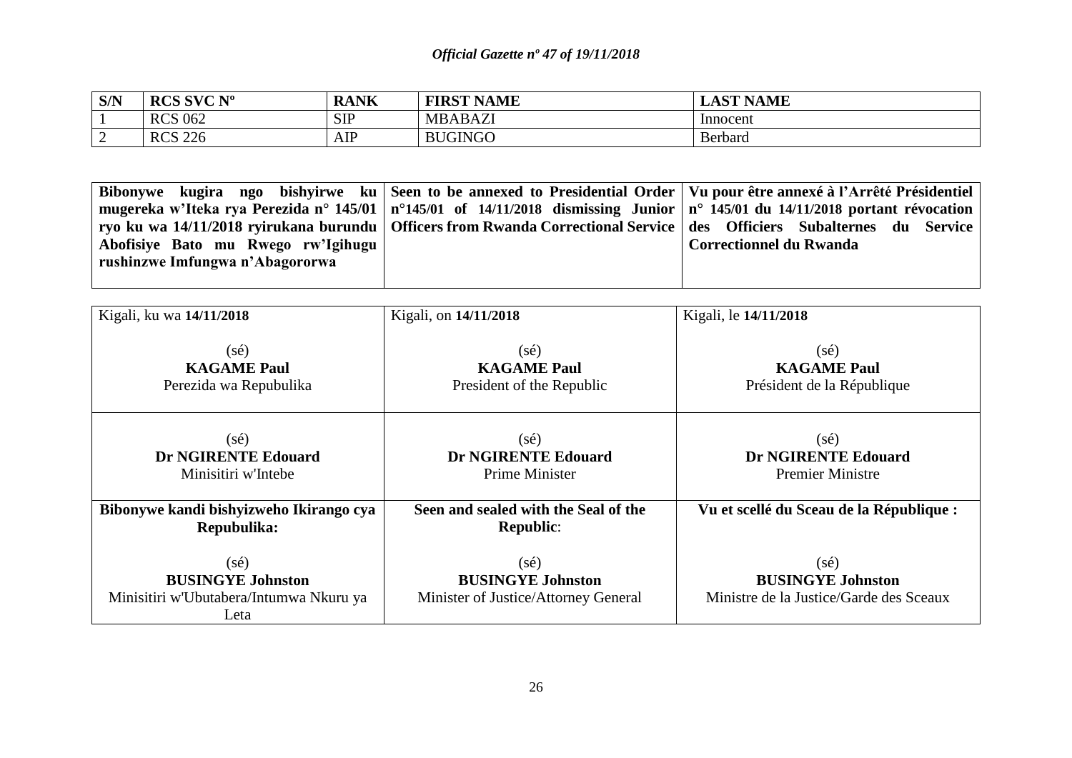| S/N | RCS SVC Nº | RANK | FIRST NAME | LAST NAME |
|---|---|---|---|---|
| 1 | RCS 062 | SIP | MBABAZI | Innocent |
| 2 | RCS 226 | AIP | BUGINGO | Berbard |

| **Bibonywe kugira ngo bishyirwe ku mugereka w'Iteka rya Perezida n° 145/01 ryo ku wa 14/11/2018 ryirukana burundu Abofisiye Bato mu Rwego rw'Igihugu rushinzwe Imfungwa n'Abagororwa** | **Seen to be annexed to Presidential Order n°145/01 of 14/11/2018 dismissing Junior Officers from Rwanda Correctional Service** | **Vu pour être annexé à l'Arrêté Présidentiel n° 145/01 du 14/11/2018 portant révocation des Officiers Subalternes du Service Correctionnel du Rwanda** |
|---|---|---|

| Kigali, ku wa **14/11/2018** | Kigali, on **14/11/2018** | Kigali, le **14/11/2018** |
|---|---|---|
| (sé)<br>**KAGAME Paul**<br>Perezida wa Repubulika | (sé)<br>**KAGAME Paul**<br>President of the Republic | (sé)<br>**KAGAME Paul**<br>Président de la République |
| (sé)<br>**Dr NGIRENTE Edouard**<br>Minisitiri w'Intebe | (sé)<br>**Dr NGIRENTE Edouard**<br>Prime Minister | (sé)<br>**Dr NGIRENTE Edouard**<br>Premier Ministre |
| **Bibonywe kandi bishyizweho Ikirango cya Repubulika:**<br><br>(sé)<br>**BUSINGYE Johnston**<br>Minisitiri w'Ubutabera/Intumwa Nkuru ya Leta | **Seen and sealed with the Seal of the Republic**:<br><br>(sé)<br>**BUSINGYE Johnston**<br>Minister of Justice/Attorney General | **Vu et scellé du Sceau de la République :**<br><br>(sé)<br>**BUSINGYE Johnston**<br>Ministre de la Justice/Garde des Sceaux |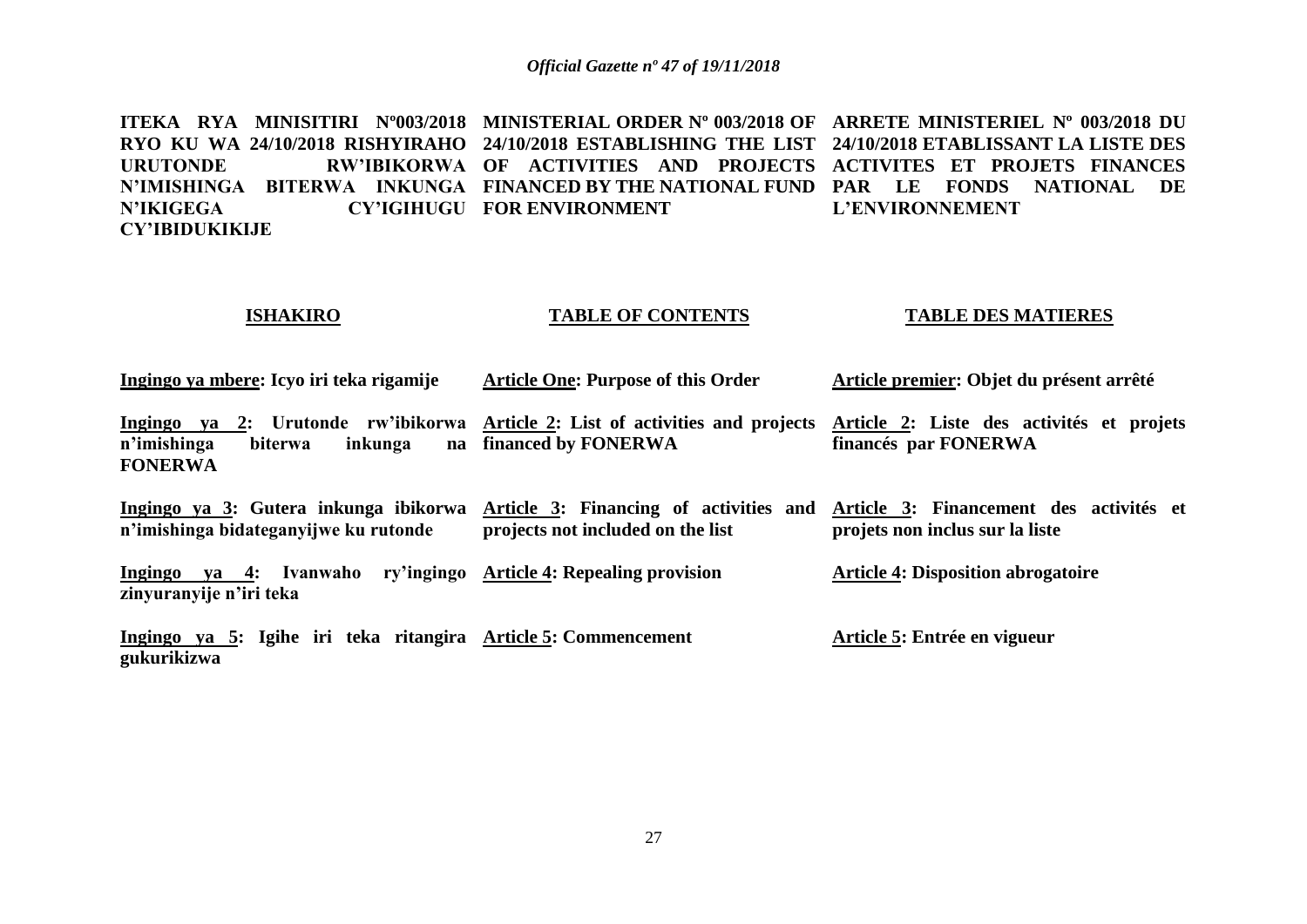**ITEKA RYA MINISITIRI Nº003/2018 RYO KU WA 24/10/2018 RISHYIRAHO URUTONDE RW'IBIKORWA N'IMISHINGA BITERWA INKUNGA N'IKIGEGA CY'IGIHUGU CY'IBIDUKIKIJE**

**MINISTERIAL ORDER Nº 003/2018 OF 24/10/2018 ESTABLISHING THE LIST OF ACTIVITIES AND PROJECTS FINANCED BY THE NATIONAL FUND FOR ENVIRONMENT**

**ARRETE MINISTERIEL Nº 003/2018 DU 24/10/2018 ETABLISSANT LA LISTE DES ACTIVITES ET PROJETS FINANCES PAR LE FONDS NATIONAL DE L'ENVIRONNEMENT**

## ISHAKIRO

**Ingingo ya mbere: Icyo iri teka rigamije**

**Ingingo ya 2: Urutonde rw'ibikorwa n'imishinga biterwa inkunga na FONERWA**

**Ingingo ya 3: Gutera inkunga ibikorwa n'imishinga bidateganyijwe ku rutonde**

**Ingingo ya 4: Ivanwaho ry'ingingo zinyuranyije n'iri teka**

**Ingingo ya 5: Igihe iri teka ritangira gukurikizwa**

## TABLE OF CONTENTS

**Article One: Purpose of this Order**

**Article 2: List of activities and projects financed by FONERWA**

**Article 3: Financing of activities and projects not included on the list**

**Article 4: Repealing provision**

**Article 5: Commencement**

## TABLE DES MATIERES

**Article premier: Objet du présent arrêté**

**Article 2: Liste des activités et projets financés par FONERWA**

**Article 3: Financement des activités et projets non inclus sur la liste**

**Article 4: Disposition abrogatoire**

**Article 5: Entrée en vigueur**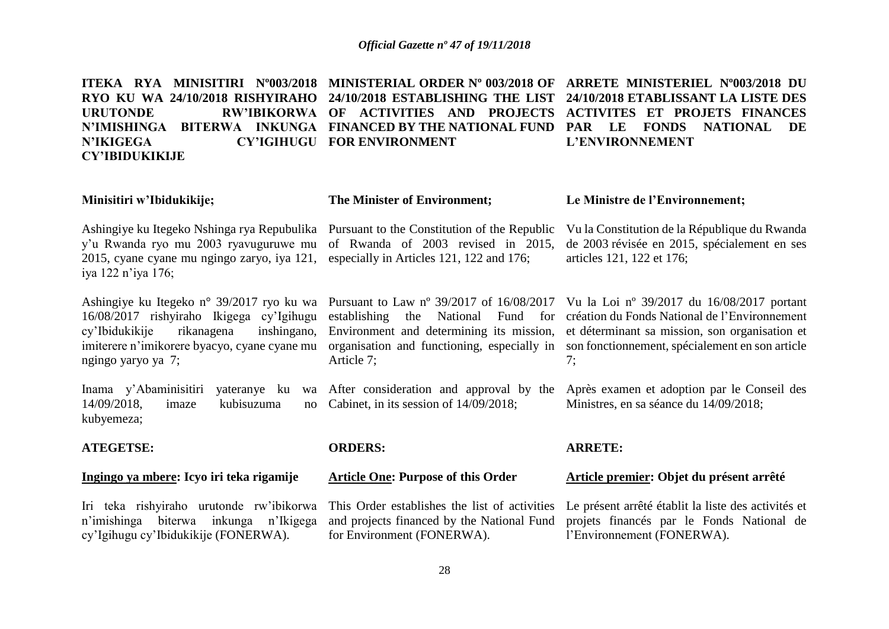**ITEKA RYA MINISITIRI Nº003/2018 RYO KU WA 24/10/2018 RISHYIRAHO URUTONDE RW'IBIKORWA N'IMISHINGA BITERWA INKUNGA N'IKIGEGA CY'IGIHUGU CY'IBIDUKIKIJE**

**Minisitiri w'Ibidukikije;**

Ashingiye ku Itegeko Nshinga rya Repubulika y'u Rwanda ryo mu 2003 ryavuguruwe mu 2015, cyane cyane mu ngingo zaryo, iya 121, iya 122 n'iya 176;

Ashingiye ku Itegeko n° 39/2017 ryo ku wa 16/08/2017 rishyiraho Ikigega cy'Igihugu cy'Ibidukikije rikanagena inshingano, imiterere n'imikorere byacyo, cyane cyane mu ngingo yaryo ya 7;

Inama y'Abaminisitiri yateranye ku wa 14/09/2018, imaze kubisuzuma no kubyemeza;

**ATEGETSE:**

**Ingingo ya mbere: Icyo iri teka rigamije**

Iri teka rishyiraho urutonde rw'ibikorwa n'imishinga biterwa inkunga n'Ikigega cy'Igihugu cy'Ibidukikije (FONERWA).

**MINISTERIAL ORDER Nº 003/2018 OF 24/10/2018 ESTABLISHING THE LIST OF ACTIVITIES AND PROJECTS FINANCED BY THE NATIONAL FUND FOR ENVIRONMENT**

**The Minister of Environment;**

Pursuant to the Constitution of the Republic of Rwanda of 2003 revised in 2015, especially in Articles 121, 122 and 176;

Pursuant to Law nº 39/2017 of 16/08/2017 establishing the National Fund for Environment and determining its mission, organisation and functioning, especially in Article 7;

After consideration and approval by the Cabinet, in its session of 14/09/2018;

**ORDERS:**

**Article One: Purpose of this Order**

This Order establishes the list of activities and projects financed by the National Fund for Environment (FONERWA).

**ARRETE MINISTERIEL Nº003/2018 DU 24/10/2018 ETABLISSANT LA LISTE DES ACTIVITES ET PROJETS FINANCES PAR LE FONDS NATIONAL DE L'ENVIRONNEMENT**

**Le Ministre de l'Environnement;**

Vu la Constitution de la République du Rwanda de 2003 révisée en 2015, spécialement en ses articles 121, 122 et 176;

Vu la Loi nº 39/2017 du 16/08/2017 portant création du Fonds National de l'Environnement et déterminant sa mission, son organisation et son fonctionnement, spécialement en son article 7;

Après examen et adoption par le Conseil des Ministres, en sa séance du 14/09/2018;

**ARRETE:**

**Article premier: Objet du présent arrêté**

Le présent arrêté établit la liste des activités et projets financés par le Fonds National de l'Environnement (FONERWA).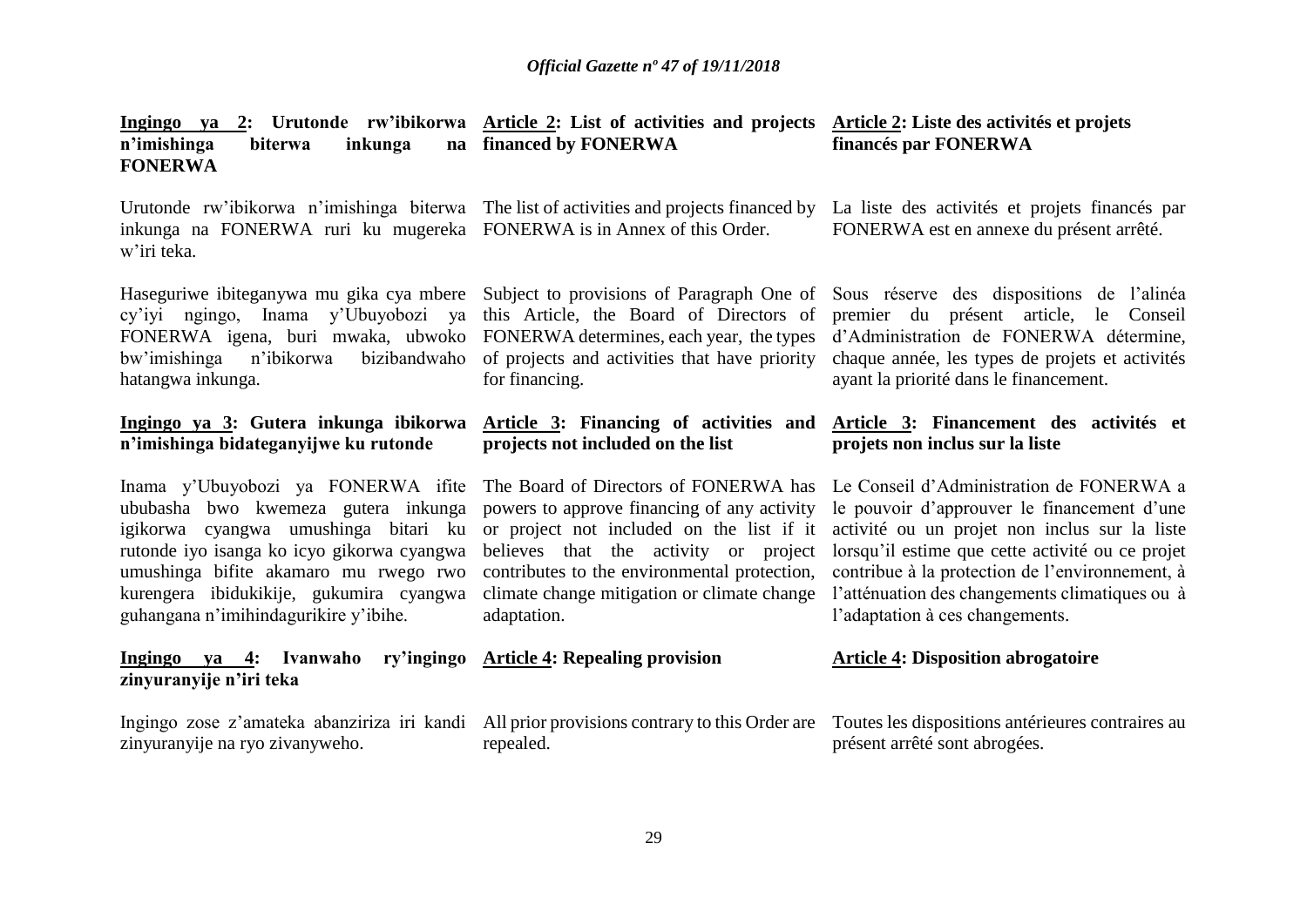**<u>Ingingo ya 2</u>: Urutonde rw'ibikorwa n'imishinga biterwa inkunga na FONERWA**

Urutonde rw'ibikorwa n'imishinga biterwa inkunga na FONERWA ruri ku mugereka w'iri teka.

Haseguriwe ibiteganywa mu gika cya mbere cy'iyi ngingo, Inama y'Ubuyobozi ya FONERWA igena, buri mwaka, ubwoko bw'imishinga n'ibikorwa bizibandwaho hatangwa inkunga.

**<u>Ingingo ya 3</u>: Gutera inkunga ibikorwa n'imishinga bidateganyijwe ku rutonde**

Inama y'Ubuyobozi ya FONERWA ifite ububasha bwo kwemeza gutera inkunga igikorwa cyangwa umushinga bitari ku rutonde iyo isanga ko icyo gikorwa cyangwa umushinga bifite akamaro mu rwego rwo kurengera ibidukikije, gukumira cyangwa guhangana n'imihindagurikire y'ibihe.

**<u>Ingingo ya 4</u>: Ivanwaho ry'ingingo zinyuranyije n'iri teka**

Ingingo zose z'amateka abanziriza iri kandi zinyuranyije na ryo zivanyweho.

**<u>Article 2</u>: List of activities and projects financed by FONERWA**

The list of activities and projects financed by FONERWA is in Annex of this Order.

Subject to provisions of Paragraph One of this Article, the Board of Directors of FONERWA determines, each year, the types of projects and activities that have priority for financing.

**<u>Article 3</u>: Financing of activities and projects not included on the list**

The Board of Directors of FONERWA has powers to approve financing of any activity or project not included on the list if it believes that the activity or project contributes to the environmental protection, climate change mitigation or climate change adaptation.

**<u>Article 4</u>: Repealing provision**

All prior provisions contrary to this Order are repealed.

**<u>Article 2</u>: Liste des activités et projets financés par FONERWA**

La liste des activités et projets financés par FONERWA est en annexe du présent arrêté.

Sous réserve des dispositions de l'alinéa premier du présent article, le Conseil d'Administration de FONERWA détermine, chaque année, les types de projets et activités ayant la priorité dans le financement.

**<u>Article 3</u>: Financement des activités et projets non inclus sur la liste**

Le Conseil d'Administration de FONERWA a le pouvoir d'approuver le financement d'une activité ou un projet non inclus sur la liste lorsqu'il estime que cette activité ou ce projet contribue à la protection de l'environnement, à l'atténuation des changements climatiques ou à l'adaptation à ces changements.

**<u>Article 4</u>: Disposition abrogatoire**

Toutes les dispositions antérieures contraires au présent arrêté sont abrogées.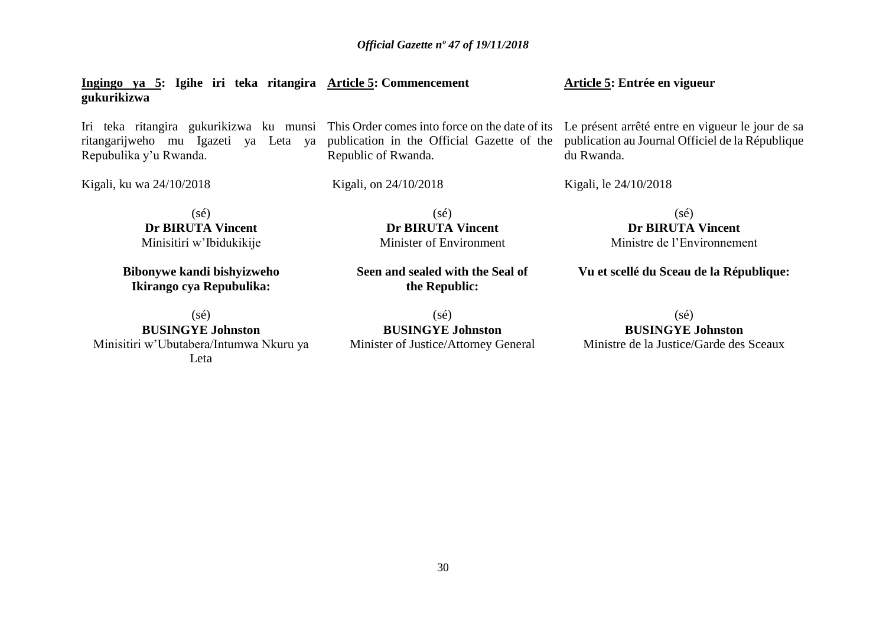**Ingingo ya 5: Igihe iri teka ritangira gukurikizwa**

Iri teka ritangira gukurikizwa ku munsi ritangarijweho mu Igazeti ya Leta ya Repubulika y'u Rwanda.

Kigali, ku wa 24/10/2018

(sé)
**Dr BIRUTA Vincent**
Minisitiri w'Ibidukikije

**Bibonywe kandi bishyizweho Ikirango cya Repubulika:**

(sé)
**BUSINGYE Johnston**
Minisitiri w'Ubutabera/Intumwa Nkuru ya Leta

**Article 5: Commencement**

This Order comes into force on the date of its publication in the Official Gazette of the Republic of Rwanda.

Kigali, on 24/10/2018

(sé)
**Dr BIRUTA Vincent**
Minister of Environment

**Seen and sealed with the Seal of the Republic:**

(sé)
**BUSINGYE Johnston**
Minister of Justice/Attorney General

**Article 5: Entrée en vigueur**

Le présent arrêté entre en vigueur le jour de sa publication au Journal Officiel de la République du Rwanda.

Kigali, le 24/10/2018

(sé)
**Dr BIRUTA Vincent**
Ministre de l'Environnement

**Vu et scellé du Sceau de la République:**

(sé)
**BUSINGYE Johnston**
Ministre de la Justice/Garde des Sceaux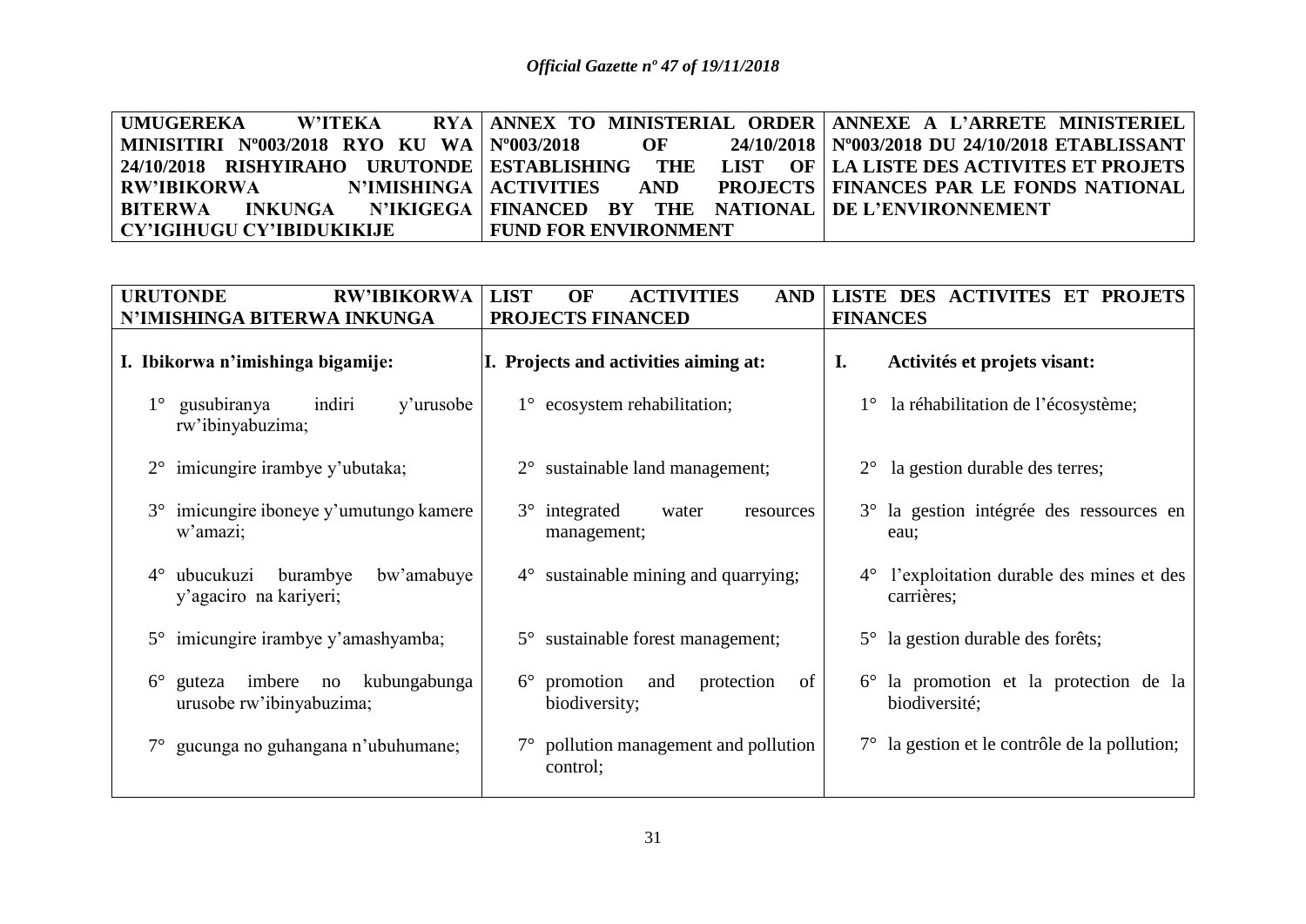| UMUGEREKA W'ITEKA RYA MINISITIRI Nº003/2018 RYO KU WA 24/10/2018 RISHYIRAHO URUTONDE RW'IBIKORWA N'IMISHINGA BITERWA INKUNGA N'IKIGEGA CY'IGIHUGU CY'IBIDUKIKIJE | ANNEX TO MINISTERIAL ORDER Nº003/2018 OF 24/10/2018 ESTABLISHING THE LIST OF ACTIVITIES AND PROJECTS FINANCED BY THE NATIONAL FUND FOR ENVIRONMENT | ANNEXE A L'ARRETE MINISTERIEL Nº003/2018 DU 24/10/2018 ETABLISSANT LA LISTE DES ACTIVITES ET PROJETS FINANCES PAR LE FONDS NATIONAL DE L'ENVIRONNEMENT |
|---|---|---|

| URUTONDE RW'IBIKORWA N'IMISHINGA BITERWA INKUNGA | LIST OF ACTIVITIES AND PROJECTS FINANCED | LISTE DES ACTIVITES ET PROJETS FINANCES |
|---|---|---|
| **I. Ibikorwa n'imishinga bigamije:** | **I. Projects and activities aiming at:** | **I. Activités et projets visant:** |
| 1° gusubiranya indiri y'urusobe rw'ibinyabuzima; | 1° ecosystem rehabilitation; | 1° la réhabilitation de l'écosystème; |
| 2° imicungire irambye y'ubutaka; | 2° sustainable land management; | 2° la gestion durable des terres; |
| 3° imicungire iboneye y'umutungo kamere w'amazi; | 3° integrated water resources management; | 3° la gestion intégrée des ressources en eau; |
| 4° ubucukuzi burambye bw'amabuye y'agaciro na kariyeri; | 4° sustainable mining and quarrying; | 4° l'exploitation durable des mines et des carrières; |
| 5° imicungire irambye y'amashyamba; | 5° sustainable forest management; | 5° la gestion durable des forêts; |
| 6° guteza imbere no kubungabunga urusobe rw'ibinyabuzima; | 6° promotion and protection of biodiversity; | 6° la promotion et la protection de la biodiversité; |
| 7° gucunga no guhangana n'ubuhumane; | 7° pollution management and pollution control; | 7° la gestion et le contrôle de la pollution; |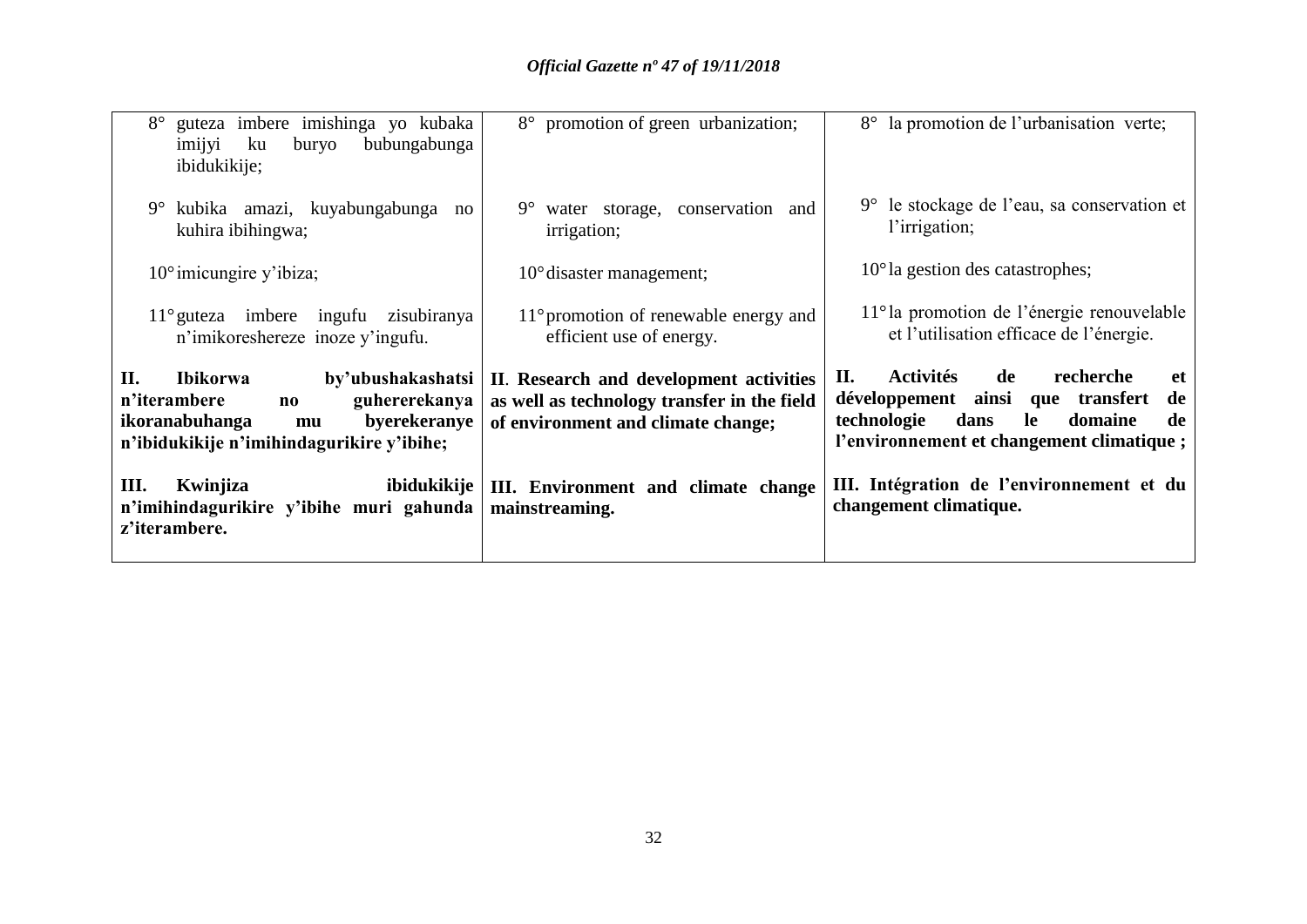| | | |
|---|---|---|
| 8° guteza imbere imishinga yo kubaka imijyi ku buryo bubungabunga ibidukikije; | 8° promotion of green urbanization; | 8° la promotion de l'urbanisation verte; |
| 9° kubika amazi, kuyabungabunga no kuhira ibihingwa; | 9° water storage, conservation and irrigation; | 9° le stockage de l'eau, sa conservation et l'irrigation; |
| 10° imicungire y'ibiza; | 10° disaster management; | 10° la gestion des catastrophes; |
| 11° guteza imbere ingufu zisubiranya n'imikoreshereze inoze y'ingufu. | 11° promotion of renewable energy and efficient use of energy. | 11° la promotion de l'énergie renouvelable et l'utilisation efficace de l'énergie. |
| **II. Ibikorwa by'ubushakashatsi n'iterambere no guhererekanya ikoranabuhanga mu byerekeranye n'ibidukikije n'imihindagurikire y'ibihe;** | **II. Research and development activities as well as technology transfer in the field of environment and climate change;** | **II. Activités de recherche et développement ainsi que transfert de technologie dans le domaine de l'environnement et changement climatique ;** |
| **III. Kwinjiza ibidukikije n'imihindagurikire y'ibihe muri gahunda z'iterambere.** | **III. Environment and climate change mainstreaming.** | **III. Intégration de l'environnement et du changement climatique.** |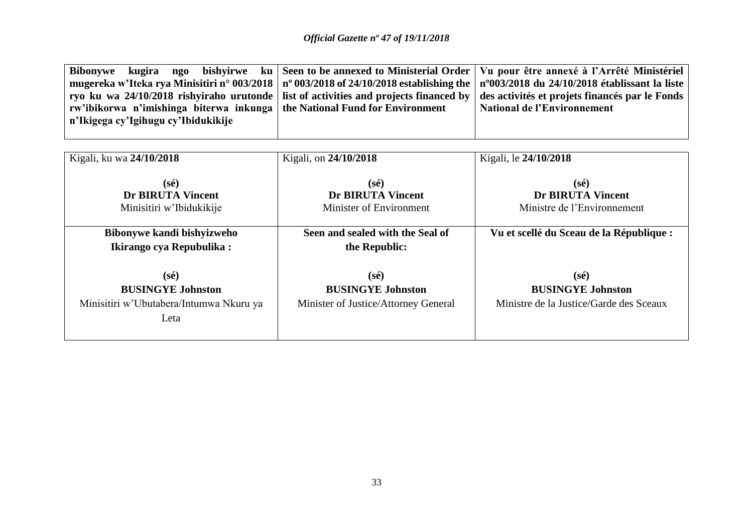| **Bibonywe kugira ngo bishyirwe ku mugereka w'Iteka rya Minisitiri n° 003/2018 ryo ku wa 24/10/2018 rishyiraho urutonde rw'ibikorwa n'imishinga biterwa inkunga n'Ikigega cy'Igihugu cy'Ibidukikije** | **Seen to be annexed to Ministerial Order nº 003/2018 of 24/10/2018 establishing the list of activities and projects financed by the National Fund for Environment** | **Vu pour être annexé à l'Arrêté Ministériel nº003/2018 du 24/10/2018 établissant la liste des activités et projets financés par le Fonds National de l'Environnement** |
|---|---|---|

| Kigali, ku wa **24/10/2018** | Kigali, on **24/10/2018** | Kigali, le **24/10/2018** |
|---|---|---|
| **(sé)**<br>**Dr BIRUTA Vincent**<br>Minisitiri w'Ibidukikije | **(sé)**<br>**Dr BIRUTA Vincent**<br>Minister of Environment | **(sé)**<br>**Dr BIRUTA Vincent**<br>Ministre de l'Environnement |
| **Bibonywe kandi bishyizweho Ikirango cya Repubulika :** | **Seen and sealed with the Seal of the Republic:** | **Vu et scellé du Sceau de la République :** |
| **(sé)**<br>**BUSINGYE Johnston**<br>Minisitiri w'Ubutabera/Intumwa Nkuru ya Leta | **(sé)**<br>**BUSINGYE Johnston**<br>Minister of Justice/Attorney General | **(sé)**<br>**BUSINGYE Johnston**<br>Ministre de la Justice/Garde des Sceaux |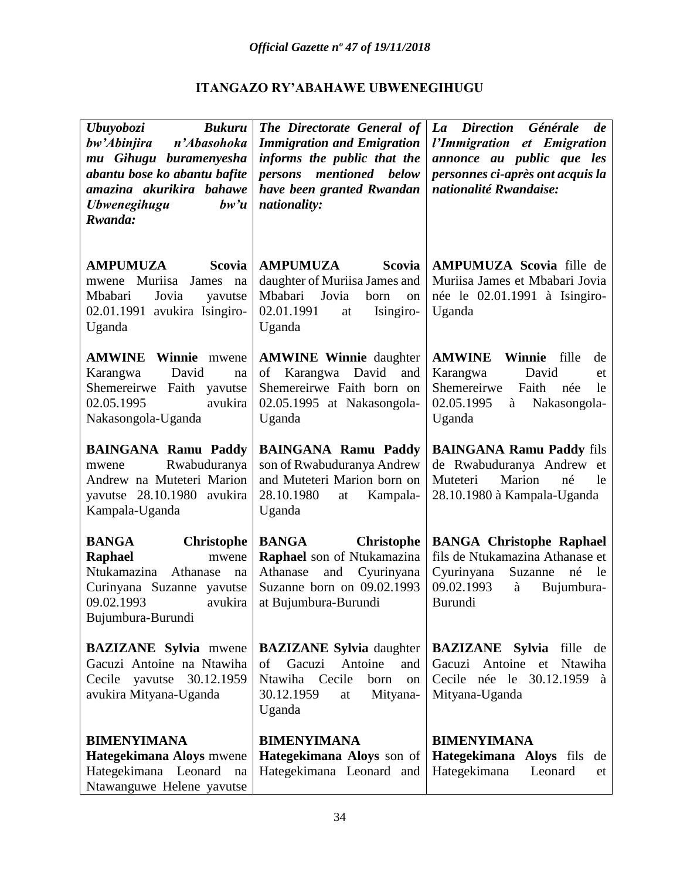## ITANGAZO RY'ABAHAWE UBWENEGIHUGU

| *Ubuyobozi Bukuru bw'Abinjira n'Abasohoka mu Gihugu buramenyesha abantu bose ko abantu bafite amazina akurikira bahawe Ubwenegihugu bw'u Rwanda:* | *The Directorate General of Immigration and Emigration informs the public that the persons mentioned below have been granted Rwandan nationality:* | *La Direction Générale de l'Immigration et Emigration annonce au public que les personnes ci-après ont acquis la nationalité Rwandaise:* |
|---|---|---|
| **AMPUMUZA Scovia** mwene Muriisa James na Mbabari Jovia yavutse 02.01.1991 avukira Isingiro-Uganda | **AMPUMUZA Scovia** daughter of Muriisa James and Mbabari Jovia born on 02.01.1991 at Isingiro-Uganda | **AMPUMUZA Scovia** fille de Muriisa James et Mbabari Jovia née le 02.01.1991 à Isingiro-Uganda |
| **AMWINE Winnie** mwene Karangwa David na Shemereirwe Faith yavutse 02.05.1995 avukira Nakasongola-Uganda | **AMWINE Winnie** daughter of Karangwa David and Shemereirwe Faith born on 02.05.1995 at Nakasongola-Uganda | **AMWINE Winnie** fille de Karangwa David et Shemereirwe Faith née le 02.05.1995 à Nakasongola-Uganda |
| **BAINGANA Ramu Paddy** mwene Rwabuduranya Andrew na Muteteri Marion yavutse 28.10.1980 avukira Kampala-Uganda | **BAINGANA Ramu Paddy** son of Rwabuduranya Andrew and Muteteri Marion born on 28.10.1980 at Kampala-Uganda | **BAINGANA Ramu Paddy** fils de Rwabuduranya Andrew et Muteteri Marion né le 28.10.1980 à Kampala-Uganda |
| **BANGA Christophe Raphael** mwene Ntukamazina Athanase na Curinyana Suzanne yavutse 09.02.1993 avukira Bujumbura-Burundi | **BANGA Christophe Raphael** son of Ntukamazina Athanase and Cyurinyana Suzanne born on 09.02.1993 at Bujumbura-Burundi | **BANGA Christophe Raphael** fils de Ntukamazina Athanase et Cyurinyana Suzanne né le 09.02.1993 à Bujumbura-Burundi |
| **BAZIZANE Sylvia** mwene Gacuzi Antoine na Ntawiha Cecile yavutse 30.12.1959 avukira Mityana-Uganda | **BAZIZANE Sylvia** daughter of Gacuzi Antoine and Ntawiha Cecile born on 30.12.1959 at Mityana-Uganda | **BAZIZANE Sylvia** fille de Gacuzi Antoine et Ntawiha Cecile née le 30.12.1959 à Mityana-Uganda |
| **BIMENYIMANA Hategekimana Aloys** mwene Hategekimana Leonard na Ntawanguwe Helene yavutse | **BIMENYIMANA Hategekimana Aloys** son of Hategekimana Leonard and | **BIMENYIMANA Hategekimana Aloys** fils de Hategekimana Leonard et |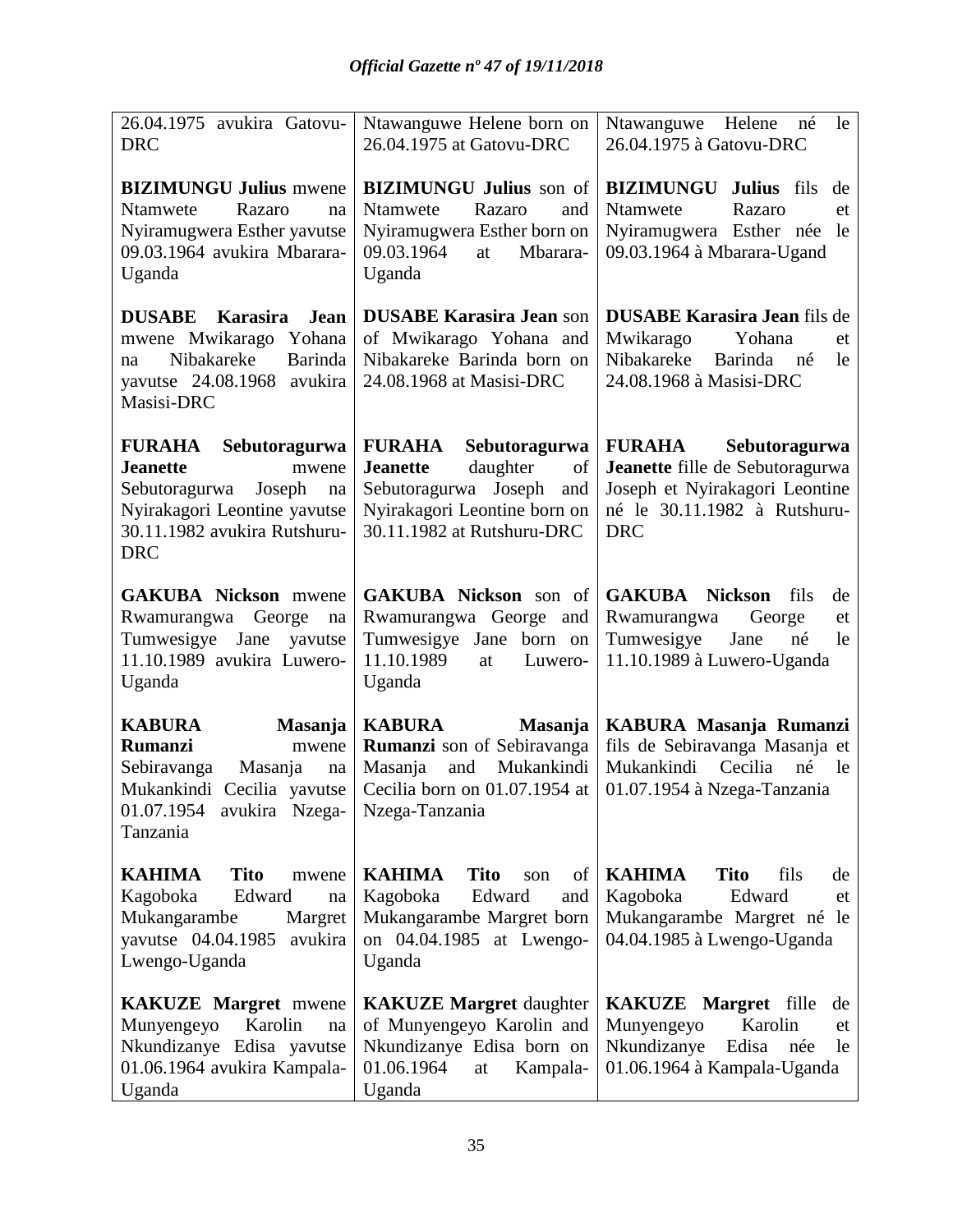| 26.04.1975 avukira Gatovu-DRC | Ntawanguwe Helene born on 26.04.1975 at Gatovu-DRC | Ntawanguwe Helene né le 26.04.1975 à Gatovu-DRC |
|---|---|---|
| **BIZIMUNGU Julius** mwene Ntamwete Razaro na Nyiramugwera Esther yavutse 09.03.1964 avukira Mbarara-Uganda | **BIZIMUNGU Julius** son of Ntamwete Razaro and Nyiramugwera Esther born on 09.03.1964 at Mbarara-Uganda | **BIZIMUNGU Julius** fils de Ntamwete Razaro et Nyiramugwera Esther née le 09.03.1964 à Mbarara-Ugand |
| **DUSABE Karasira Jean** mwene Mwikarago Yohana na Nibakareke Barinda yavutse 24.08.1968 avukira Masisi-DRC | **DUSABE Karasira Jean** son of Mwikarago Yohana and Nibakareke Barinda born on 24.08.1968 at Masisi-DRC | **DUSABE Karasira Jean** fils de Mwikarago Yohana et Nibakareke Barinda né le 24.08.1968 à Masisi-DRC |
| **FURAHA Sebutoragurwa Jeanette** mwene Sebutoragurwa Joseph na Nyirakagori Leontine yavutse 30.11.1982 avukira Rutshuru-DRC | **FURAHA Sebutoragurwa Jeanette** daughter of Sebutoragurwa Joseph and Nyirakagori Leontine born on 30.11.1982 at Rutshuru-DRC | **FURAHA Sebutoragurwa Jeanette** fille de Sebutoragurwa Joseph et Nyirakagori Leontine né le 30.11.1982 à Rutshuru-DRC |
| **GAKUBA Nickson** mwene Rwamurangwa George na Tumwesigye Jane yavutse 11.10.1989 avukira Luwero-Uganda | **GAKUBA Nickson** son of Rwamurangwa George and Tumwesigye Jane born on 11.10.1989 at Luwero-Uganda | **GAKUBA Nickson** fils de Rwamurangwa George et Tumwesigye Jane né le 11.10.1989 à Luwero-Uganda |
| **KABURA Masanja Rumanzi** mwene Sebiravanga Masanja na Mukankindi Cecilia yavutse 01.07.1954 avukira Nzega-Tanzania | **KABURA Masanja Rumanzi** son of Sebiravanga Masanja and Mukankindi Cecilia born on 01.07.1954 at Nzega-Tanzania | **KABURA Masanja Rumanzi** fils de Sebiravanga Masanja et Mukankindi Cecilia né le 01.07.1954 à Nzega-Tanzania |
| **KAHIMA Tito** mwene Kagoboka Edward na Mukangarambe Margret yavutse 04.04.1985 avukira Lwengo-Uganda | **KAHIMA Tito** son of Kagoboka Edward and Mukangarambe Margret born on 04.04.1985 at Lwengo-Uganda | **KAHIMA Tito** fils de Kagoboka Edward et Mukangarambe Margret né le 04.04.1985 à Lwengo-Uganda |
| **KAKUZE Margret** mwene Munyengeyo Karolin na Nkundizanye Edisa yavutse 01.06.1964 avukira Kampala-Uganda | **KAKUZE Margret** daughter of Munyengeyo Karolin and Nkundizanye Edisa born on 01.06.1964 at Kampala-Uganda | **KAKUZE Margret** fille de Munyengeyo Karolin et Nkundizanye Edisa née le 01.06.1964 à Kampala-Uganda |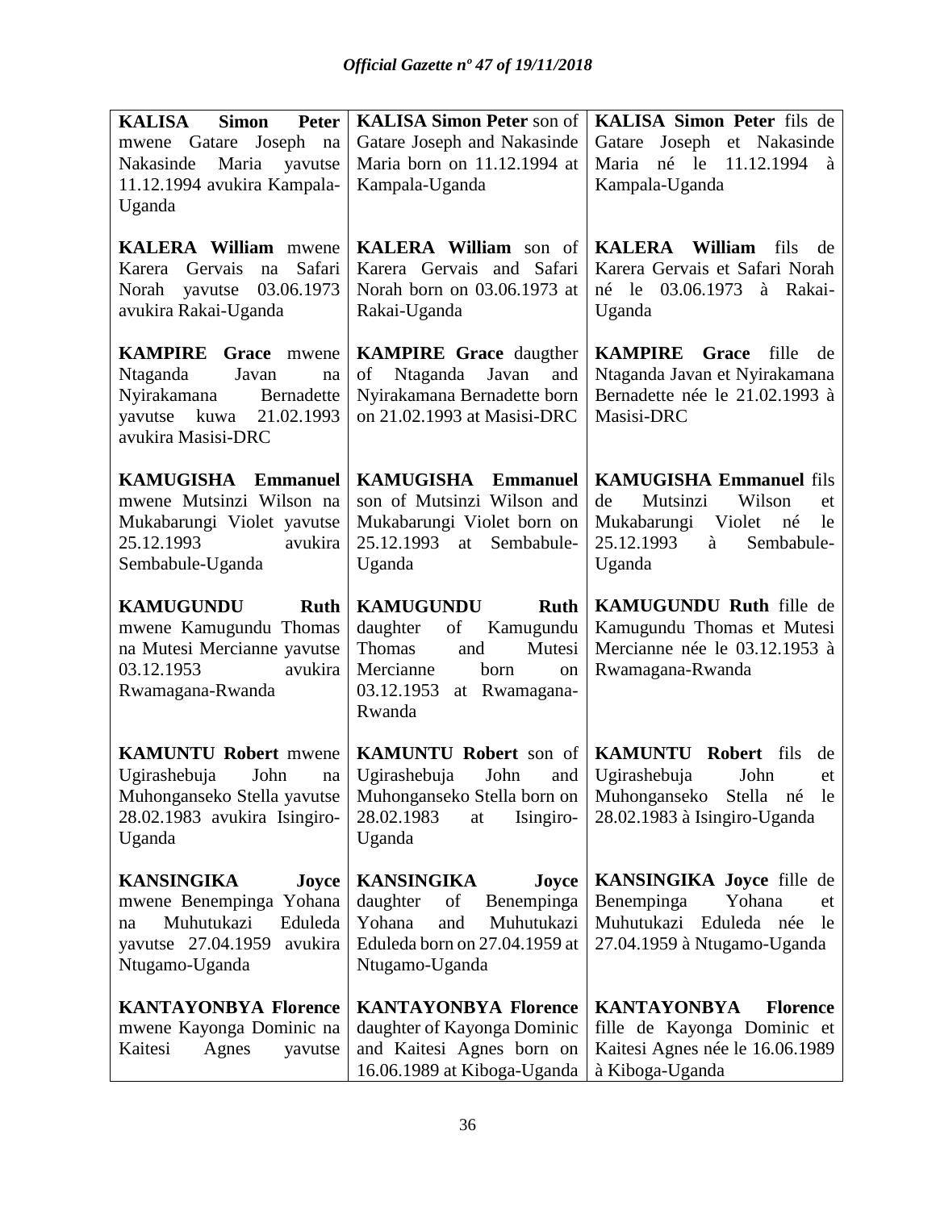| **KALISA Simon Peter** mwene Gatare Joseph na Nakasinde Maria yavutse 11.12.1994 avukira Kampala-Uganda | **KALISA Simon Peter** son of Gatare Joseph and Nakasinde Maria born on 11.12.1994 at Kampala-Uganda | **KALISA Simon Peter** fils de Gatare Joseph et Nakasinde Maria né le 11.12.1994 à Kampala-Uganda |
|---|---|---|
| **KALERA William** mwene Karera Gervais na Safari Norah yavutse 03.06.1973 avukira Rakai-Uganda | **KALERA William** son of Karera Gervais and Safari Norah born on 03.06.1973 at Rakai-Uganda | **KALERA William** fils de Karera Gervais et Safari Norah né le 03.06.1973 à Rakai-Uganda |
| **KAMPIRE Grace** mwene Ntaganda Javan na Nyirakamana Bernadette yavutse kuwa 21.02.1993 avukira Masisi-DRC | **KAMPIRE Grace** daugther of Ntaganda Javan and Nyirakamana Bernadette born on 21.02.1993 at Masisi-DRC | **KAMPIRE Grace** fille de Ntaganda Javan et Nyirakamana Bernadette née le 21.02.1993 à Masisi-DRC |
| **KAMUGISHA Emmanuel** mwene Mutsinzi Wilson na Mukabarungi Violet yavutse 25.12.1993 avukira Sembabule-Uganda | **KAMUGISHA Emmanuel** son of Mutsinzi Wilson and Mukabarungi Violet born on 25.12.1993 at Sembabule-Uganda | **KAMUGISHA Emmanuel** fils de Mutsinzi Wilson et Mukabarungi Violet né le 25.12.1993 à Sembabule-Uganda |
| **KAMUGUNDU Ruth** mwene Kamugundu Thomas na Mutesi Mercianne yavutse 03.12.1953 avukira Rwamagana-Rwanda | **KAMUGUNDU Ruth** daughter of Kamugundu Thomas and Mutesi Mercianne born on 03.12.1953 at Rwamagana-Rwanda | **KAMUGUNDU Ruth** fille de Kamugundu Thomas et Mutesi Mercianne née le 03.12.1953 à Rwamagana-Rwanda |
| **KAMUNTU Robert** mwene Ugirashebuja John na Muhonganseko Stella yavutse 28.02.1983 avukira Isingiro-Uganda | **KAMUNTU Robert** son of Ugirashebuja John and Muhonganseko Stella born on 28.02.1983 at Isingiro-Uganda | **KAMUNTU Robert** fils de Ugirashebuja John et Muhonganseko Stella né le 28.02.1983 à Isingiro-Uganda |
| **KANSINGIKA Joyce** mwene Benempinga Yohana na Muhutukazi Eduleda yavutse 27.04.1959 avukira Ntugamo-Uganda | **KANSINGIKA Joyce** daughter of Benempinga Yohana and Muhutukazi Eduleda born on 27.04.1959 at Ntugamo-Uganda | **KANSINGIKA Joyce** fille de Benempinga Yohana et Muhutukazi Eduleda née le 27.04.1959 à Ntugamo-Uganda |
| **KANTAYONBYA Florence** mwene Kayonga Dominic na Kaitesi Agnes yavutse | **KANTAYONBYA Florence** daughter of Kayonga Dominic and Kaitesi Agnes born on 16.06.1989 at Kiboga-Uganda | **KANTAYONBYA Florence** fille de Kayonga Dominic et Kaitesi Agnes née le 16.06.1989 à Kiboga-Uganda |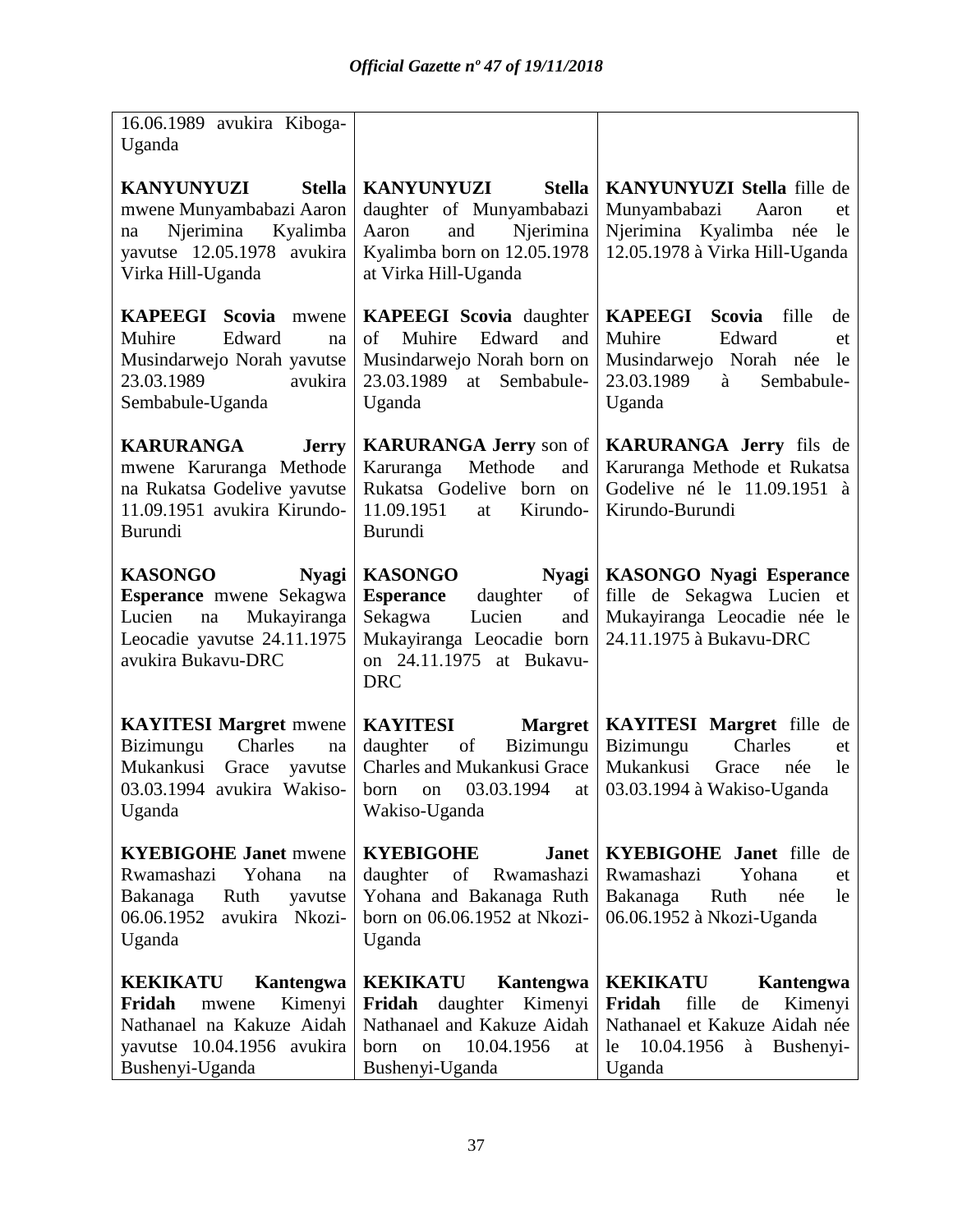| | | |
|---|---|---|
| 16.06.1989 avukira Kiboga-Uganda | | |
| **KANYUNYUZI Stella** mwene Munyambabazi Aaron na Njerimina Kyalimba yavutse 12.05.1978 avukira Virka Hill-Uganda | **KANYUNYUZI Stella** daughter of Munyambabazi Aaron and Njerimina Kyalimba born on 12.05.1978 at Virka Hill-Uganda | **KANYUNYUZI Stella** fille de Munyambabazi Aaron et Njerimina Kyalimba née le 12.05.1978 à Virka Hill-Uganda |
| **KAPEEGI Scovia** mwene Muhire Edward na Musindarwejo Norah yavutse 23.03.1989 avukira Sembabule-Uganda | **KAPEEGI Scovia** daughter of Muhire Edward and Musindarwejo Norah born on 23.03.1989 at Sembabule-Uganda | **KAPEEGI Scovia** fille de Muhire Edward et Musindarwejo Norah née le 23.03.1989 à Sembabule-Uganda |
| **KARURANGA Jerry** mwene Karuranga Methode na Rukatsa Godelive yavutse 11.09.1951 avukira Kirundo-Burundi | **KARURANGA Jerry** son of Karuranga Methode and Rukatsa Godelive born on 11.09.1951 at Kirundo-Burundi | **KARURANGA Jerry** fils de Karuranga Methode et Rukatsa Godelive né le 11.09.1951 à Kirundo-Burundi |
| **KASONGO Nyagi Esperance** mwene Sekagwa Lucien na Mukayiranga Leocadie yavutse 24.11.1975 avukira Bukavu-DRC | **KASONGO Nyagi Esperance** daughter of Sekagwa Lucien and Mukayiranga Leocadie born on 24.11.1975 at Bukavu-DRC | **KASONGO Nyagi Esperance** fille de Sekagwa Lucien et Mukayiranga Leocadie née le 24.11.1975 à Bukavu-DRC |
| **KAYITESI Margret** mwene Bizimungu Charles na Mukankusi Grace yavutse 03.03.1994 avukira Wakiso-Uganda | **KAYITESI Margret** daughter of Bizimungu Charles and Mukankusi Grace born on 03.03.1994 at Wakiso-Uganda | **KAYITESI Margret** fille de Bizimungu Charles et Mukankusi Grace née le 03.03.1994 à Wakiso-Uganda |
| **KYEBIGOHE Janet** mwene Rwamashazi Yohana na Bakanaga Ruth yavutse 06.06.1952 avukira Nkozi-Uganda | **KYEBIGOHE Janet** daughter of Rwamashazi Yohana and Bakanaga Ruth born on 06.06.1952 at Nkozi-Uganda | **KYEBIGOHE Janet** fille de Rwamashazi Yohana et Bakanaga Ruth née le 06.06.1952 à Nkozi-Uganda |
| **KEKIKATU Kantengwa Fridah** mwene Kimenyi Nathanael na Kakuze Aidah yavutse 10.04.1956 avukira Bushenyi-Uganda | **KEKIKATU Kantengwa Fridah** daughter Kimenyi Nathanael and Kakuze Aidah born on 10.04.1956 at Bushenyi-Uganda | **KEKIKATU Kantengwa Fridah** fille de Kimenyi Nathanael et Kakuze Aidah née le 10.04.1956 à Bushenyi-Uganda |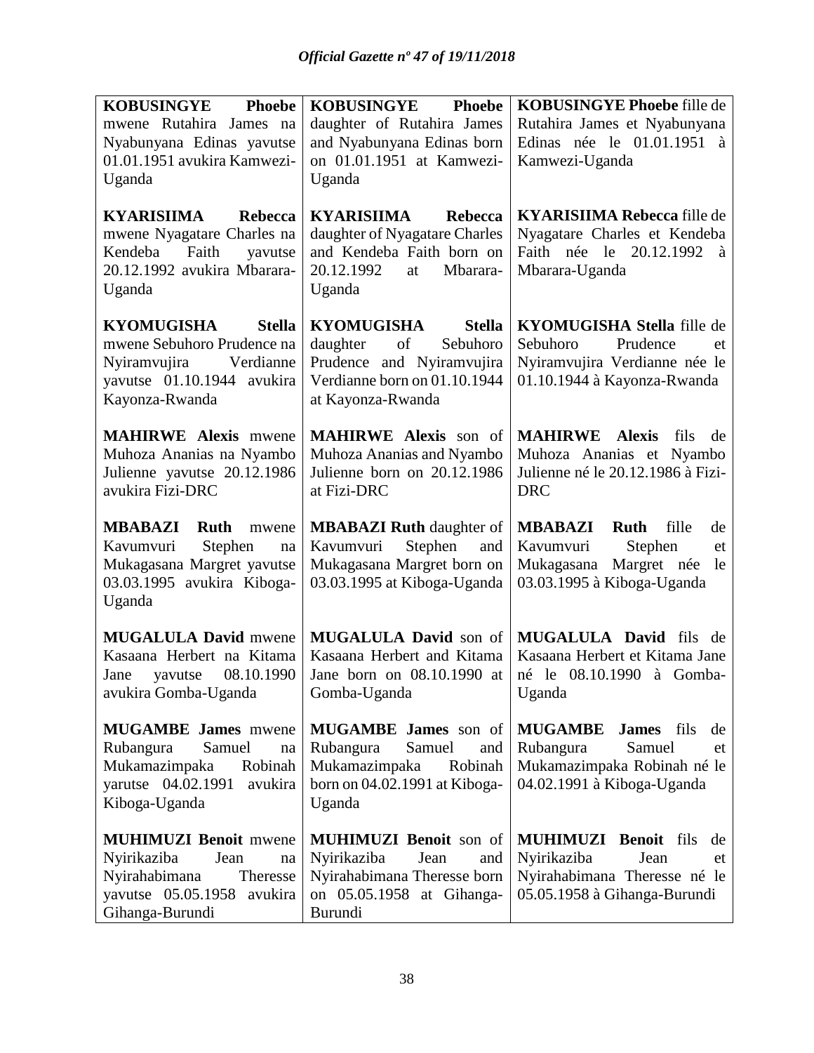| | | |
|---|---|---|
| **KOBUSINGYE Phoebe** mwene Rutahira James na Nyabunyana Edinas yavutse 01.01.1951 avukira Kamwezi-Uganda | **KOBUSINGYE Phoebe** daughter of Rutahira James and Nyabunyana Edinas born on 01.01.1951 at Kamwezi-Uganda | **KOBUSINGYE Phoebe** fille de Rutahira James et Nyabunyana Edinas née le 01.01.1951 à Kamwezi-Uganda |
| **KYARISIIMA Rebecca** mwene Nyagatare Charles na Kendeba Faith yavutse 20.12.1992 avukira Mbarara-Uganda | **KYARISIIMA Rebecca** daughter of Nyagatare Charles and Kendeba Faith born on 20.12.1992 at Mbarara-Uganda | **KYARISIIMA Rebecca** fille de Nyagatare Charles et Kendeba Faith née le 20.12.1992 à Mbarara-Uganda |
| **KYOMUGISHA Stella** mwene Sebuhoro Prudence na Nyiramvujira Verdianne yavutse 01.10.1944 avukira Kayonza-Rwanda | **KYOMUGISHA Stella** daughter of Sebuhoro Prudence and Nyiramvujira Verdianne born on 01.10.1944 at Kayonza-Rwanda | **KYOMUGISHA Stella** fille de Sebuhoro Prudence et Nyiramvujira Verdianne née le 01.10.1944 à Kayonza-Rwanda |
| **MAHIRWE Alexis** mwene Muhoza Ananias na Nyambo Julienne yavutse 20.12.1986 avukira Fizi-DRC | **MAHIRWE Alexis** son of Muhoza Ananias and Nyambo Julienne born on 20.12.1986 at Fizi-DRC | **MAHIRWE Alexis** fils de Muhoza Ananias et Nyambo Julienne né le 20.12.1986 à Fizi-DRC |
| **MBABAZI Ruth** mwene Kavumvuri Stephen na Mukagasana Margret yavutse 03.03.1995 avukira Kiboga-Uganda | **MBABAZI Ruth** daughter of Kavumvuri Stephen and Mukagasana Margret born on 03.03.1995 at Kiboga-Uganda | **MBABAZI Ruth** fille de Kavumvuri Stephen et Mukagasana Margret née le 03.03.1995 à Kiboga-Uganda |
| **MUGALULA David** mwene Kasaana Herbert na Kitama Jane yavutse 08.10.1990 avukira Gomba-Uganda | **MUGALULA David** son of Kasaana Herbert and Kitama Jane born on 08.10.1990 at Gomba-Uganda | **MUGALULA David** fils de Kasaana Herbert et Kitama Jane né le 08.10.1990 à Gomba-Uganda |
| **MUGAMBE James** mwene Rubangura Samuel na Mukamazimpaka Robinah yarutse 04.02.1991 avukira Kiboga-Uganda | **MUGAMBE James** son of Rubangura Samuel and Mukamazimpaka Robinah born on 04.02.1991 at Kiboga-Uganda | **MUGAMBE James** fils de Rubangura Samuel et Mukamazimpaka Robinah né le 04.02.1991 à Kiboga-Uganda |
| **MUHIMUZI Benoit** mwene Nyirikaziba Jean na Nyirahabimana Theresse yavutse 05.05.1958 avukira Gihanga-Burundi | **MUHIMUZI Benoit** son of Nyirikaziba Jean and Nyirahabimana Theresse born on 05.05.1958 at Gihanga-Burundi | **MUHIMUZI Benoit** fils de Nyirikaziba Jean et Nyirahabimana Theresse né le 05.05.1958 à Gihanga-Burundi |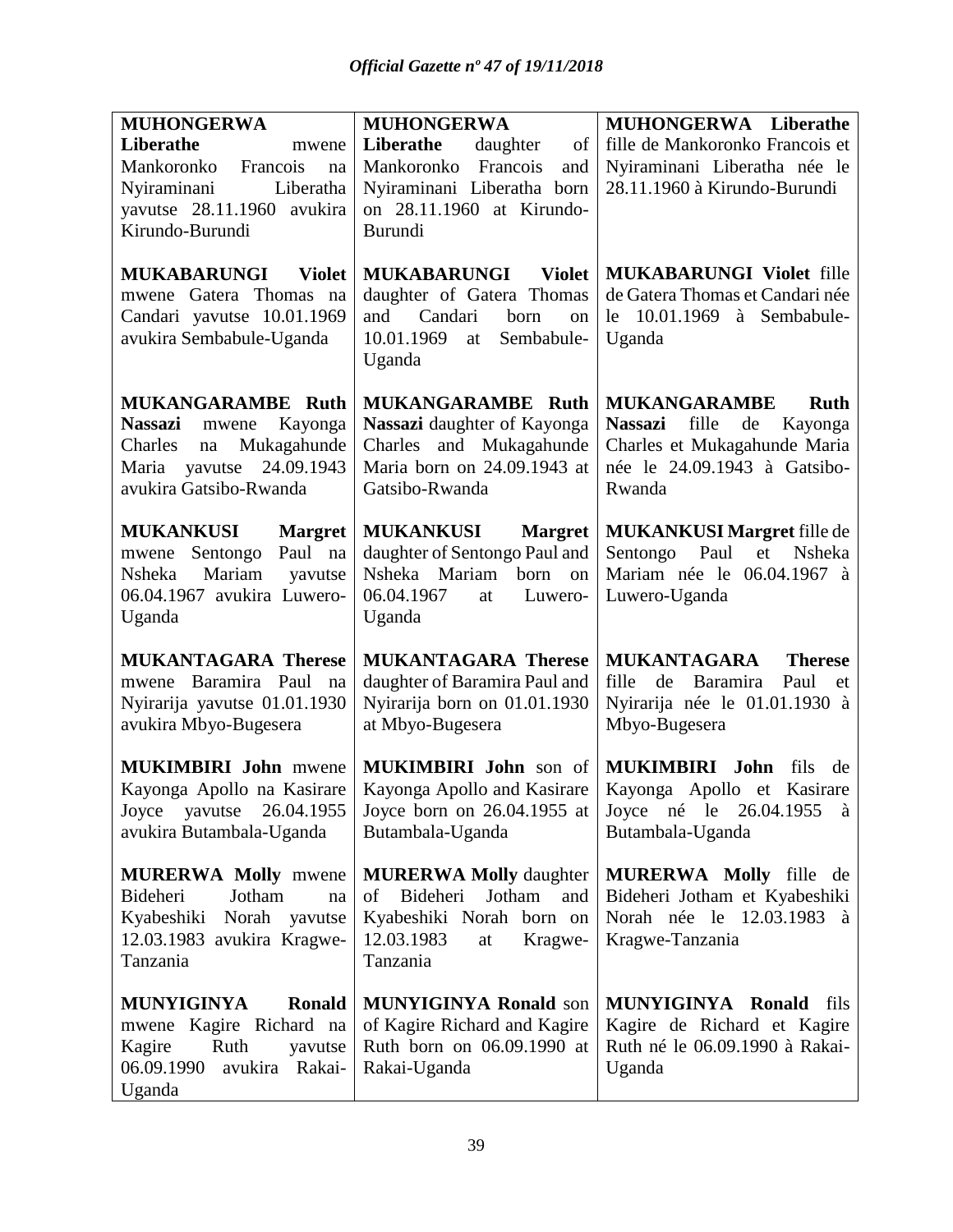| **MUHONGERWA Liberathe** mwene Mankoronko Francois na Nyiraminani Liberatha yavutse 28.11.1960 avukira Kirundo-Burundi | **MUHONGERWA Liberathe** daughter of Mankoronko Francois and Nyiraminani Liberatha born on 28.11.1960 at Kirundo-Burundi | **MUHONGERWA Liberathe** fille de Mankoronko Francois et Nyiraminani Liberatha née le 28.11.1960 à Kirundo-Burundi |
|---|---|---|
| **MUKABARUNGI Violet** mwene Gatera Thomas na Candari yavutse 10.01.1969 avukira Sembabule-Uganda | **MUKABARUNGI Violet** daughter of Gatera Thomas and Candari born on 10.01.1969 at Sembabule-Uganda | **MUKABARUNGI Violet** fille de Gatera Thomas et Candari née le 10.01.1969 à Sembabule-Uganda |
| **MUKANGARAMBE Ruth Nassazi** mwene Kayonga Charles na Mukagahunde Maria yavutse 24.09.1943 avukira Gatsibo-Rwanda | **MUKANGARAMBE Ruth Nassazi** daughter of Kayonga Charles and Mukagahunde Maria born on 24.09.1943 at Gatsibo-Rwanda | **MUKANGARAMBE Ruth Nassazi** fille de Kayonga Charles et Mukagahunde Maria née le 24.09.1943 à Gatsibo-Rwanda |
| **MUKANKUSI Margret** mwene Sentongo Paul na Nsheka Mariam yavutse 06.04.1967 avukira Luwero-Uganda | **MUKANKUSI Margret** daughter of Sentongo Paul and Nsheka Mariam born on 06.04.1967 at Luwero-Uganda | **MUKANKUSI Margret** fille de Sentongo Paul et Nsheka Mariam née le 06.04.1967 à Luwero-Uganda |
| **MUKANTAGARA Therese** mwene Baramira Paul na Nyirarija yavutse 01.01.1930 avukira Mbyo-Bugesera | **MUKANTAGARA Therese** daughter of Baramira Paul and Nyirarija born on 01.01.1930 at Mbyo-Bugesera | **MUKANTAGARA Therese** fille de Baramira Paul et Nyirarija née le 01.01.1930 à Mbyo-Bugesera |
| **MUKIMBIRI John** mwene Kayonga Apollo na Kasirare Joyce yavutse 26.04.1955 avukira Butambala-Uganda | **MUKIMBIRI John** son of Kayonga Apollo and Kasirare Joyce born on 26.04.1955 at Butambala-Uganda | **MUKIMBIRI John** fils de Kayonga Apollo et Kasirare Joyce né le 26.04.1955 à Butambala-Uganda |
| **MURERWA Molly** mwene Bideheri Jotham na Kyabeshiki Norah yavutse 12.03.1983 avukira Kragwe-Tanzania | **MURERWA Molly** daughter of Bideheri Jotham and Kyabeshiki Norah born on 12.03.1983 at Kragwe-Tanzania | **MURERWA Molly** fille de Bideheri Jotham et Kyabeshiki Norah née le 12.03.1983 à Kragwe-Tanzania |
| **MUNYIGINYA Ronald** mwene Kagire Richard na Kagire Ruth yavutse 06.09.1990 avukira Rakai-Uganda | **MUNYIGINYA Ronald** son of Kagire Richard and Kagire Ruth born on 06.09.1990 at Rakai-Uganda | **MUNYIGINYA Ronald** fils Kagire de Richard et Kagire Ruth né le 06.09.1990 à Rakai-Uganda |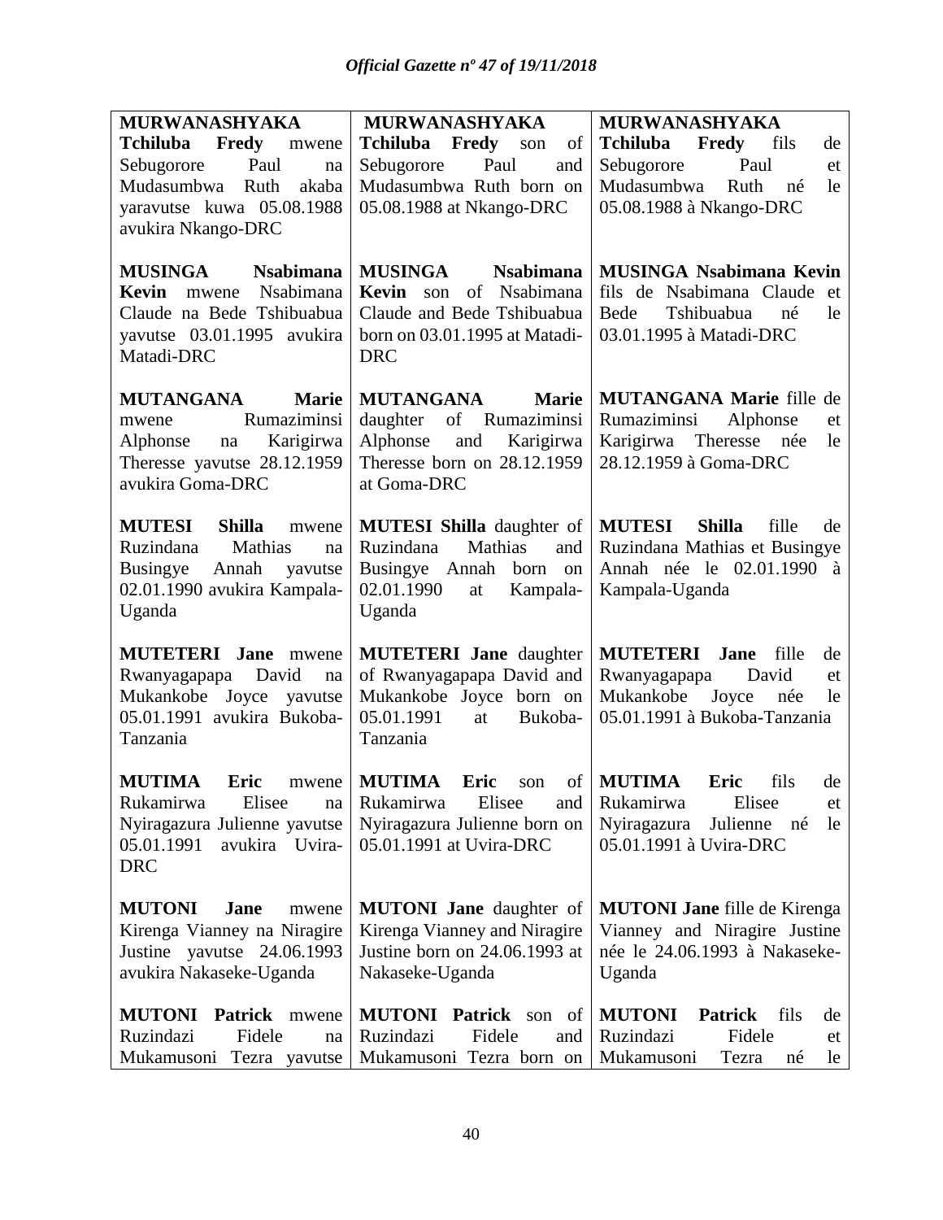| | | |
|---|---|---|
| **MURWANASHYAKA Tchiluba Fredy** mwene Sebugorore Paul na Mudasumbwa Ruth akaba yaravutse kuwa 05.08.1988 avukira Nkango-DRC | **MURWANASHYAKA Tchiluba Fredy** son of Sebugorore Paul and Mudasumbwa Ruth born on 05.08.1988 at Nkango-DRC | **MURWANASHYAKA Tchiluba Fredy** fils de Sebugorore Paul et Mudasumbwa Ruth né le 05.08.1988 à Nkango-DRC |
| **MUSINGA Nsabimana Kevin** mwene Nsabimana Claude na Bede Tshibuabua yavutse 03.01.1995 avukira Matadi-DRC | **MUSINGA Nsabimana Kevin** son of Nsabimana Claude and Bede Tshibuabua born on 03.01.1995 at Matadi-DRC | **MUSINGA Nsabimana Kevin** fils de Nsabimana Claude et Bede Tshibuabua né le 03.01.1995 à Matadi-DRC |
| **MUTANGANA Marie** mwene Rumaziminsi Alphonse na Karigirwa Theresse yavutse 28.12.1959 avukira Goma-DRC | **MUTANGANA Marie** daughter of Rumaziminsi Alphonse and Karigirwa Theresse born on 28.12.1959 at Goma-DRC | **MUTANGANA Marie** fille de Rumaziminsi Alphonse et Karigirwa Theresse née le 28.12.1959 à Goma-DRC |
| **MUTESI Shilla** mwene Ruzindana Mathias na Busingye Annah yavutse 02.01.1990 avukira Kampala-Uganda | **MUTESI Shilla** daughter of Ruzindana Mathias and Busingye Annah born on 02.01.1990 at Kampala-Uganda | **MUTESI Shilla** fille de Ruzindana Mathias et Busingye Annah née le 02.01.1990 à Kampala-Uganda |
| **MUTETERI Jane** mwene Rwanyagapapa David na Mukankobe Joyce yavutse 05.01.1991 avukira Bukoba-Tanzania | **MUTETERI Jane** daughter of Rwanyagapapa David and Mukankobe Joyce born on 05.01.1991 at Bukoba-Tanzania | **MUTETERI Jane** fille de Rwanyagapapa David et Mukankobe Joyce née le 05.01.1991 à Bukoba-Tanzania |
| **MUTIMA Eric** mwene Rukamirwa Elisee na Nyiragazura Julienne yavutse 05.01.1991 avukira Uvira-DRC | **MUTIMA Eric** son of Rukamirwa Elisee and Nyiragazura Julienne born on 05.01.1991 at Uvira-DRC | **MUTIMA Eric** fils de Rukamirwa Elisee et Nyiragazura Julienne né le 05.01.1991 à Uvira-DRC |
| **MUTONI Jane** mwene Kirenga Vianney na Niragire Justine yavutse 24.06.1993 avukira Nakaseke-Uganda | **MUTONI Jane** daughter of Kirenga Vianney and Niragire Justine born on 24.06.1993 at Nakaseke-Uganda | **MUTONI Jane** fille de Kirenga Vianney and Niragire Justine née le 24.06.1993 à Nakaseke-Uganda |
| **MUTONI Patrick** mwene Ruzindazi Fidele na Mukamusoni Tezra yavutse | **MUTONI Patrick** son of Ruzindazi Fidele and Mukamusoni Tezra born on | **MUTONI Patrick** fils de Ruzindazi Fidele et Mukamusoni Tezra né le |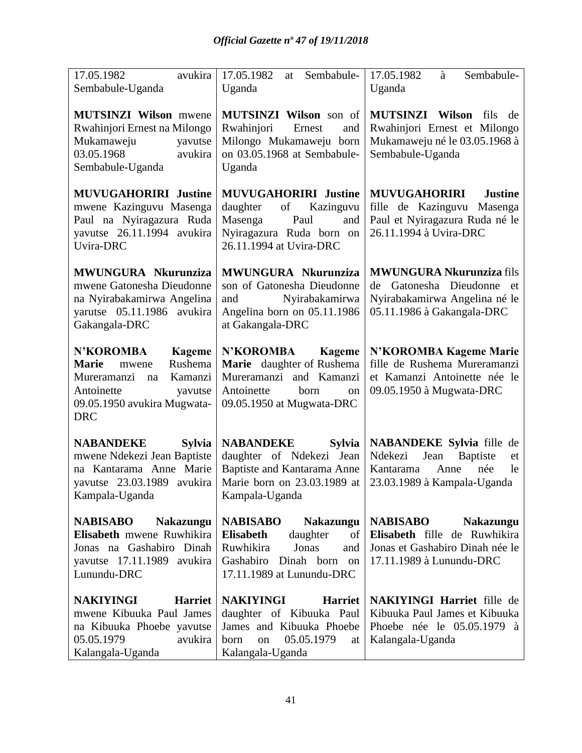| | | |
|---|---|---|
| 17.05.1982 avukira Sembabule-Uganda | 17.05.1982 at Sembabule-Uganda | 17.05.1982 à Sembabule-Uganda |
| **MUTSINZI Wilson** mwene Rwahinjori Ernest na Milongo Mukamaweju yavutse 03.05.1968 avukira Sembabule-Uganda | **MUTSINZI Wilson** son of Rwahinjori Ernest and Milongo Mukamaweju born on 03.05.1968 at Sembabule-Uganda | **MUTSINZI Wilson** fils de Rwahinjori Ernest et Milongo Mukamaweju né le 03.05.1968 à Sembabule-Uganda |
| **MUVUGAHORIRI Justine** mwene Kazinguvu Masenga Paul na Nyiragazura Ruda yavutse 26.11.1994 avukira Uvira-DRC | **MUVUGAHORIRI Justine** daughter of Kazinguvu Masenga Paul and Nyiragazura Ruda born on 26.11.1994 at Uvira-DRC | **MUVUGAHORIRI Justine** fille de Kazinguvu Masenga Paul et Nyiragazura Ruda né le 26.11.1994 à Uvira-DRC |
| **MWUNGURA Nkurunziza** mwene Gatonesha Dieudonne na Nyirabakamirwa Angelina yarutse 05.11.1986 avukira Gakangala-DRC | **MWUNGURA Nkurunziza** son of Gatonesha Dieudonne and Nyirabakamirwa Angelina born on 05.11.1986 at Gakangala-DRC | **MWUNGURA Nkurunziza** fils de Gatonesha Dieudonne et Nyirabakamirwa Angelina né le 05.11.1986 à Gakangala-DRC |
| **N'KOROMBA Kageme Marie** mwene Rushema Mureramanzi na Kamanzi Antoinette yavutse 09.05.1950 avukira Mugwata-DRC | **N'KOROMBA Kageme Marie** daughter of Rushema Mureramanzi and Kamanzi Antoinette born on 09.05.1950 at Mugwata-DRC | **N'KOROMBA Kageme Marie** fille de Rushema Mureramanzi et Kamanzi Antoinette née le 09.05.1950 à Mugwata-DRC |
| **NABANDEKE Sylvia** mwene Ndekezi Jean Baptiste na Kantarama Anne Marie yavutse 23.03.1989 avukira Kampala-Uganda | **NABANDEKE Sylvia** daughter of Ndekezi Jean Baptiste and Kantarama Anne Marie born on 23.03.1989 at Kampala-Uganda | **NABANDEKE Sylvia** fille de Ndekezi Jean Baptiste et Kantarama Anne née le 23.03.1989 à Kampala-Uganda |
| **NABISABO Nakazungu Elisabeth** mwene Ruwhikira Jonas na Gashabiro Dinah yavutse 17.11.1989 avukira Lunundu-DRC | **NABISABO Nakazungu Elisabeth** daughter of Ruwhikira Jonas and Gashabiro Dinah born on 17.11.1989 at Lunundu-DRC | **NABISABO Nakazungu Elisabeth** fille de Ruwhikira Jonas et Gashabiro Dinah née le 17.11.1989 à Lunundu-DRC |
| **NAKIYINGI Harriet** mwene Kibuuka Paul James na Kibuuka Phoebe yavutse 05.05.1979 avukira Kalangala-Uganda | **NAKIYINGI Harriet** daughter of Kibuuka Paul James and Kibuuka Phoebe born on 05.05.1979 at Kalangala-Uganda | **NAKIYINGI Harriet** fille de Kibuuka Paul James et Kibuuka Phoebe née le 05.05.1979 à Kalangala-Uganda |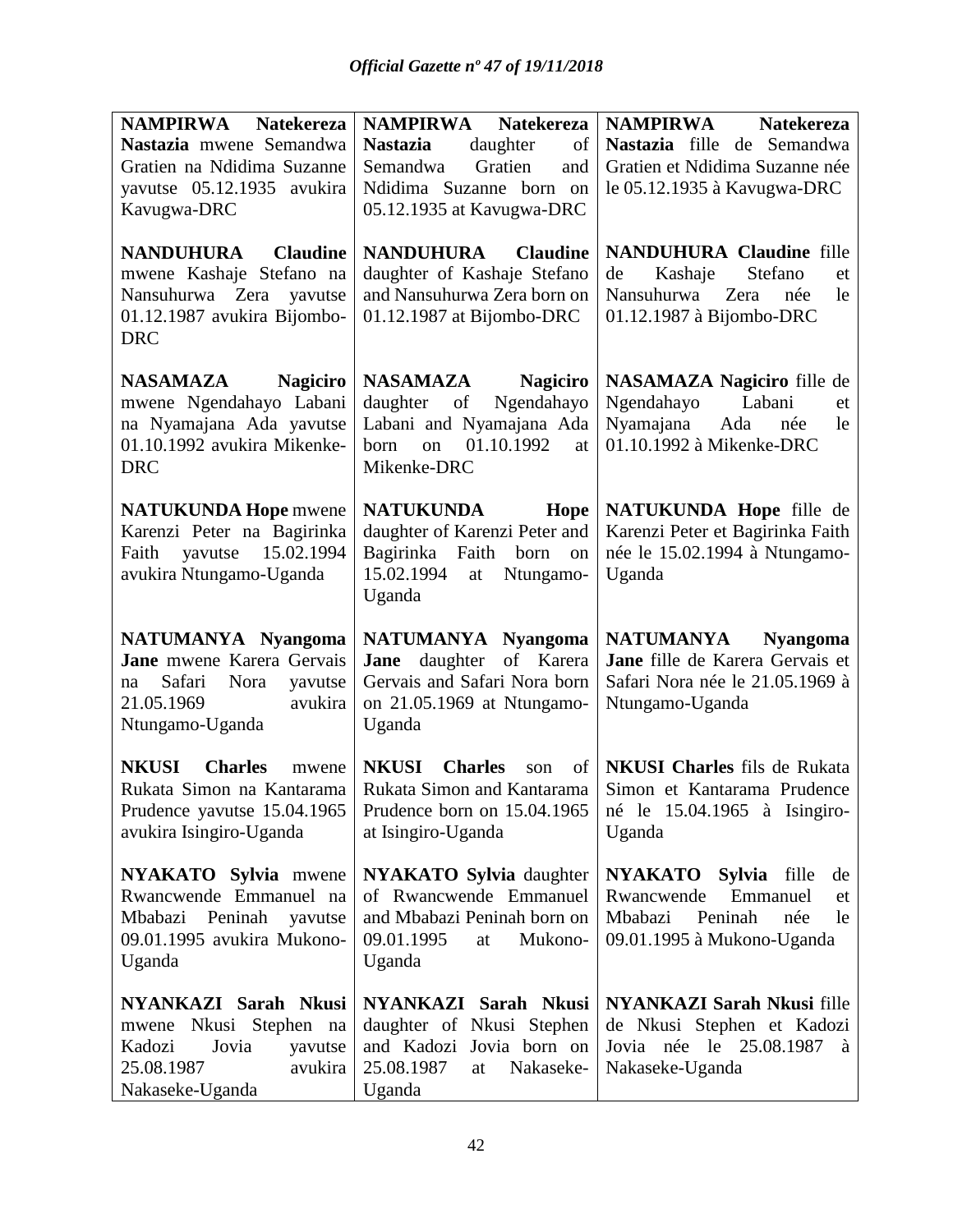| | | |
|---|---|---|
| **NAMPIRWA Natekereza Nastazia** mwene Semandwa Gratien na Ndidima Suzanne yavutse 05.12.1935 avukira Kavugwa-DRC | **NAMPIRWA Natekereza Nastazia** daughter of Semandwa Gratien and Ndidima Suzanne born on 05.12.1935 at Kavugwa-DRC | **NAMPIRWA Natekereza Nastazia** fille de Semandwa Gratien et Ndidima Suzanne née le 05.12.1935 à Kavugwa-DRC |
| **NANDUHURA Claudine** mwene Kashaje Stefano na Nansuhurwa Zera yavutse 01.12.1987 avukira Bijombo-DRC | **NANDUHURA Claudine** daughter of Kashaje Stefano and Nansuhurwa Zera born on 01.12.1987 at Bijombo-DRC | **NANDUHURA Claudine** fille de Kashaje Stefano et Nansuhurwa Zera née le 01.12.1987 à Bijombo-DRC |
| **NASAMAZA Nagiciro** mwene Ngendahayo Labani na Nyamajana Ada yavutse 01.10.1992 avukira Mikenke-DRC | **NASAMAZA Nagiciro** daughter of Ngendahayo Labani and Nyamajana Ada born on 01.10.1992 at Mikenke-DRC | **NASAMAZA Nagiciro** fille de Ngendahayo Labani et Nyamajana Ada née le 01.10.1992 à Mikenke-DRC |
| **NATUKUNDA Hope** mwene Karenzi Peter na Bagirinka Faith yavutse 15.02.1994 avukira Ntungamo-Uganda | **NATUKUNDA Hope** daughter of Karenzi Peter and Bagirinka Faith born on 15.02.1994 at Ntungamo-Uganda | **NATUKUNDA Hope** fille de Karenzi Peter et Bagirinka Faith née le 15.02.1994 à Ntungamo-Uganda |
| **NATUMANYA Nyangoma Jane** mwene Karera Gervais na Safari Nora yavutse 21.05.1969 avukira Ntungamo-Uganda | **NATUMANYA Nyangoma Jane** daughter of Karera Gervais and Safari Nora born on 21.05.1969 at Ntungamo-Uganda | **NATUMANYA Nyangoma Jane** fille de Karera Gervais et Safari Nora née le 21.05.1969 à Ntungamo-Uganda |
| **NKUSI Charles** mwene Rukata Simon na Kantarama Prudence yavutse 15.04.1965 avukira Isingiro-Uganda | **NKUSI Charles** son of Rukata Simon and Kantarama Prudence born on 15.04.1965 at Isingiro-Uganda | **NKUSI Charles** fils de Rukata Simon et Kantarama Prudence né le 15.04.1965 à Isingiro-Uganda |
| **NYAKATO Sylvia** mwene Rwancwende Emmanuel na Mbabazi Peninah yavutse 09.01.1995 avukira Mukono-Uganda | **NYAKATO Sylvia** daughter of Rwancwende Emmanuel and Mbabazi Peninah born on 09.01.1995 at Mukono-Uganda | **NYAKATO Sylvia** fille de Rwancwende Emmanuel et Mbabazi Peninah née le 09.01.1995 à Mukono-Uganda |
| **NYANKAZI Sarah Nkusi** mwene Nkusi Stephen na Kadozi Jovia yavutse 25.08.1987 avukira Nakaseke-Uganda | **NYANKAZI Sarah Nkusi** daughter of Nkusi Stephen and Kadozi Jovia born on 25.08.1987 at Nakaseke-Uganda | **NYANKAZI Sarah Nkusi** fille de Nkusi Stephen et Kadozi Jovia née le 25.08.1987 à Nakaseke-Uganda |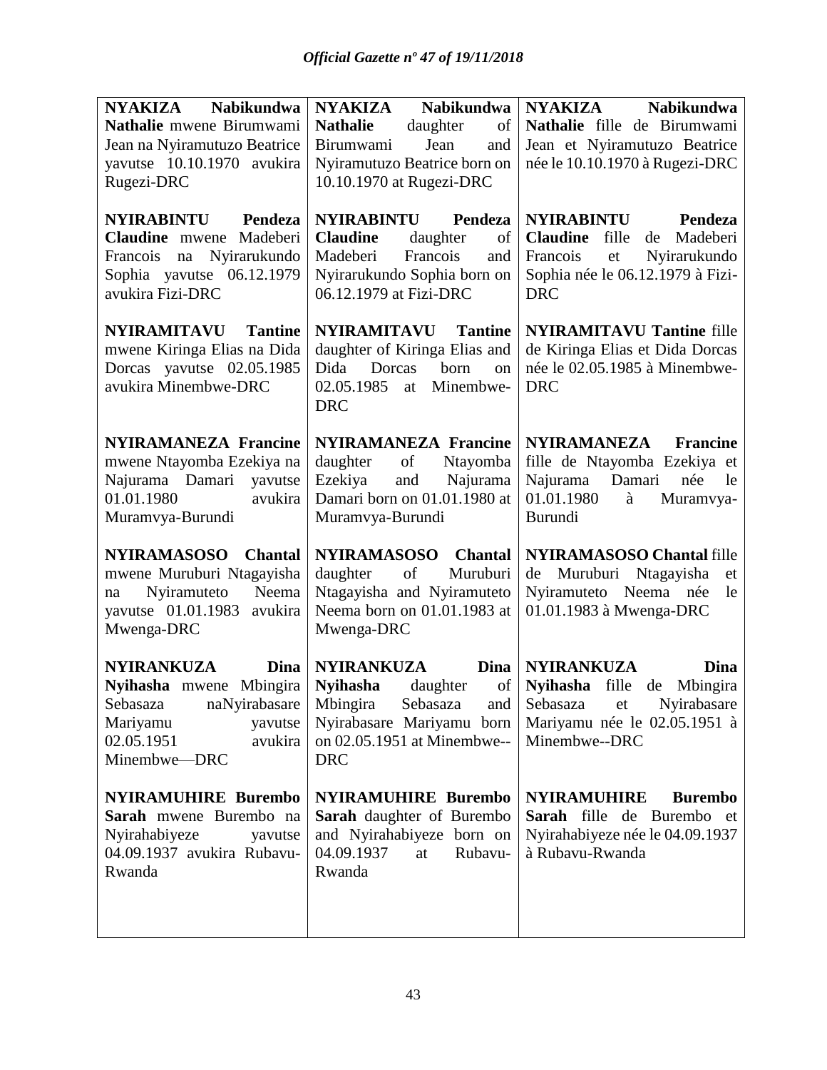| | | |
|---|---|---|
| **NYAKIZA Nabikundwa Nathalie** mwene Birumwami Jean na Nyiramutuzo Beatrice yavutse 10.10.1970 avukira Rugezi-DRC | **NYAKIZA Nabikundwa Nathalie** daughter of Birumwami Jean and Nyiramutuzo Beatrice born on 10.10.1970 at Rugezi-DRC | **NYAKIZA Nabikundwa Nathalie** fille de Birumwami Jean et Nyiramutuzo Beatrice née le 10.10.1970 à Rugezi-DRC |
| **NYIRABINTU Pendeza Claudine** mwene Madeberi Francois na Nyirarukundo Sophia yavutse 06.12.1979 avukira Fizi-DRC | **NYIRABINTU Pendeza Claudine** daughter of Madeberi Francois and Nyirarukundo Sophia born on 06.12.1979 at Fizi-DRC | **NYIRABINTU Pendeza Claudine** fille de Madeberi Francois et Nyirarukundo Sophia née le 06.12.1979 à Fizi-DRC |
| **NYIRAMITAVU Tantine** mwene Kiringa Elias na Dida Dorcas yavutse 02.05.1985 avukira Minembwe-DRC | **NYIRAMITAVU Tantine** daughter of Kiringa Elias and Dida Dorcas born on 02.05.1985 at Minembwe-DRC | **NYIRAMITAVU Tantine** fille de Kiringa Elias et Dida Dorcas née le 02.05.1985 à Minembwe-DRC |
| **NYIRAMANEZA Francine** mwene Ntayomba Ezekiya na Najurama Damari yavutse 01.01.1980 avukira Muramvya-Burundi | **NYIRAMANEZA Francine** daughter of Ntayomba Ezekiya and Najurama Damari born on 01.01.1980 at Muramvya-Burundi | **NYIRAMANEZA Francine** fille de Ntayomba Ezekiya et Najurama Damari née le 01.01.1980 à Muramvya-Burundi |
| **NYIRAMASOSO Chantal** mwene Muruburi Ntagayisha na Nyiramuteto Neema yavutse 01.01.1983 avukira Mwenga-DRC | **NYIRAMASOSO Chantal** daughter of Muruburi Ntagayisha and Nyiramuteto Neema born on 01.01.1983 at Mwenga-DRC | **NYIRAMASOSO Chantal** fille de Muruburi Ntagayisha et Nyiramuteto Neema née le 01.01.1983 à Mwenga-DRC |
| **NYIRANKUZA Dina Nyihasha** mwene Mbingira Sebasaza naNyirabasare Mariyamu yavutse 02.05.1951 avukira Minembwe—DRC | **NYIRANKUZA Dina Nyihasha** daughter of Mbingira Sebasaza and Nyirabasare Mariyamu born on 02.05.1951 at Minembwe--DRC | **NYIRANKUZA Dina Nyihasha** fille de Mbingira Sebasaza et Nyirabasare Mariyamu née le 02.05.1951 à Minembwe--DRC |
| **NYIRAMUHIRE Burembo Sarah** mwene Burembo na Nyirahabiyeze yavutse 04.09.1937 avukira Rubavu-Rwanda | **NYIRAMUHIRE Burembo Sarah** daughter of Burembo and Nyirahabiyeze born on 04.09.1937 at Rubavu-Rwanda | **NYIRAMUHIRE Burembo Sarah** fille de Burembo et Nyirahabiyeze née le 04.09.1937 à Rubavu-Rwanda |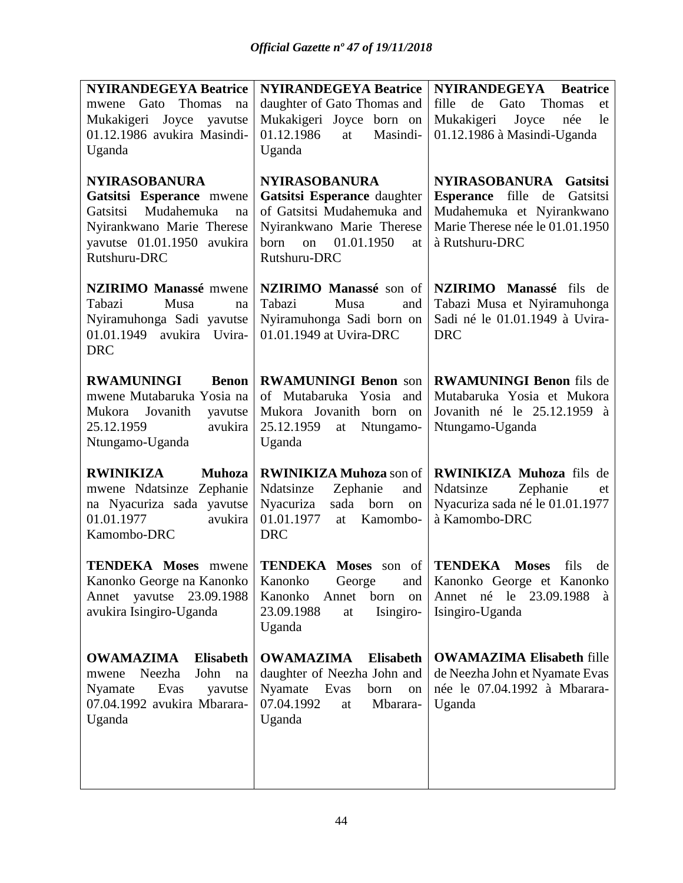| | | |
|---|---|---|
| **NYIRANDEGEYA Beatrice** mwene Gato Thomas na Mukakigeri Joyce yavutse 01.12.1986 avukira Masindi-Uganda | **NYIRANDEGEYA Beatrice** daughter of Gato Thomas and Mukakigeri Joyce born on 01.12.1986 at Masindi-Uganda | **NYIRANDEGEYA Beatrice** fille de Gato Thomas et Mukakigeri Joyce née le 01.12.1986 à Masindi-Uganda |
| **NYIRASOBANURA Gatsitsi Esperance** mwene Gatsitsi Mudahemuka na Nyirankwano Marie Therese yavutse 01.01.1950 avukira Rutshuru-DRC | **NYIRASOBANURA Gatsitsi Esperance** daughter of Gatsitsi Mudahemuka and Nyirankwano Marie Therese born on 01.01.1950 at Rutshuru-DRC | **NYIRASOBANURA Gatsitsi Esperance** fille de Gatsitsi Mudahemuka et Nyirankwano Marie Therese née le 01.01.1950 à Rutshuru-DRC |
| **NZIRIMO Manassé** mwene Tabazi Musa na Nyiramuhonga Sadi yavutse 01.01.1949 avukira Uvira-DRC | **NZIRIMO Manassé** son of Tabazi Musa and Nyiramuhonga Sadi born on 01.01.1949 at Uvira-DRC | **NZIRIMO Manassé** fils de Tabazi Musa et Nyiramuhonga Sadi né le 01.01.1949 à Uvira-DRC |
| **RWAMUNINGI Benon** mwene Mutabaruka Yosia na Mukora Jovanith yavutse 25.12.1959 avukira Ntungamo-Uganda | **RWAMUNINGI Benon** son of Mutabaruka Yosia and Mukora Jovanith born on 25.12.1959 at Ntungamo-Uganda | **RWAMUNINGI Benon** fils de Mutabaruka Yosia et Mukora Jovanith né le 25.12.1959 à Ntungamo-Uganda |
| **RWINIKIZA Muhoza** mwene Ndatsinze Zephanie na Nyacuriza sada yavutse 01.01.1977 avukira Kamombo-DRC | **RWINIKIZA Muhoza** son of Ndatsinze Zephanie and Nyacuriza sada born on 01.01.1977 at Kamombo-DRC | **RWINIKIZA Muhoza** fils de Ndatsinze Zephanie et Nyacuriza sada né le 01.01.1977 à Kamombo-DRC |
| **TENDEKA Moses** mwene Kanonko George na Kanonko Annet yavutse 23.09.1988 avukira Isingiro-Uganda | **TENDEKA Moses** son of Kanonko George and Kanonko Annet born on 23.09.1988 at Isingiro-Uganda | **TENDEKA Moses** fils de Kanonko George et Kanonko Annet né le 23.09.1988 à Isingiro-Uganda |
| **OWAMAZIMA Elisabeth** mwene Neezha John na Nyamate Evas yavutse 07.04.1992 avukira Mbarara-Uganda | **OWAMAZIMA Elisabeth** daughter of Neezha John and Nyamate Evas born on 07.04.1992 at Mbarara-Uganda | **OWAMAZIMA Elisabeth** fille de Neezha John et Nyamate Evas née le 07.04.1992 à Mbarara-Uganda |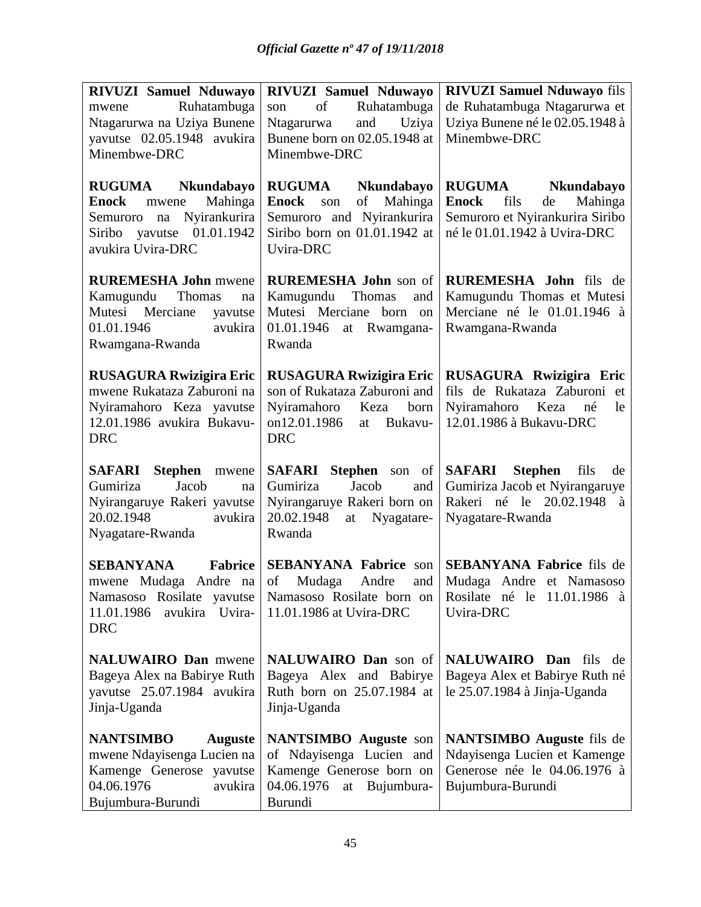| | | |
|---|---|---|
| **RIVUZI Samuel Nduwayo** mwene Ruhatambuga Ntagarurwa na Uziya Bunene yavutse 02.05.1948 avukira Minembwe-DRC | **RIVUZI Samuel Nduwayo** son of Ruhatambuga Ntagarurwa and Uziya Bunene born on 02.05.1948 at Minembwe-DRC | **RIVUZI Samuel Nduwayo** fils de Ruhatambuga Ntagarurwa et Uziya Bunene né le 02.05.1948 à Minembwe-DRC |
| **RUGUMA Nkundabayo Enock** mwene Mahinga Semuroro na Nyirankurira Siribo yavutse 01.01.1942 avukira Uvira-DRC | **RUGUMA Nkundabayo Enock** son of Mahinga Semuroro and Nyirankurira Siribo born on 01.01.1942 at Uvira-DRC | **RUGUMA Nkundabayo Enock** fils de Mahinga Semuroro et Nyirankurira Siribo né le 01.01.1942 à Uvira-DRC |
| **RUREMESHA John** mwene Kamugundu Thomas na Mutesi Merciane yavutse 01.01.1946 avukira Rwamgana-Rwanda | **RUREMESHA John** son of Kamugundu Thomas and Mutesi Merciane born on 01.01.1946 at Rwamgana-Rwanda | **RUREMESHA John** fils de Kamugundu Thomas et Mutesi Merciane né le 01.01.1946 à Rwamgana-Rwanda |
| **RUSAGURA Rwizigira Eric** mwene Rukataza Zaburoni na Nyiramahoro Keza yavutse 12.01.1986 avukira Bukavu-DRC | **RUSAGURA Rwizigira Eric** son of Rukataza Zaburoni and Nyiramahoro Keza born on12.01.1986 at Bukavu-DRC | **RUSAGURA Rwizigira Eric** fils de Rukataza Zaburoni et Nyiramahoro Keza né le 12.01.1986 à Bukavu-DRC |
| **SAFARI Stephen** mwene Gumiriza Jacob na Nyirangaruye Rakeri yavutse 20.02.1948 avukira Nyagatare-Rwanda | **SAFARI Stephen** son of Gumiriza Jacob and Nyirangaruye Rakeri born on 20.02.1948 at Nyagatare-Rwanda | **SAFARI Stephen** fils de Gumiriza Jacob et Nyirangaruye Rakeri né le 20.02.1948 à Nyagatare-Rwanda |
| **SEBANYANA Fabrice** mwene Mudaga Andre na Namasoso Rosilate yavutse 11.01.1986 avukira Uvira-DRC | **SEBANYANA Fabrice** son of Mudaga Andre and Namasoso Rosilate born on 11.01.1986 at Uvira-DRC | **SEBANYANA Fabrice** fils de Mudaga Andre et Namasoso Rosilate né le 11.01.1986 à Uvira-DRC |
| **NALUWAIRO Dan** mwene Bageya Alex na Babirye Ruth yavutse 25.07.1984 avukira Jinja-Uganda | **NALUWAIRO Dan** son of Bageya Alex and Babirye Ruth born on 25.07.1984 at Jinja-Uganda | **NALUWAIRO Dan** fils de Bageya Alex et Babirye Ruth né le 25.07.1984 à Jinja-Uganda |
| **NANTSIMBO Auguste** mwene Ndayisenga Lucien na Kamenge Generose yavutse 04.06.1976 avukira Bujumbura-Burundi | **NANTSIMBO Auguste** son of Ndayisenga Lucien and Kamenge Generose born on 04.06.1976 at Bujumbura-Burundi | **NANTSIMBO Auguste** fils de Ndayisenga Lucien et Kamenge Generose née le 04.06.1976 à Bujumbura-Burundi |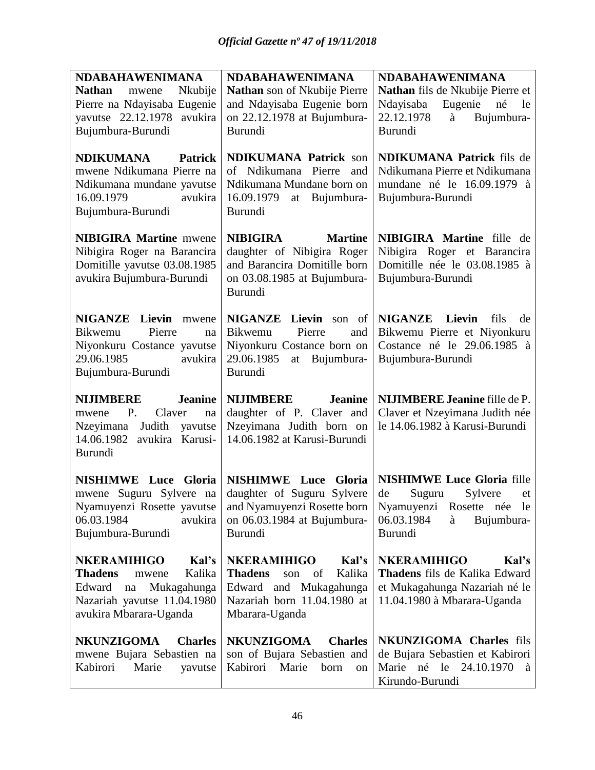| | | |
|---|---|---|
| **NDABAHAWENIMANA Nathan** mwene Nkubije Pierre na Ndayisaba Eugenie yavutse 22.12.1978 avukira Bujumbura-Burundi | **NDABAHAWENIMANA Nathan** son of Nkubije Pierre and Ndayisaba Eugenie born on 22.12.1978 at Bujumbura-Burundi | **NDABAHAWENIMANA Nathan** fils de Nkubije Pierre et Ndayisaba Eugenie né le 22.12.1978 à Bujumbura-Burundi |
| **NDIKUMANA Patrick** mwene Ndikumana Pierre na Ndikumana mundane yavutse 16.09.1979 avukira Bujumbura-Burundi | **NDIKUMANA Patrick** son of Ndikumana Pierre and Ndikumana Mundane born on 16.09.1979 at Bujumbura-Burundi | **NDIKUMANA Patrick** fils de Ndikumana Pierre et Ndikumana mundane né le 16.09.1979 à Bujumbura-Burundi |
| **NIBIGIRA Martine** mwene Nibigira Roger na Barancira Domitille yavutse 03.08.1985 avukira Bujumbura-Burundi | **NIBIGIRA Martine** daughter of Nibigira Roger and Barancira Domitille born on 03.08.1985 at Bujumbura-Burundi | **NIBIGIRA Martine** fille de Nibigira Roger et Barancira Domitille née le 03.08.1985 à Bujumbura-Burundi |
| **NIGANZE Lievin** mwene Bikwemu Pierre na Niyonkuru Costance yavutse 29.06.1985 avukira Bujumbura-Burundi | **NIGANZE Lievin** son of Bikwemu Pierre and Niyonkuru Costance born on 29.06.1985 at Bujumbura-Burundi | **NIGANZE Lievin** fils de Bikwemu Pierre et Niyonkuru Costance né le 29.06.1985 à Bujumbura-Burundi |
| **NIJIMBERE Jeanine** mwene P. Claver na Nzeyimana Judith yavutse 14.06.1982 avukira Karusi-Burundi | **NIJIMBERE Jeanine** daughter of P. Claver and Nzeyimana Judith born on 14.06.1982 at Karusi-Burundi | **NIJIMBERE Jeanine** fille de P. Claver et Nzeyimana Judith née le 14.06.1982 à Karusi-Burundi |
| **NISHIMWE Luce Gloria** mwene Suguru Sylvere na Nyamuyenzi Rosette yavutse 06.03.1984 avukira Bujumbura-Burundi | **NISHIMWE Luce Gloria** daughter of Suguru Sylvere and Nyamuyenzi Rosette born on 06.03.1984 at Bujumbura-Burundi | **NISHIMWE Luce Gloria** fille de Suguru Sylvere et Nyamuyenzi Rosette née le 06.03.1984 à Bujumbura-Burundi |
| **NKERAMIHIGO Kal's Thadens** mwene Kalika Edward na Mukagahunga Nazariah yavutse 11.04.1980 avukira Mbarara-Uganda | **NKERAMIHIGO Kal's Thadens** son of Kalika Edward and Mukagahunga Nazariah born 11.04.1980 at Mbarara-Uganda | **NKERAMIHIGO Kal's Thadens** fils de Kalika Edward et Mukagahunga Nazariah né le 11.04.1980 à Mbarara-Uganda |
| **NKUNZIGOMA Charles** mwene Bujara Sebastien na Kabirori Marie yavutse | **NKUNZIGOMA Charles** son of Bujara Sebastien and Kabirori Marie born on | **NKUNZIGOMA Charles** fils de Bujara Sebastien et Kabirori Marie né le 24.10.1970 à Kirundo-Burundi |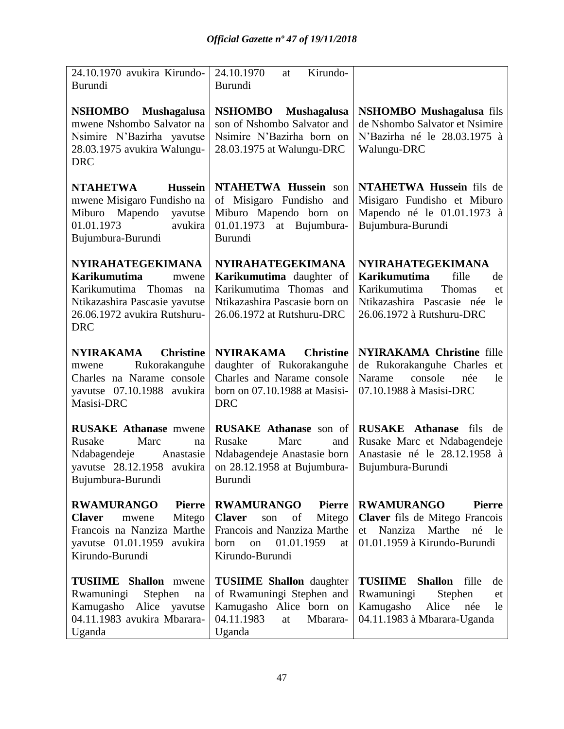| | | |
|---|---|---|
| 24.10.1970 avukira Kirundo-Burundi | 24.10.1970 at Kirundo-Burundi | |
| **NSHOMBO Mushagalusa** mwene Nshombo Salvator na Nsimire N'Bazirha yavutse 28.03.1975 avukira Walungu-DRC | **NSHOMBO Mushagalusa** son of Nshombo Salvator and Nsimire N'Bazirha born on 28.03.1975 at Walungu-DRC | **NSHOMBO Mushagalusa** fils de Nshombo Salvator et Nsimire N'Bazirha né le 28.03.1975 à Walungu-DRC |
| **NTAHETWA Hussein** mwene Misigaro Fundisho na Miburo Mapendo yavutse 01.01.1973 avukira Bujumbura-Burundi | **NTAHETWA Hussein** son of Misigaro Fundisho and Miburo Mapendo born on 01.01.1973 at Bujumbura-Burundi | **NTAHETWA Hussein** fils de Misigaro Fundisho et Miburo Mapendo né le 01.01.1973 à Bujumbura-Burundi |
| **NYIRAHATEGEKIMANA Karikumutima** mwene Karikumutima Thomas na Ntikazashira Pascasie yavutse 26.06.1972 avukira Rutshuru-DRC | **NYIRAHATEGEKIMANA Karikumutima** daughter of Karikumutima Thomas and Ntikazashira Pascasie born on 26.06.1972 at Rutshuru-DRC | **NYIRAHATEGEKIMANA Karikumutima** fille de Karikumutima Thomas et Ntikazashira Pascasie née le 26.06.1972 à Rutshuru-DRC |
| **NYIRAKAMA Christine** mwene Rukorakanguhe Charles na Narame console yavutse 07.10.1988 avukira Masisi-DRC | **NYIRAKAMA Christine** daughter of Rukorakanguhe Charles and Narame console born on 07.10.1988 at Masisi-DRC | **NYIRAKAMA Christine** fille de Rukorakanguhe Charles et Narame console née le 07.10.1988 à Masisi-DRC |
| **RUSAKE Athanase** mwene Rusake Marc na Ndabagendeje Anastasie yavutse 28.12.1958 avukira Bujumbura-Burundi | **RUSAKE Athanase** son of Rusake Marc and Ndabagendeje Anastasie born on 28.12.1958 at Bujumbura-Burundi | **RUSAKE Athanase** fils de Rusake Marc et Ndabagendeje Anastasie né le 28.12.1958 à Bujumbura-Burundi |
| **RWAMURANGO Pierre Claver** mwene Mitego Francois na Nanziza Marthe yavutse 01.01.1959 avukira Kirundo-Burundi | **RWAMURANGO Pierre Claver** son of Mitego Francois and Nanziza Marthe born on 01.01.1959 at Kirundo-Burundi | **RWAMURANGO Pierre Claver** fils de Mitego Francois et Nanziza Marthe né le 01.01.1959 à Kirundo-Burundi |
| **TUSIIME Shallon** mwene Rwamuningi Stephen na Kamugasho Alice yavutse 04.11.1983 avukira Mbarara-Uganda | **TUSIIME Shallon** daughter of Rwamuningi Stephen and Kamugasho Alice born on 04.11.1983 at Mbarara-Uganda | **TUSIIME Shallon** fille de Rwamuningi Stephen et Kamugasho Alice née le 04.11.1983 à Mbarara-Uganda |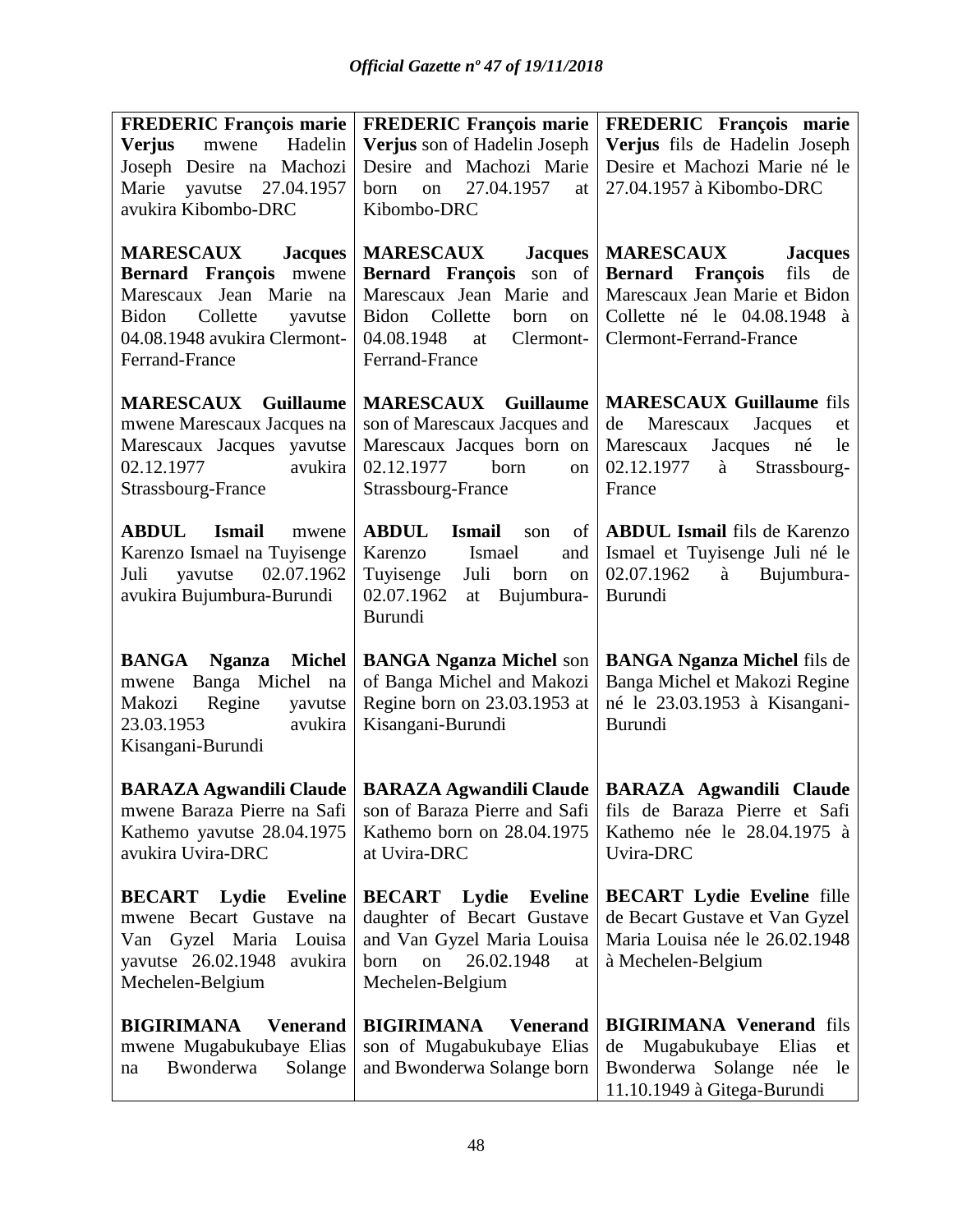| | | |
|---|---|---|
| **FREDERIC François marie Verjus** mwene Hadelin Joseph Desire na Machozi Marie yavutse 27.04.1957 avukira Kibombo-DRC | **FREDERIC François marie Verjus** son of Hadelin Joseph Desire and Machozi Marie born on 27.04.1957 at Kibombo-DRC | **FREDERIC François marie Verjus** fils de Hadelin Joseph Desire et Machozi Marie né le 27.04.1957 à Kibombo-DRC |
| **MARESCAUX Jacques Bernard François** mwene Marescaux Jean Marie na Bidon Collette yavutse 04.08.1948 avukira Clermont-Ferrand-France | **MARESCAUX Jacques Bernard François** son of Marescaux Jean Marie and Bidon Collette born on 04.08.1948 at Clermont-Ferrand-France | **MARESCAUX Jacques Bernard François** fils de Marescaux Jean Marie et Bidon Collette né le 04.08.1948 à Clermont-Ferrand-France |
| **MARESCAUX Guillaume** mwene Marescaux Jacques na Marescaux Jacques yavutse 02.12.1977 avukira Strassbourg-France | **MARESCAUX Guillaume** son of Marescaux Jacques and Marescaux Jacques born on 02.12.1977 born on Strassbourg-France | **MARESCAUX Guillaume** fils de Marescaux Jacques et Marescaux Jacques né le 02.12.1977 à Strassbourg-France |
| **ABDUL Ismail** mwene Karenzo Ismael na Tuyisenge Juli yavutse 02.07.1962 avukira Bujumbura-Burundi | **ABDUL Ismail** son of Karenzo Ismael and Tuyisenge Juli born on 02.07.1962 at Bujumbura-Burundi | **ABDUL Ismail** fils de Karenzo Ismael et Tuyisenge Juli né le 02.07.1962 à Bujumbura-Burundi |
| **BANGA Nganza Michel** mwene Banga Michel na Makozi Regine yavutse 23.03.1953 avukira Kisangani-Burundi | **BANGA Nganza Michel** son of Banga Michel and Makozi Regine born on 23.03.1953 at Kisangani-Burundi | **BANGA Nganza Michel** fils de Banga Michel et Makozi Regine né le 23.03.1953 à Kisangani-Burundi |
| **BARAZA Agwandili Claude** mwene Baraza Pierre na Safi Kathemo yavutse 28.04.1975 avukira Uvira-DRC | **BARAZA Agwandili Claude** son of Baraza Pierre and Safi Kathemo born on 28.04.1975 at Uvira-DRC | **BARAZA Agwandili Claude** fils de Baraza Pierre et Safi Kathemo née le 28.04.1975 à Uvira-DRC |
| **BECART Lydie Eveline** mwene Becart Gustave na Van Gyzel Maria Louisa yavutse 26.02.1948 avukira Mechelen-Belgium | **BECART Lydie Eveline** daughter of Becart Gustave and Van Gyzel Maria Louisa born on 26.02.1948 at Mechelen-Belgium | **BECART Lydie Eveline** fille de Becart Gustave et Van Gyzel Maria Louisa née le 26.02.1948 à Mechelen-Belgium |
| **BIGIRIMANA Venerand** mwene Mugabukubaye Elias na Bwonderwa Solange | **BIGIRIMANA Venerand** son of Mugabukubaye Elias and Bwonderwa Solange born | **BIGIRIMANA Venerand** fils de Mugabukubaye Elias et Bwonderwa Solange née le 11.10.1949 à Gitega-Burundi |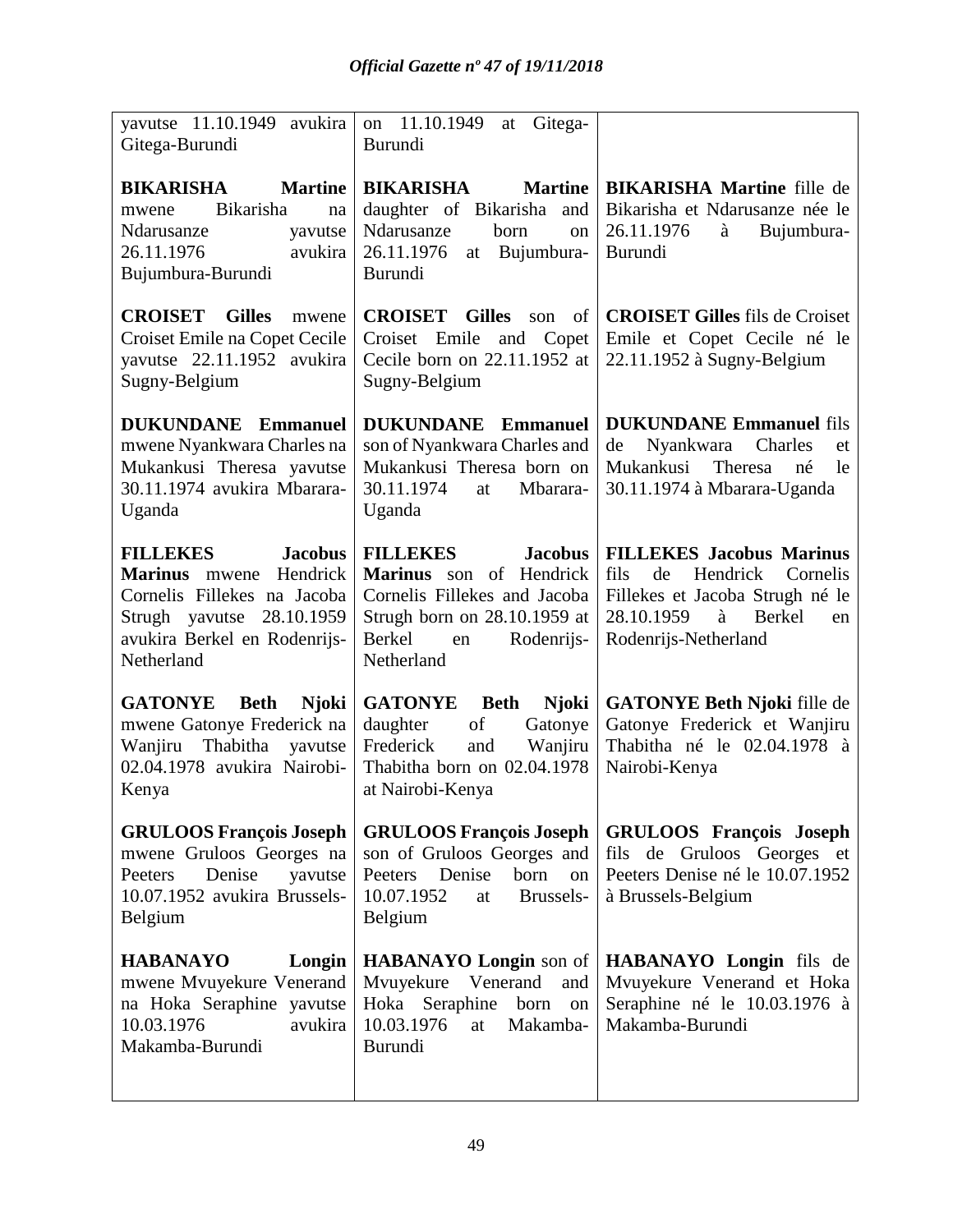| | | |
|---|---|---|
| yavutse 11.10.1949 avukira Gitega-Burundi | on 11.10.1949 at Gitega-Burundi | |
| **BIKARISHA Martine** mwene Bikarisha na Ndarusanze yavutse 26.11.1976 avukira Bujumbura-Burundi | **BIKARISHA Martine** daughter of Bikarisha and Ndarusanze born on 26.11.1976 at Bujumbura-Burundi | **BIKARISHA Martine** fille de Bikarisha et Ndarusanze née le 26.11.1976 à Bujumbura-Burundi |
| **CROISET Gilles** mwene Croiset Emile na Copet Cecile yavutse 22.11.1952 avukira Sugny-Belgium | **CROISET Gilles** son of Croiset Emile and Copet Cecile born on 22.11.1952 at Sugny-Belgium | **CROISET Gilles** fils de Croiset Emile et Copet Cecile né le 22.11.1952 à Sugny-Belgium |
| **DUKUNDANE Emmanuel** mwene Nyankwara Charles na Mukankusi Theresa yavutse 30.11.1974 avukira Mbarara-Uganda | **DUKUNDANE Emmanuel** son of Nyankwara Charles and Mukankusi Theresa born on 30.11.1974 at Mbarara-Uganda | **DUKUNDANE Emmanuel** fils de Nyankwara Charles et Mukankusi Theresa né le 30.11.1974 à Mbarara-Uganda |
| **FILLEKES Jacobus Marinus** mwene Hendrick Cornelis Fillekes na Jacoba Strugh yavutse 28.10.1959 avukira Berkel en Rodenrijs-Netherland | **FILLEKES Jacobus Marinus** son of Hendrick Cornelis Fillekes and Jacoba Strugh born on 28.10.1959 at Berkel en Rodenrijs-Netherland | **FILLEKES Jacobus Marinus** fils de Hendrick Cornelis Fillekes et Jacoba Strugh né le 28.10.1959 à Berkel en Rodenrijs-Netherland |
| **GATONYE Beth Njoki** mwene Gatonye Frederick na Wanjiru Thabitha yavutse 02.04.1978 avukira Nairobi-Kenya | **GATONYE Beth Njoki** daughter of Gatonye Frederick and Wanjiru Thabitha born on 02.04.1978 at Nairobi-Kenya | **GATONYE Beth Njoki** fille de Gatonye Frederick et Wanjiru Thabitha né le 02.04.1978 à Nairobi-Kenya |
| **GRULOOS François Joseph** mwene Gruloos Georges na Peeters Denise yavutse 10.07.1952 avukira Brussels-Belgium | **GRULOOS François Joseph** son of Gruloos Georges and Peeters Denise born on 10.07.1952 at Brussels-Belgium | **GRULOOS François Joseph** fils de Gruloos Georges et Peeters Denise né le 10.07.1952 à Brussels-Belgium |
| **HABANAYO Longin** mwene Mvuyekure Venerand na Hoka Seraphine yavutse 10.03.1976 avukira Makamba-Burundi | **HABANAYO Longin** son of Mvuyekure Venerand and Hoka Seraphine born on 10.03.1976 at Makamba-Burundi | **HABANAYO Longin** fils de Mvuyekure Venerand et Hoka Seraphine né le 10.03.1976 à Makamba-Burundi |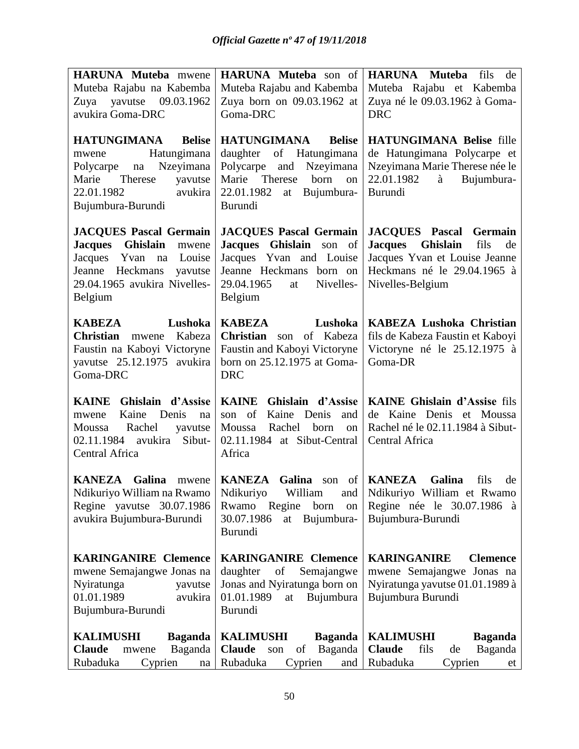| | | |
|---|---|---|
| **HARUNA Muteba** mwene Muteba Rajabu na Kabemba Zuya yavutse 09.03.1962 avukira Goma-DRC | **HARUNA Muteba** son of Muteba Rajabu and Kabemba Zuya born on 09.03.1962 at Goma-DRC | **HARUNA Muteba** fils de Muteba Rajabu et Kabemba Zuya né le 09.03.1962 à Goma-DRC |
| **HATUNGIMANA Belise** mwene Hatungimana Polycarpe na Nzeyimana Marie Therese yavutse 22.01.1982 avukira Bujumbura-Burundi | **HATUNGIMANA Belise** daughter of Hatungimana Polycarpe and Nzeyimana Marie Therese born on 22.01.1982 at Bujumbura-Burundi | **HATUNGIMANA Belise** fille de Hatungimana Polycarpe et Nzeyimana Marie Therese née le 22.01.1982 à Bujumbura-Burundi |
| **JACQUES Pascal Germain Jacques Ghislain** mwene Jacques Yvan na Louise Jeanne Heckmans yavutse 29.04.1965 avukira Nivelles-Belgium | **JACQUES Pascal Germain Jacques Ghislain** son of Jacques Yvan and Louise Jeanne Heckmans born on 29.04.1965 at Nivelles-Belgium | **JACQUES Pascal Germain Jacques Ghislain** fils de Jacques Yvan et Louise Jeanne Heckmans né le 29.04.1965 à Nivelles-Belgium |
| **KABEZA Lushoka Christian** mwene Kabeza Faustin na Kaboyi Victoryne yavutse 25.12.1975 avukira Goma-DRC | **KABEZA Lushoka Christian** son of Kabeza Faustin and Kaboyi Victoryne born on 25.12.1975 at Goma-DRC | **KABEZA Lushoka Christian** fils de Kabeza Faustin et Kaboyi Victoryne né le 25.12.1975 à Goma-DR |
| **KAINE Ghislain d'Assise** mwene Kaine Denis na Moussa Rachel yavutse 02.11.1984 avukira Sibut-Central Africa | **KAINE Ghislain d'Assise** son of Kaine Denis and Moussa Rachel born on 02.11.1984 at Sibut-Central Africa | **KAINE Ghislain d'Assise** fils de Kaine Denis et Moussa Rachel né le 02.11.1984 à Sibut-Central Africa |
| **KANEZA Galina** mwene Ndikuriyo William na Rwamo Regine yavutse 30.07.1986 avukira Bujumbura-Burundi | **KANEZA Galina** son of Ndikuriyo William and Rwamo Regine born on 30.07.1986 at Bujumbura-Burundi | **KANEZA Galina** fils de Ndikuriyo William et Rwamo Regine née le 30.07.1986 à Bujumbura-Burundi |
| **KARINGANIRE Clemence** mwene Semajangwe Jonas na Nyiratunga yavutse 01.01.1989 avukira Bujumbura-Burundi | **KARINGANIRE Clemence** daughter of Semajangwe Jonas and Nyiratunga born on 01.01.1989 at Bujumbura Burundi | **KARINGANIRE Clemence** mwene Semajangwe Jonas na Nyiratunga yavutse 01.01.1989 à Bujumbura Burundi |
| **KALIMUSHI Baganda Claude** mwene Baganda Rubaduka Cyprien na | **KALIMUSHI Baganda Claude** son of Baganda Rubaduka Cyprien and | **KALIMUSHI Baganda Claude** fils de Baganda Rubaduka Cyprien et |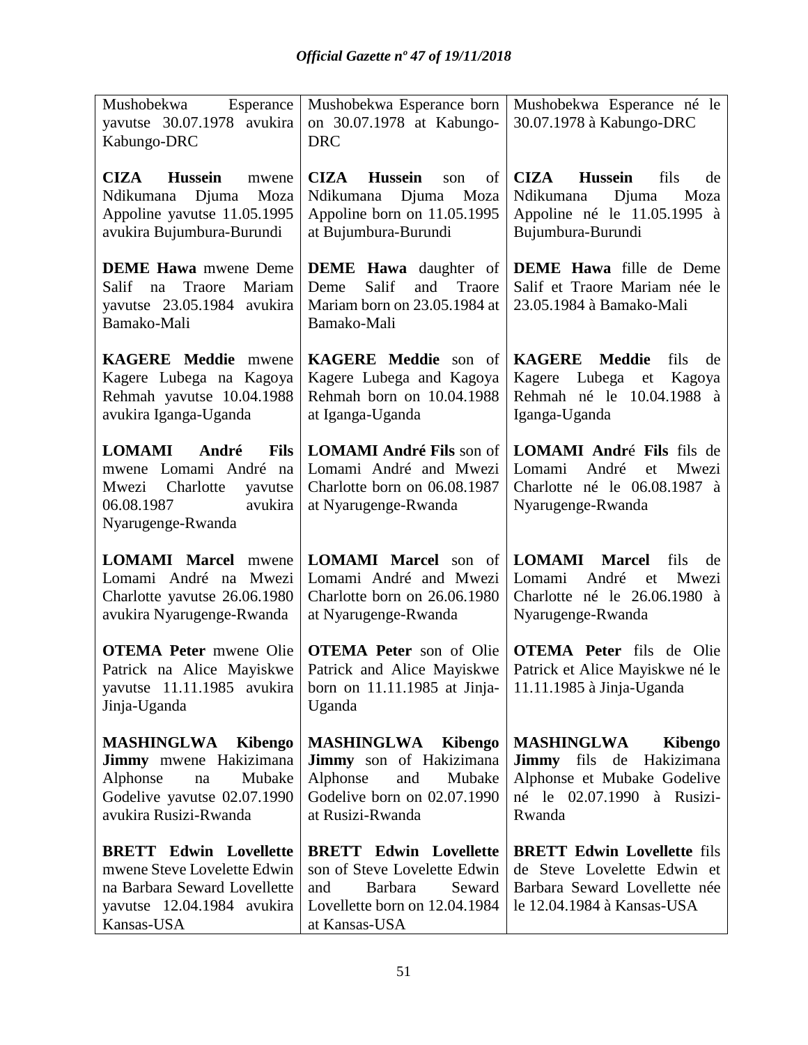| | | |
|---|---|---|
| Mushobekwa Esperance yavutse 30.07.1978 avukira Kabungo-DRC | Mushobekwa Esperance born on 30.07.1978 at Kabungo-DRC | Mushobekwa Esperance né le 30.07.1978 à Kabungo-DRC |
| **CIZA Hussein** mwene Ndikumana Djuma Moza Appoline yavutse 11.05.1995 avukira Bujumbura-Burundi | **CIZA Hussein** son of Ndikumana Djuma Moza Appoline born on 11.05.1995 at Bujumbura-Burundi | **CIZA Hussein** fils de Ndikumana Djuma Moza Appoline né le 11.05.1995 à Bujumbura-Burundi |
| **DEME Hawa** mwene Deme Salif na Traore Mariam yavutse 23.05.1984 avukira Bamako-Mali | **DEME Hawa** daughter of Deme Salif and Traore Mariam born on 23.05.1984 at Bamako-Mali | **DEME Hawa** fille de Deme Salif et Traore Mariam née le 23.05.1984 à Bamako-Mali |
| **KAGERE Meddie** mwene Kagere Lubega na Kagoya Rehmah yavutse 10.04.1988 avukira Iganga-Uganda | **KAGERE Meddie** son of Kagere Lubega and Kagoya Rehmah born on 10.04.1988 at Iganga-Uganda | **KAGERE Meddie** fils de Kagere Lubega et Kagoya Rehmah né le 10.04.1988 à Iganga-Uganda |
| **LOMAMI André Fils** mwene Lomami André na Mwezi Charlotte yavutse 06.08.1987 avukira Nyarugenge-Rwanda | **LOMAMI André Fils** son of Lomami André and Mwezi Charlotte born on 06.08.1987 at Nyarugenge-Rwanda | **LOMAMI André Fils** fils de Lomami André et Mwezi Charlotte né le 06.08.1987 à Nyarugenge-Rwanda |
| **LOMAMI Marcel** mwene Lomami André na Mwezi Charlotte yavutse 26.06.1980 avukira Nyarugenge-Rwanda | **LOMAMI Marcel** son of Lomami André and Mwezi Charlotte born on 26.06.1980 at Nyarugenge-Rwanda | **LOMAMI Marcel** fils de Lomami André et Mwezi Charlotte né le 26.06.1980 à Nyarugenge-Rwanda |
| **OTEMA Peter** mwene Olie Patrick na Alice Mayiskwe yavutse 11.11.1985 avukira Jinja-Uganda | **OTEMA Peter** son of Olie Patrick and Alice Mayiskwe born on 11.11.1985 at Jinja-Uganda | **OTEMA Peter** fils de Olie Patrick et Alice Mayiskwe né le 11.11.1985 à Jinja-Uganda |
| **MASHINGLWA Kibengo Jimmy** mwene Hakizimana Alphonse na Mubake Godelive yavutse 02.07.1990 avukira Rusizi-Rwanda | **MASHINGLWA Kibengo Jimmy** son of Hakizimana Alphonse and Mubake Godelive born on 02.07.1990 at Rusizi-Rwanda | **MASHINGLWA Kibengo Jimmy** fils de Hakizimana Alphonse et Mubake Godelive né le 02.07.1990 à Rusizi-Rwanda |
| **BRETT Edwin Lovellette** mwene Steve Lovelette Edwin na Barbara Seward Lovellette yavutse 12.04.1984 avukira Kansas-USA | **BRETT Edwin Lovellette** son of Steve Lovelette Edwin and Barbara Seward Lovellette born on 12.04.1984 at Kansas-USA | **BRETT Edwin Lovellette** fils de Steve Lovelette Edwin et Barbara Seward Lovellette née le 12.04.1984 à Kansas-USA |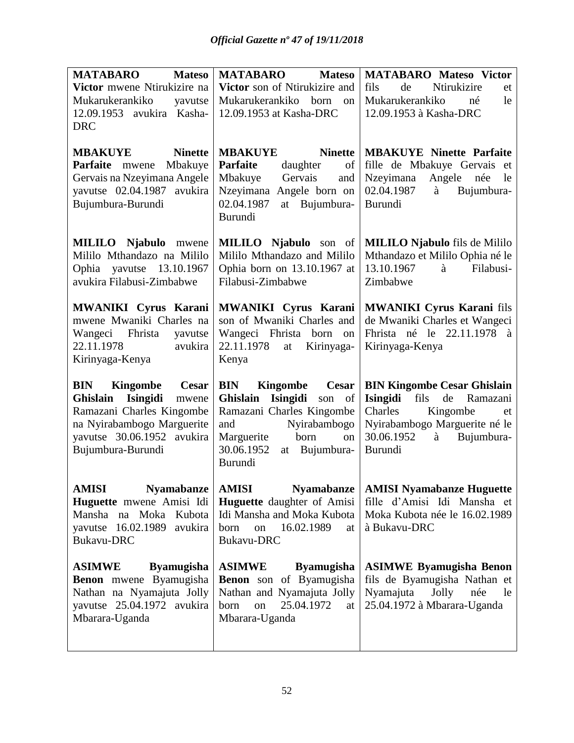| **MATABARO Mateso Victor** mwene Ntirukizire na Mukarukerankiko yavutse 12.09.1953 avukira Kasha-DRC | **MATABARO Mateso Victor** son of Ntirukizire and Mukarukerankiko born on 12.09.1953 at Kasha-DRC | **MATABARO Mateso Victor** fils de Ntirukizire et Mukarukerankiko né le 12.09.1953 à Kasha-DRC |
|---|---|---|
| **MBAKUYE Ninette Parfaite** mwene Mbakuye Gervais na Nzeyimana Angele yavutse 02.04.1987 avukira Bujumbura-Burundi | **MBAKUYE Ninette Parfaite** daughter of Mbakuye Gervais and Nzeyimana Angele born on 02.04.1987 at Bujumbura-Burundi | **MBAKUYE Ninette Parfaite** fille de Mbakuye Gervais et Nzeyimana Angele née le 02.04.1987 à Bujumbura-Burundi |
| **MILILO Njabulo** mwene Mililo Mthandazo na Mililo Ophia yavutse 13.10.1967 avukira Filabusi-Zimbabwe | **MILILO Njabulo** son of Mililo Mthandazo and Mililo Ophia born on 13.10.1967 at Filabusi-Zimbabwe | **MILILO Njabulo** fils de Mililo Mthandazo et Mililo Ophia né le 13.10.1967 à Filabusi-Zimbabwe |
| **MWANIKI Cyrus Karani** mwene Mwaniki Charles na Wangeci Fhrista yavutse 22.11.1978 avukira Kirinyaga-Kenya | **MWANIKI Cyrus Karani** son of Mwaniki Charles and Wangeci Fhrista born on 22.11.1978 at Kirinyaga-Kenya | **MWANIKI Cyrus Karani** fils de Mwaniki Charles et Wangeci Fhrista né le 22.11.1978 à Kirinyaga-Kenya |
| **BIN Kingombe Cesar Ghislain Isingidi** mwene Ramazani Charles Kingombe na Nyirabambogo Marguerite yavutse 30.06.1952 avukira Bujumbura-Burundi | **BIN Kingombe Cesar Ghislain Isingidi** son of Ramazani Charles Kingombe and Nyirabambogo Marguerite born on 30.06.1952 at Bujumbura-Burundi | **BIN Kingombe Cesar Ghislain Isingidi** fils de Ramazani Charles Kingombe et Nyirabambogo Marguerite né le 30.06.1952 à Bujumbura-Burundi |
| **AMISI Nyamabanze Huguette** mwene Amisi Idi Mansha na Moka Kubota yavutse 16.02.1989 avukira Bukavu-DRC | **AMISI Nyamabanze Huguette** daughter of Amisi Idi Mansha and Moka Kubota born on 16.02.1989 at Bukavu-DRC | **AMISI Nyamabanze Huguette** fille d'Amisi Idi Mansha et Moka Kubota née le 16.02.1989 à Bukavu-DRC |
| **ASIMWE Byamugisha Benon** mwene Byamugisha Nathan na Nyamajuta Jolly yavutse 25.04.1972 avukira Mbarara-Uganda | **ASIMWE Byamugisha Benon** son of Byamugisha Nathan and Nyamajuta Jolly born on 25.04.1972 at Mbarara-Uganda | **ASIMWE Byamugisha Benon** fils de Byamugisha Nathan et Nyamajuta Jolly née le 25.04.1972 à Mbarara-Uganda |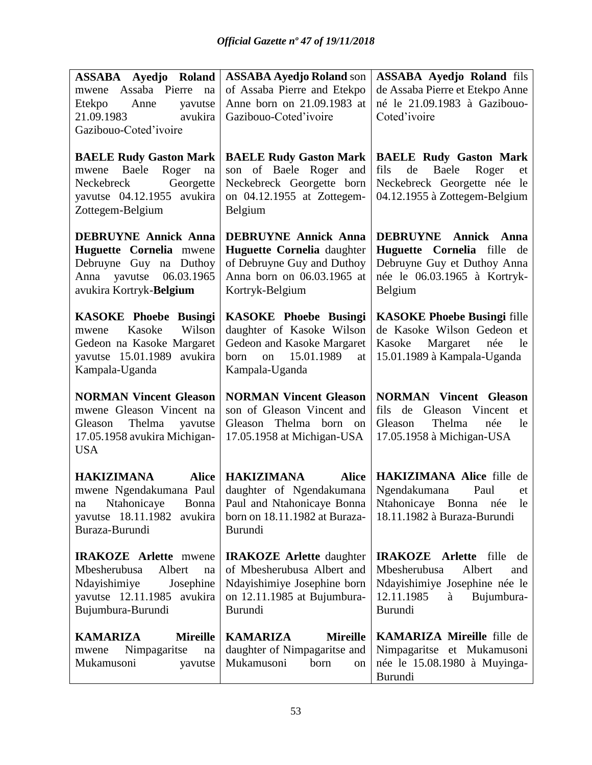| | | |
|---|---|---|
| **ASSABA Ayedjo Roland** mwene Assaba Pierre na Etekpo Anne yavutse 21.09.1983 avukira Gazibouo-Coted'ivoire | **ASSABA Ayedjo Roland** son of Assaba Pierre and Etekpo Anne born on 21.09.1983 at Gazibouo-Coted'ivoire | **ASSABA Ayedjo Roland** fils de Assaba Pierre et Etekpo Anne né le 21.09.1983 à Gazibouo-Coted'ivoire |
| **BAELE Rudy Gaston Mark** mwene Baele Roger na Neckebreck Georgette yavutse 04.12.1955 avukira Zottegem-Belgium | **BAELE Rudy Gaston Mark** son of Baele Roger and Neckebreck Georgette born on 04.12.1955 at Zottegem-Belgium | **BAELE Rudy Gaston Mark** fils de Baele Roger et Neckebreck Georgette née le 04.12.1955 à Zottegem-Belgium |
| **DEBRUYNE Annick Anna Huguette Cornelia** mwene Debruyne Guy na Duthoy Anna yavutse 06.03.1965 avukira Kortryk-**Belgium** | **DEBRUYNE Annick Anna Huguette Cornelia** daughter of Debruyne Guy and Duthoy Anna born on 06.03.1965 at Kortryk-Belgium | **DEBRUYNE Annick Anna Huguette Cornelia** fille de Debruyne Guy et Duthoy Anna née le 06.03.1965 à Kortryk-Belgium |
| **KASOKE Phoebe Busingi** mwene Kasoke Wilson Gedeon na Kasoke Margaret yavutse 15.01.1989 avukira Kampala-Uganda | **KASOKE Phoebe Busingi** daughter of Kasoke Wilson Gedeon and Kasoke Margaret born on 15.01.1989 at Kampala-Uganda | **KASOKE Phoebe Busingi** fille de Kasoke Wilson Gedeon et Kasoke Margaret née le 15.01.1989 à Kampala-Uganda |
| **NORMAN Vincent Gleason** mwene Gleason Vincent na Gleason Thelma yavutse 17.05.1958 avukira Michigan-USA | **NORMAN Vincent Gleason** son of Gleason Vincent and Gleason Thelma born on 17.05.1958 at Michigan-USA | **NORMAN Vincent Gleason** fils de Gleason Vincent et Gleason Thelma née le 17.05.1958 à Michigan-USA |
| **HAKIZIMANA Alice** mwene Ngendakumana Paul na Ntahonicaye Bonna yavutse 18.11.1982 avukira Buraza-Burundi | **HAKIZIMANA Alice** daughter of Ngendakumana Paul and Ntahonicaye Bonna born on 18.11.1982 at Buraza-Burundi | **HAKIZIMANA Alice** fille de Ngendakumana Paul et Ntahonicaye Bonna née le 18.11.1982 à Buraza-Burundi |
| **IRAKOZE Arlette** mwene Mbesherubusa Albert na Ndayishimiye Josephine yavutse 12.11.1985 avukira Bujumbura-Burundi | **IRAKOZE Arlette** daughter of Mbesherubusa Albert and Ndayishimiye Josephine born on 12.11.1985 at Bujumbura-Burundi | **IRAKOZE Arlette** fille de Mbesherubusa Albert and Ndayishimiye Josephine née le 12.11.1985 à Bujumbura-Burundi |
| **KAMARIZA Mireille** mwene Nimpagaritse na Mukamusoni yavutse | **KAMARIZA Mireille** daughter of Nimpagaritse and Mukamusoni born on | **KAMARIZA Mireille** fille de Nimpagaritse et Mukamusoni née le 15.08.1980 à Muyinga-Burundi |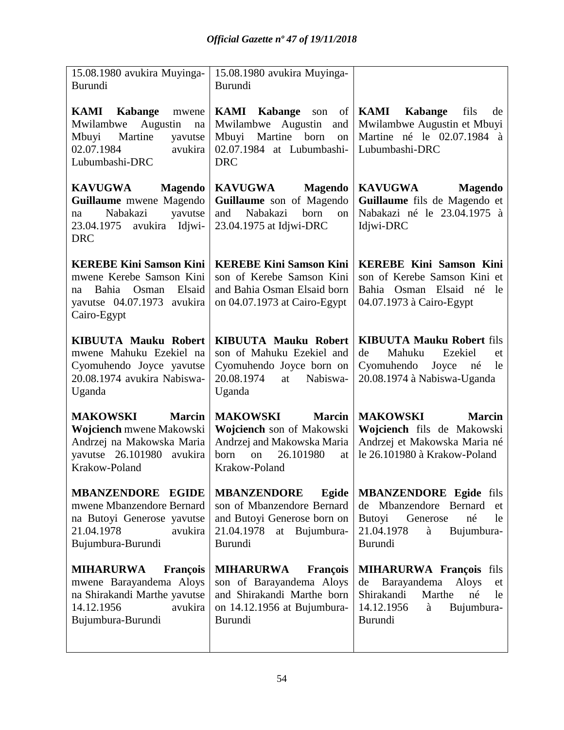| | | |
|---|---|---|
| 15.08.1980 avukira Muyinga-Burundi | 15.08.1980 avukira Muyinga-Burundi | |
| **KAMI Kabange** mwene Mwilambwe Augustin na Mbuyi Martine yavutse 02.07.1984 avukira Lubumbashi-DRC | **KAMI Kabange** son of Mwilambwe Augustin and Mbuyi Martine born on 02.07.1984 at Lubumbashi-DRC | **KAMI Kabange** fils de Mwilambwe Augustin et Mbuyi Martine né le 02.07.1984 à Lubumbashi-DRC |
| **KAVUGWA Magendo Guillaume** mwene Magendo na Nabakazi yavutse 23.04.1975 avukira Idjwi-DRC | **KAVUGWA Magendo Guillaume** son of Magendo and Nabakazi born on 23.04.1975 at Idjwi-DRC | **KAVUGWA Magendo Guillaume** fils de Magendo et Nabakazi né le 23.04.1975 à Idjwi-DRC |
| **KEREBE Kini Samson Kini** mwene Kerebe Samson Kini na Bahia Osman Elsaid yavutse 04.07.1973 avukira Cairo-Egypt | **KEREBE Kini Samson Kini** son of Kerebe Samson Kini and Bahia Osman Elsaid born on 04.07.1973 at Cairo-Egypt | **KEREBE Kini Samson Kini** son of Kerebe Samson Kini et Bahia Osman Elsaid né le 04.07.1973 à Cairo-Egypt |
| **KIBUUTA Mauku Robert** mwene Mahuku Ezekiel na Cyomuhendo Joyce yavutse 20.08.1974 avukira Nabiswa-Uganda | **KIBUUTA Mauku Robert** son of Mahuku Ezekiel and Cyomuhendo Joyce born on 20.08.1974 at Nabiswa-Uganda | **KIBUUTA Mauku Robert** fils de Mahuku Ezekiel et Cyomuhendo Joyce né le 20.08.1974 à Nabiswa-Uganda |
| **MAKOWSKI Marcin Wojciench** mwene Makowski Andrzej na Makowska Maria yavutse 26.101980 avukira Krakow-Poland | **MAKOWSKI Marcin Wojciench** son of Makowski Andrzej and Makowska Maria born on 26.101980 at Krakow-Poland | **MAKOWSKI Marcin Wojciench** fils de Makowski Andrzej et Makowska Maria né le 26.101980 à Krakow-Poland |
| **MBANZENDORE EGIDE** mwene Mbanzendore Bernard na Butoyi Generose yavutse 21.04.1978 avukira Bujumbura-Burundi | **MBANZENDORE Egide** son of Mbanzendore Bernard and Butoyi Generose born on 21.04.1978 at Bujumbura-Burundi | **MBANZENDORE Egide** fils de Mbanzendore Bernard et Butoyi Generose né le 21.04.1978 à Bujumbura-Burundi |
| **MIHARURWA François** mwene Barayandema Aloys na Shirakandi Marthe yavutse 14.12.1956 avukira Bujumbura-Burundi | **MIHARURWA François** son of Barayandema Aloys and Shirakandi Marthe born on 14.12.1956 at Bujumbura-Burundi | **MIHARURWA François** fils de Barayandema Aloys et Shirakandi Marthe né le 14.12.1956 à Bujumbura-Burundi |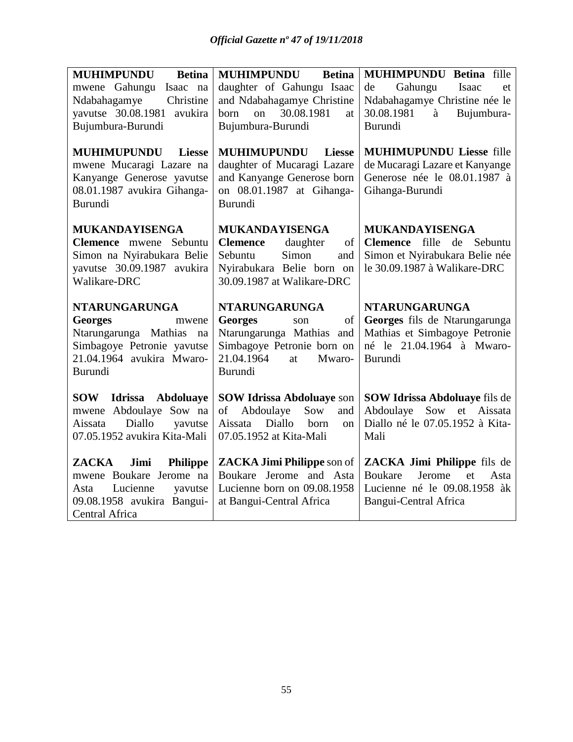| | | |
|---|---|---|
| **MUHIMPUNDU Betina** mwene Gahungu Isaac na Ndabahagamye Christine yavutse 30.08.1981 avukira Bujumbura-Burundi | **MUHIMPUNDU Betina** daughter of Gahungu Isaac and Ndabahagamye Christine born on 30.08.1981 at Bujumbura-Burundi | **MUHIMPUNDU Betina** fille de Gahungu Isaac et Ndabahagamye Christine née le 30.08.1981 à Bujumbura-Burundi |
| **MUHIMUPUNDU Liesse** mwene Mucaragi Lazare na Kanyange Generose yavutse 08.01.1987 avukira Gihanga-Burundi | **MUHIMUPUNDU Liesse** daughter of Mucaragi Lazare and Kanyange Generose born on 08.01.1987 at Gihanga-Burundi | **MUHIMUPUNDU Liesse** fille de Mucaragi Lazare et Kanyange Generose née le 08.01.1987 à Gihanga-Burundi |
| **MUKANDAYISENGA Clemence** mwene Sebuntu Simon na Nyirabukara Belie yavutse 30.09.1987 avukira Walikare-DRC | **MUKANDAYISENGA Clemence** daughter of Sebuntu Simon and Nyirabukara Belie born on 30.09.1987 at Walikare-DRC | **MUKANDAYISENGA Clemence** fille de Sebuntu Simon et Nyirabukara Belie née le 30.09.1987 à Walikare-DRC |
| **NTARUNGARUNGA Georges** mwene Ntarungarunga Mathias na Simbagoye Petronie yavutse 21.04.1964 avukira Mwaro-Burundi | **NTARUNGARUNGA Georges** son of Ntarungarunga Mathias and Simbagoye Petronie born on 21.04.1964 at Mwaro-Burundi | **NTARUNGARUNGA Georges** fils de Ntarungarunga Mathias et Simbagoye Petronie né le 21.04.1964 à Mwaro-Burundi |
| **SOW Idrissa Abdoluaye** mwene Abdoulaye Sow na Aissata Diallo yavutse 07.05.1952 avukira Kita-Mali | **SOW Idrissa Abdoluaye** son of Abdoulaye Sow and Aissata Diallo born on 07.05.1952 at Kita-Mali | **SOW Idrissa Abdoluaye** fils de Abdoulaye Sow et Aissata Diallo né le 07.05.1952 à Kita-Mali |
| **ZACKA Jimi Philippe** mwene Boukare Jerome na Asta Lucienne yavutse 09.08.1958 avukira Bangui-Central Africa | **ZACKA Jimi Philippe** son of Boukare Jerome and Asta Lucienne born on 09.08.1958 at Bangui-Central Africa | **ZACKA Jimi Philippe** fils de Boukare Jerome et Asta Lucienne né le 09.08.1958 àk Bangui-Central Africa |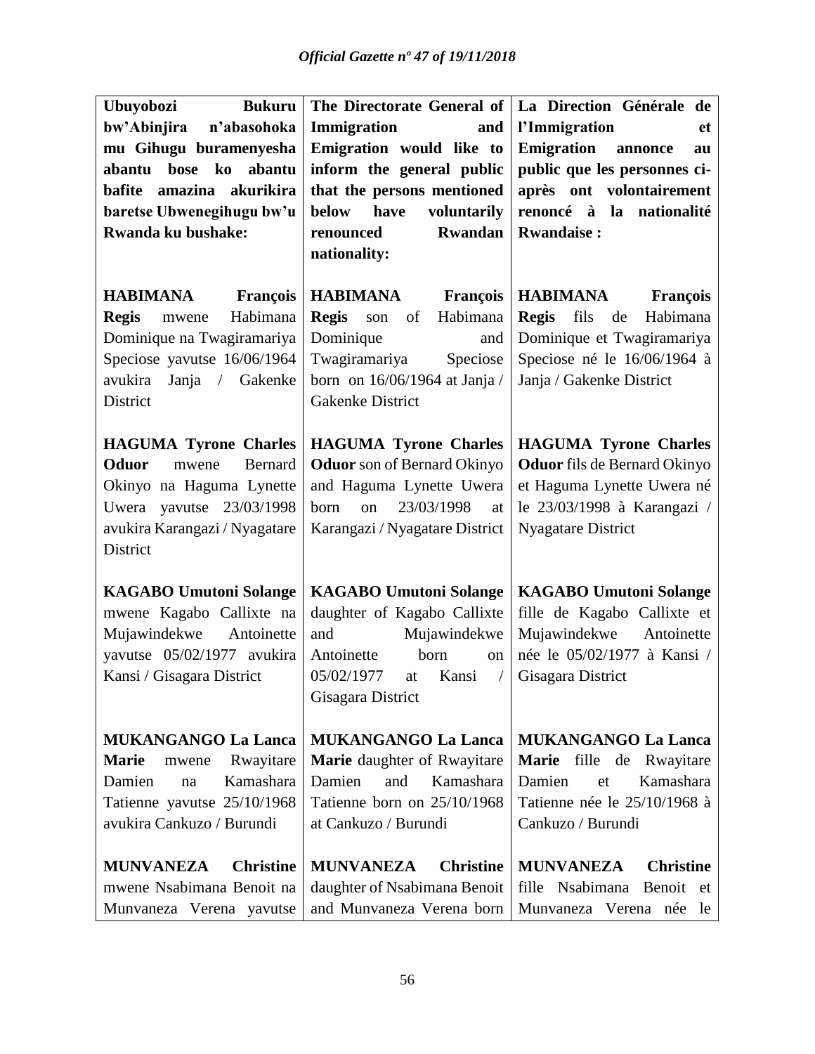| **Ubuyobozi Bukuru bw'Abinjira n'abasohoka mu Gihugu buramenyesha abantu bose ko abantu bafite amazina akurikira baretse Ubwenegihugu bw'u Rwanda ku bushake:** | **The Directorate General of Immigration and Emigration would like to inform the general public that the persons mentioned below have voluntarily renounced Rwandan nationality:** | **La Direction Générale de l'Immigration et Emigration annonce au public que les personnes ci-après ont volontairement renoncé à la nationalité Rwandaise :** |
|---|---|---|
| **HABIMANA François Regis** mwene Habimana Dominique na Twagiramariya Speciose yavutse 16/06/1964 avukira Janja / Gakenke District | **HABIMANA François Regis** son of Habimana Dominique and Twagiramariya Speciose born on 16/06/1964 at Janja / Gakenke District | **HABIMANA François Regis** fils de Habimana Dominique et Twagiramariya Speciose né le 16/06/1964 à Janja / Gakenke District |
| **HAGUMA Tyrone Charles Oduor** mwene Bernard Okinyo na Haguma Lynette Uwera yavutse 23/03/1998 avukira Karangazi / Nyagatare District | **HAGUMA Tyrone Charles Oduor** son of Bernard Okinyo and Haguma Lynette Uwera born on 23/03/1998 at Karangazi / Nyagatare District | **HAGUMA Tyrone Charles Oduor** fils de Bernard Okinyo et Haguma Lynette Uwera né le 23/03/1998 à Karangazi / Nyagatare District |
| **KAGABO Umutoni Solange** mwene Kagabo Callixte na Mujawindekwe Antoinette yavutse 05/02/1977 avukira Kansi / Gisagara District | **KAGABO Umutoni Solange** daughter of Kagabo Callixte and Mujawindekwe Antoinette born on 05/02/1977 at Kansi / Gisagara District | **KAGABO Umutoni Solange** fille de Kagabo Callixte et Mujawindekwe Antoinette née le 05/02/1977 à Kansi / Gisagara District |
| **MUKANGANGO La Lanca Marie** mwene Rwayitare Damien na Kamashara Tatienne yavutse 25/10/1968 avukira Cankuzo / Burundi | **MUKANGANGO La Lanca Marie** daughter of Rwayitare Damien and Kamashara Tatienne born on 25/10/1968 at Cankuzo / Burundi | **MUKANGANGO La Lanca Marie** fille de Rwayitare Damien et Kamashara Tatienne née le 25/10/1968 à Cankuzo / Burundi |
| **MUNVANEZA Christine** mwene Nsabimana Benoit na Munvaneza Verena yavutse | **MUNVANEZA Christine** daughter of Nsabimana Benoit and Munvaneza Verena born | **MUNVANEZA Christine** fille Nsabimana Benoit et Munvaneza Verena née le |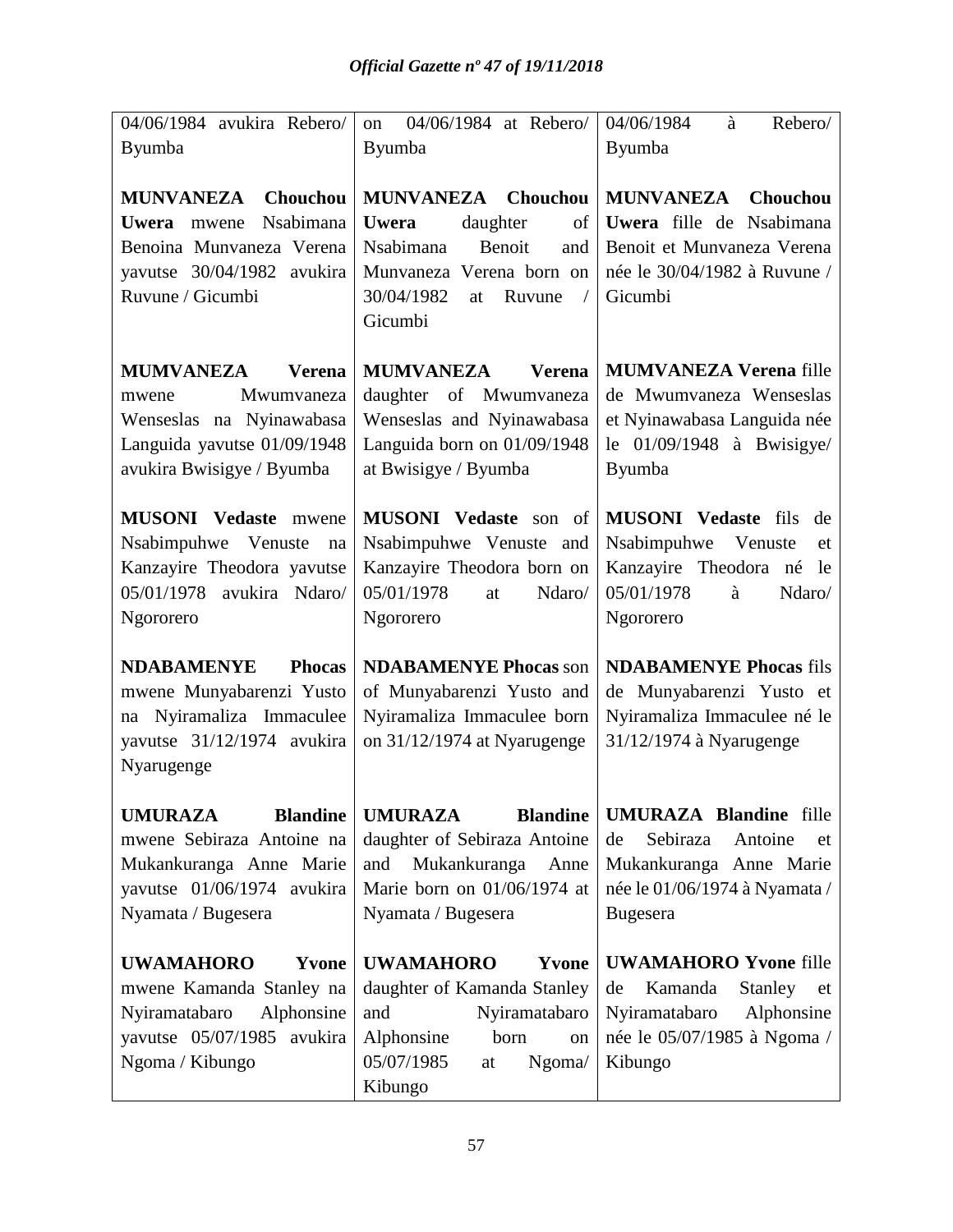| | | |
|---|---|---|
| 04/06/1984 avukira Rebero/ Byumba | on 04/06/1984 at Rebero/ Byumba | 04/06/1984 à Rebero/ Byumba |
| **MUNVANEZA Chouchou Uwera** mwene Nsabimana Benoina Munvaneza Verena yavutse 30/04/1982 avukira Ruvune / Gicumbi | **MUNVANEZA Chouchou Uwera** daughter of Nsabimana Benoit and Munvaneza Verena born on 30/04/1982 at Ruvune / Gicumbi | **MUNVANEZA Chouchou Uwera** fille de Nsabimana Benoit et Munvaneza Verena née le 30/04/1982 à Ruvune / Gicumbi |
| **MUMVANEZA Verena** mwene Mwumvaneza Wenseslas na Nyinawabasa Languida yavutse 01/09/1948 avukira Bwisigye / Byumba | **MUMVANEZA Verena** daughter of Mwumvaneza Wenseslas and Nyinawabasa Languida born on 01/09/1948 at Bwisigye / Byumba | **MUMVANEZA Verena** fille de Mwumvaneza Wenseslas et Nyinawabasa Languida née le 01/09/1948 à Bwisigye/ Byumba |
| **MUSONI Vedaste** mwene Nsabimpuhwe Venuste na Kanzayire Theodora yavutse 05/01/1978 avukira Ndaro/ Ngororero | **MUSONI Vedaste** son of Nsabimpuhwe Venuste and Kanzayire Theodora born on 05/01/1978 at Ndaro/ Ngororero | **MUSONI Vedaste** fils de Nsabimpuhwe Venuste et Kanzayire Theodora né le 05/01/1978 à Ndaro/ Ngororero |
| **NDABAMENYE Phocas** mwene Munyabarenzi Yusto na Nyiramaliza Immaculee yavutse 31/12/1974 avukira Nyarugenge | **NDABAMENYE Phocas** son of Munyabarenzi Yusto and Nyiramaliza Immaculee born on 31/12/1974 at Nyarugenge | **NDABAMENYE Phocas** fils de Munyabarenzi Yusto et Nyiramaliza Immaculee né le 31/12/1974 à Nyarugenge |
| **UMURAZA Blandine** mwene Sebiraza Antoine na Mukankuranga Anne Marie yavutse 01/06/1974 avukira Nyamata / Bugesera | **UMURAZA Blandine** daughter of Sebiraza Antoine and Mukankuranga Anne Marie born on 01/06/1974 at Nyamata / Bugesera | **UMURAZA Blandine** fille de Sebiraza Antoine et Mukankuranga Anne Marie née le 01/06/1974 à Nyamata / Bugesera |
| **UWAMAHORO Yvone** mwene Kamanda Stanley na Nyiramatabaro Alphonsine yavutse 05/07/1985 avukira Ngoma / Kibungo | **UWAMAHORO Yvone** daughter of Kamanda Stanley and Nyiramatabaro Alphonsine born on 05/07/1985 at Ngoma/ Kibungo | **UWAMAHORO Yvone** fille de Kamanda Stanley et Nyiramatabaro Alphonsine née le 05/07/1985 à Ngoma / Kibungo |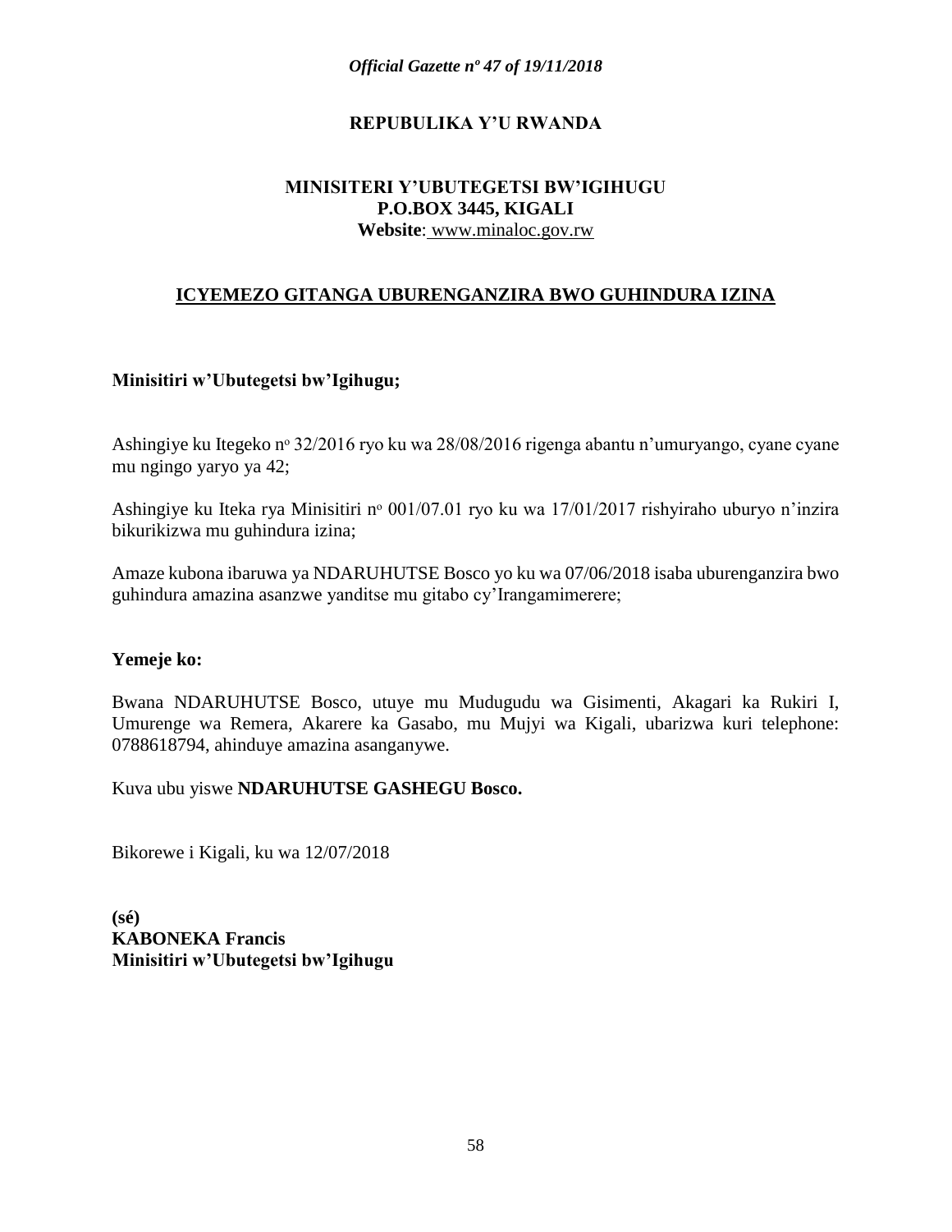**REPUBULIKA Y'U RWANDA**

**MINISITERI Y'UBUTEGETSI BW'IGIHUGU**
**P.O.BOX 3445, KIGALI**
**Website**: www.minaloc.gov.rw

## ICYEMEZO GITANGA UBURENGANZIRA BWO GUHINDURA IZINA

**Minisitiri w'Ubutegetsi bw'Igihugu;**

Ashingiye ku Itegeko nº 32/2016 ryo ku wa 28/08/2016 rigenga abantu n'umuryango, cyane cyane mu ngingo yaryo ya 42;

Ashingiye ku Iteka rya Minisitiri nº 001/07.01 ryo ku wa 17/01/2017 rishyiraho uburyo n'inzira bikurikizwa mu guhindura izina;

Amaze kubona ibaruwa ya NDARUHUTSE Bosco yo ku wa 07/06/2018 isaba uburenganzira bwo guhindura amazina asanzwe yanditse mu gitabo cy'Irangamimerere;

**Yemeje ko:**

Bwana NDARUHUTSE Bosco, utuye mu Mudugudu wa Gisimenti, Akagari ka Rukiri I, Umurenge wa Remera, Akarere ka Gasabo, mu Mujyi wa Kigali, ubarizwa kuri telephone: 0788618794, ahinduye amazina asanganywe.

Kuva ubu yiswe **NDARUHUTSE GASHEGU Bosco.**

Bikorewe i Kigali, ku wa 12/07/2018

**(sé)**
**KABONEKA Francis**
**Minisitiri w'Ubutegetsi bw'Igihugu**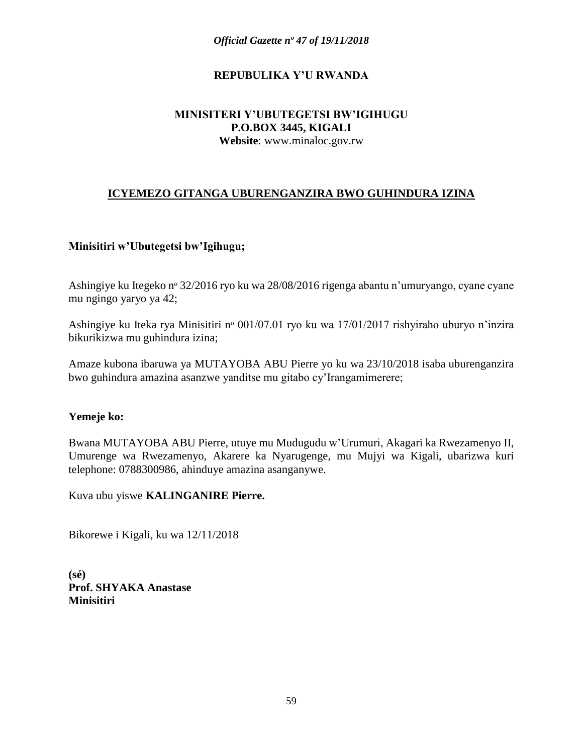**REPUBULIKA Y'U RWANDA**

**MINISITERI Y'UBUTEGETSI BW'IGIHUGU**
**P.O.BOX 3445, KIGALI**
**Website**: www.minaloc.gov.rw

## ICYEMEZO GITANGA UBURENGANZIRA BWO GUHINDURA IZINA

**Minisitiri w'Ubutegetsi bw'Igihugu;**

Ashingiye ku Itegeko nº 32/2016 ryo ku wa 28/08/2016 rigenga abantu n'umuryango, cyane cyane mu ngingo yaryo ya 42;

Ashingiye ku Iteka rya Minisitiri nº 001/07.01 ryo ku wa 17/01/2017 rishyiraho uburyo n'inzira bikurikizwa mu guhindura izina;

Amaze kubona ibaruwa ya MUTAYOBA ABU Pierre yo ku wa 23/10/2018 isaba uburenganzira bwo guhindura amazina asanzwe yanditse mu gitabo cy'Irangamimerere;

**Yemeje ko:**

Bwana MUTAYOBA ABU Pierre, utuye mu Mudugudu w'Urumuri, Akagari ka Rwezamenyo II, Umurenge wa Rwezamenyo, Akarere ka Nyarugenge, mu Mujyi wa Kigali, ubarizwa kuri telephone: 0788300986, ahinduye amazina asanganywe.

Kuva ubu yiswe **KALINGANIRE Pierre.**

Bikorewe i Kigali, ku wa 12/11/2018

**(sé)**
**Prof. SHYAKA Anastase**
**Minisitiri**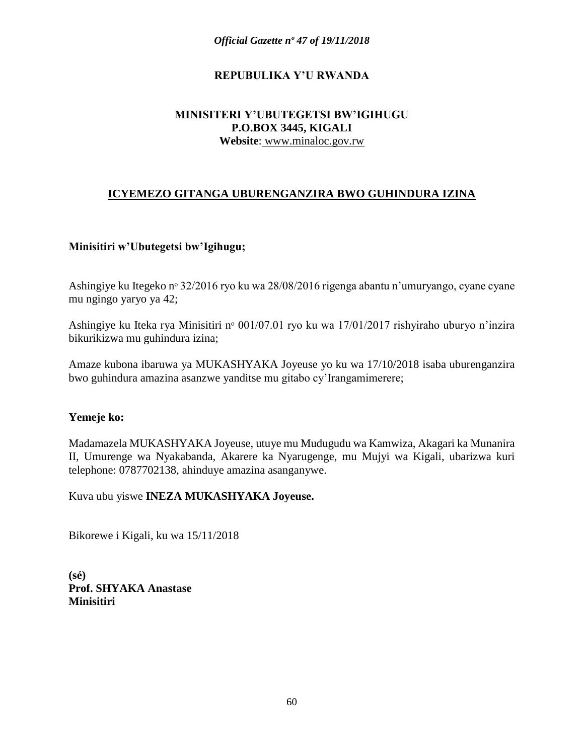**REPUBULIKA Y'U RWANDA**

**MINISITERI Y'UBUTEGETSI BW'IGIHUGU**
**P.O.BOX 3445, KIGALI**
**Website**: www.minaloc.gov.rw

## ICYEMEZO GITANGA UBURENGANZIRA BWO GUHINDURA IZINA

**Minisitiri w'Ubutegetsi bw'Igihugu;**

Ashingiye ku Itegeko nº 32/2016 ryo ku wa 28/08/2016 rigenga abantu n'umuryango, cyane cyane mu ngingo yaryo ya 42;

Ashingiye ku Iteka rya Minisitiri nº 001/07.01 ryo ku wa 17/01/2017 rishyiraho uburyo n'inzira bikurikizwa mu guhindura izina;

Amaze kubona ibaruwa ya MUKASHYAKA Joyeuse yo ku wa 17/10/2018 isaba uburenganzira bwo guhindura amazina asanzwe yanditse mu gitabo cy'Irangamimerere;

**Yemeje ko:**

Madamazela MUKASHYAKA Joyeuse, utuye mu Mudugudu wa Kamwiza, Akagari ka Munanira II, Umurenge wa Nyakabanda, Akarere ka Nyarugenge, mu Mujyi wa Kigali, ubarizwa kuri telephone: 0787702138, ahinduye amazina asanganywe.

Kuva ubu yiswe **INEZA MUKASHYAKA Joyeuse.**

Bikorewe i Kigali, ku wa 15/11/2018

**(sé)**
**Prof. SHYAKA Anastase**
**Minisitiri**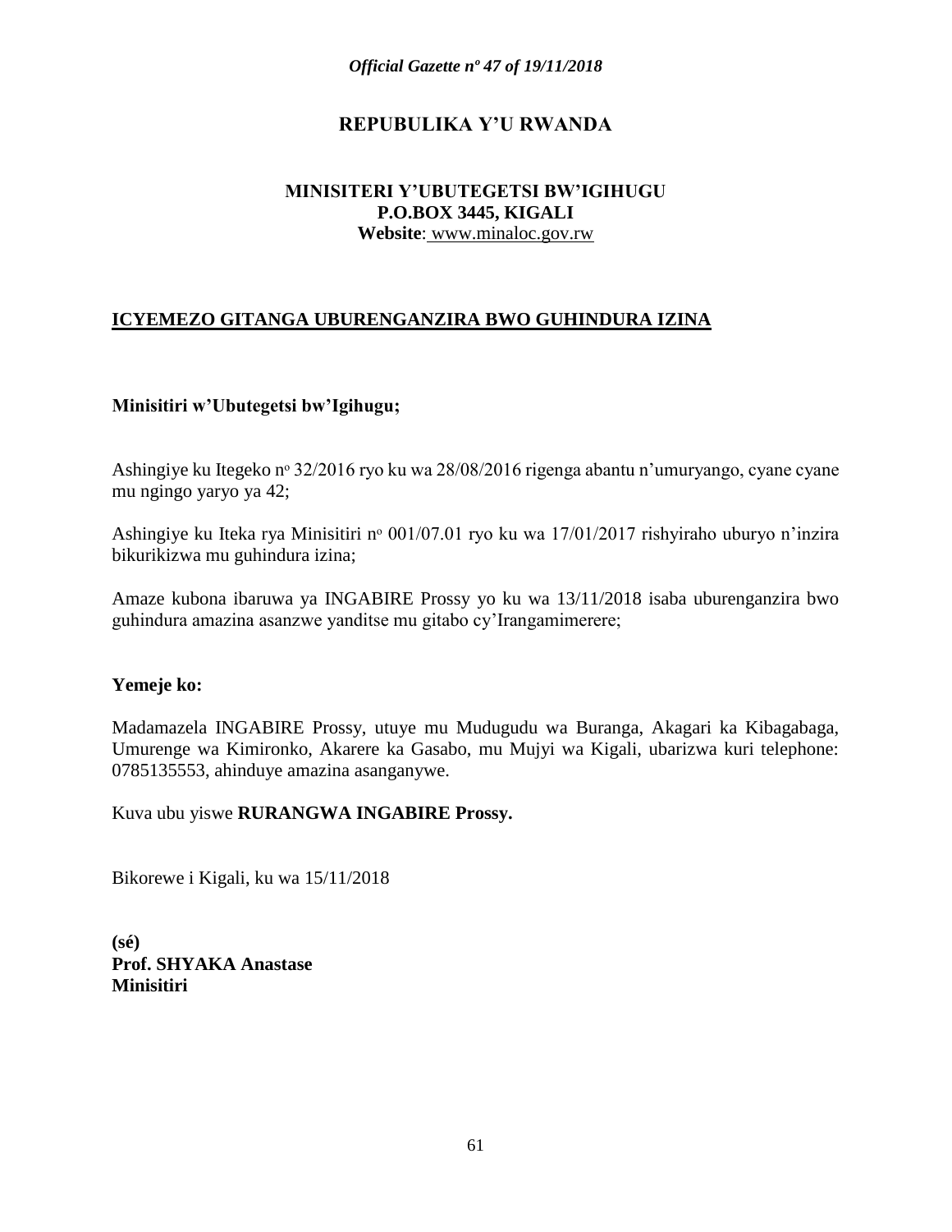# REPUBULIKA Y'U RWANDA

**MINISITERI Y'UBUTEGETSI BW'IGIHUGU**
**P.O.BOX 3445, KIGALI**
**Website**: www.minaloc.gov.rw

## ICYEMEZO GITANGA UBURENGANZIRA BWO GUHINDURA IZINA

**Minisitiri w'Ubutegetsi bw'Igihugu;**

Ashingiye ku Itegeko n° 32/2016 ryo ku wa 28/08/2016 rigenga abantu n'umuryango, cyane cyane mu ngingo yaryo ya 42;

Ashingiye ku Iteka rya Minisitiri n° 001/07.01 ryo ku wa 17/01/2017 rishyiraho uburyo n'inzira bikurikizwa mu guhindura izina;

Amaze kubona ibaruwa ya INGABIRE Prossy yo ku wa 13/11/2018 isaba uburenganzira bwo guhindura amazina asanzwe yanditse mu gitabo cy'Irangamimerere;

**Yemeje ko:**

Madamazela INGABIRE Prossy, utuye mu Mudugudu wa Buranga, Akagari ka Kibagabaga, Umurenge wa Kimironko, Akarere ka Gasabo, mu Mujyi wa Kigali, ubarizwa kuri telephone: 0785135553, ahinduye amazina asanganywe.

Kuva ubu yiswe **RURANGWA INGABIRE Prossy.**

Bikorewe i Kigali, ku wa 15/11/2018

**(sé)**
**Prof. SHYAKA Anastase**
**Minisitiri**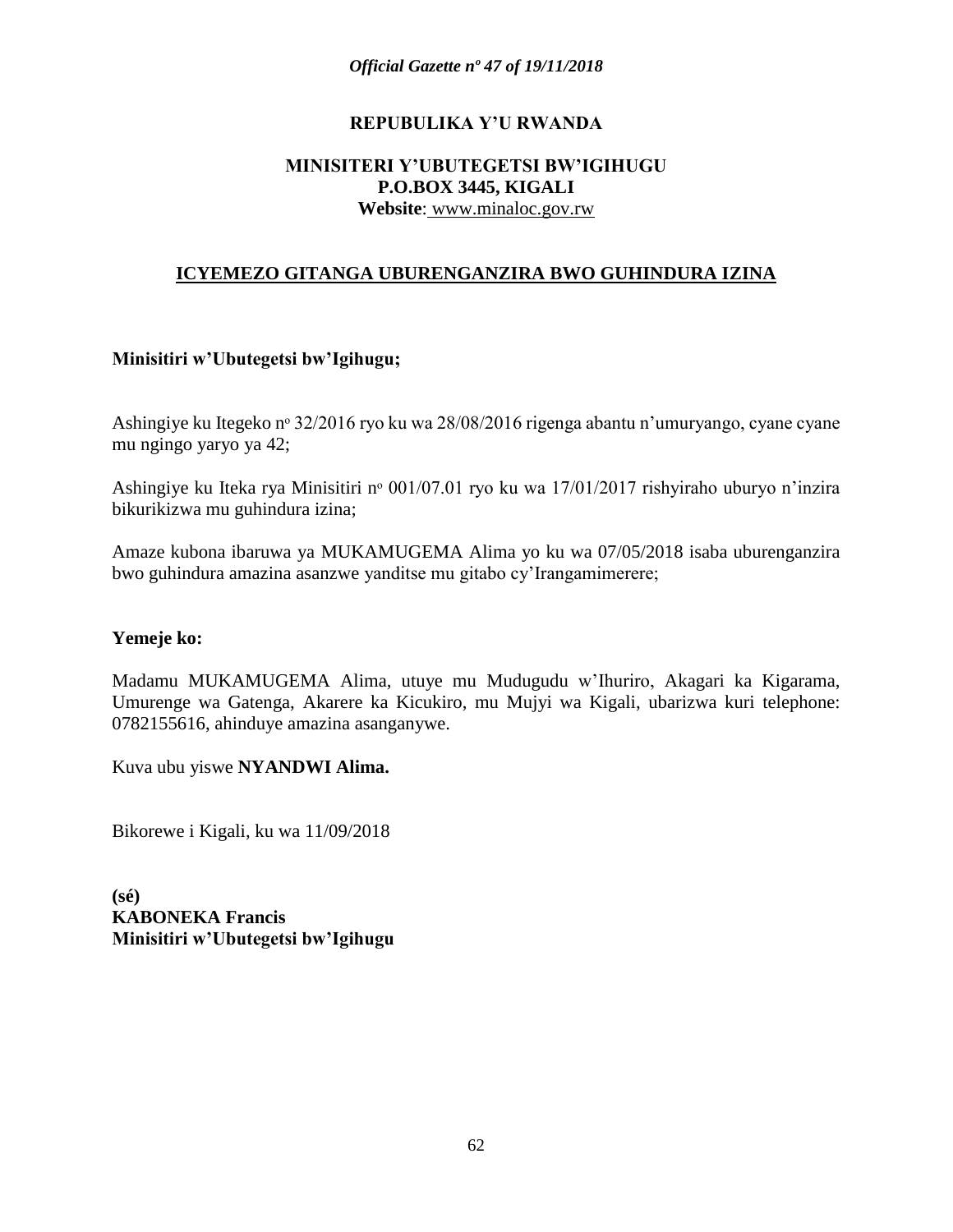**REPUBULIKA Y'U RWANDA**

**MINISITERI Y'UBUTEGETSI BW'IGIHUGU**
**P.O.BOX 3445, KIGALI**
**Website**: www.minaloc.gov.rw

## ICYEMEZO GITANGA UBURENGANZIRA BWO GUHINDURA IZINA

**Minisitiri w'Ubutegetsi bw'Igihugu;**

Ashingiye ku Itegeko nº 32/2016 ryo ku wa 28/08/2016 rigenga abantu n'umuryango, cyane cyane mu ngingo yaryo ya 42;

Ashingiye ku Iteka rya Minisitiri nº 001/07.01 ryo ku wa 17/01/2017 rishyiraho uburyo n'inzira bikurikizwa mu guhindura izina;

Amaze kubona ibaruwa ya MUKAMUGEMA Alima yo ku wa 07/05/2018 isaba uburenganzira bwo guhindura amazina asanzwe yanditse mu gitabo cy'Irangamimerere;

**Yemeje ko:**

Madamu MUKAMUGEMA Alima, utuye mu Mudugudu w'Ihuriro, Akagari ka Kigarama, Umurenge wa Gatenga, Akarere ka Kicukiro, mu Mujyi wa Kigali, ubarizwa kuri telephone: 0782155616, ahinduye amazina asanganywe.

Kuva ubu yiswe **NYANDWI Alima.**

Bikorewe i Kigali, ku wa 11/09/2018

**(sé)**
**KABONEKA Francis**
**Minisitiri w'Ubutegetsi bw'Igihugu**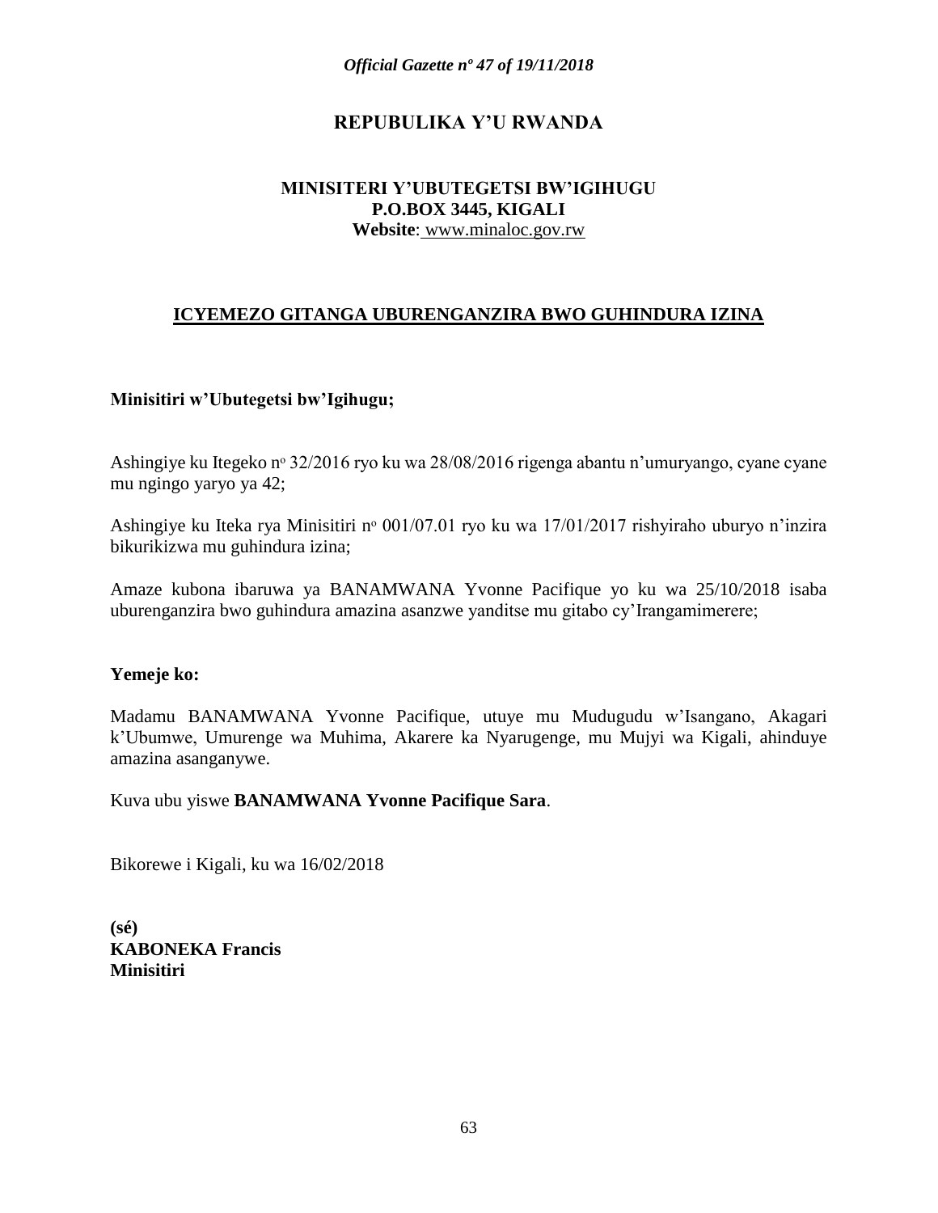**REPUBULIKA Y'U RWANDA**

**MINISITERI Y'UBUTEGETSI BW'IGIHUGU**
**P.O.BOX 3445, KIGALI**
**Website**: www.minaloc.gov.rw

## ICYEMEZO GITANGA UBURENGANZIRA BWO GUHINDURA IZINA

**Minisitiri w'Ubutegetsi bw'Igihugu;**

Ashingiye ku Itegeko nº 32/2016 ryo ku wa 28/08/2016 rigenga abantu n'umuryango, cyane cyane mu ngingo yaryo ya 42;

Ashingiye ku Iteka rya Minisitiri nº 001/07.01 ryo ku wa 17/01/2017 rishyiraho uburyo n'inzira bikurikizwa mu guhindura izina;

Amaze kubona ibaruwa ya BANAMWANA Yvonne Pacifique yo ku wa 25/10/2018 isaba uburenganzira bwo guhindura amazina asanzwe yanditse mu gitabo cy'Irangamimerere;

**Yemeje ko:**

Madamu BANAMWANA Yvonne Pacifique, utuye mu Mudugudu w'Isangano, Akagari k'Ubumwe, Umurenge wa Muhima, Akarere ka Nyarugenge, mu Mujyi wa Kigali, ahinduye amazina asanganywe.

Kuva ubu yiswe **BANAMWANA Yvonne Pacifique Sara**.

Bikorewe i Kigali, ku wa 16/02/2018

**(sé)**
**KABONEKA Francis**
**Minisitiri**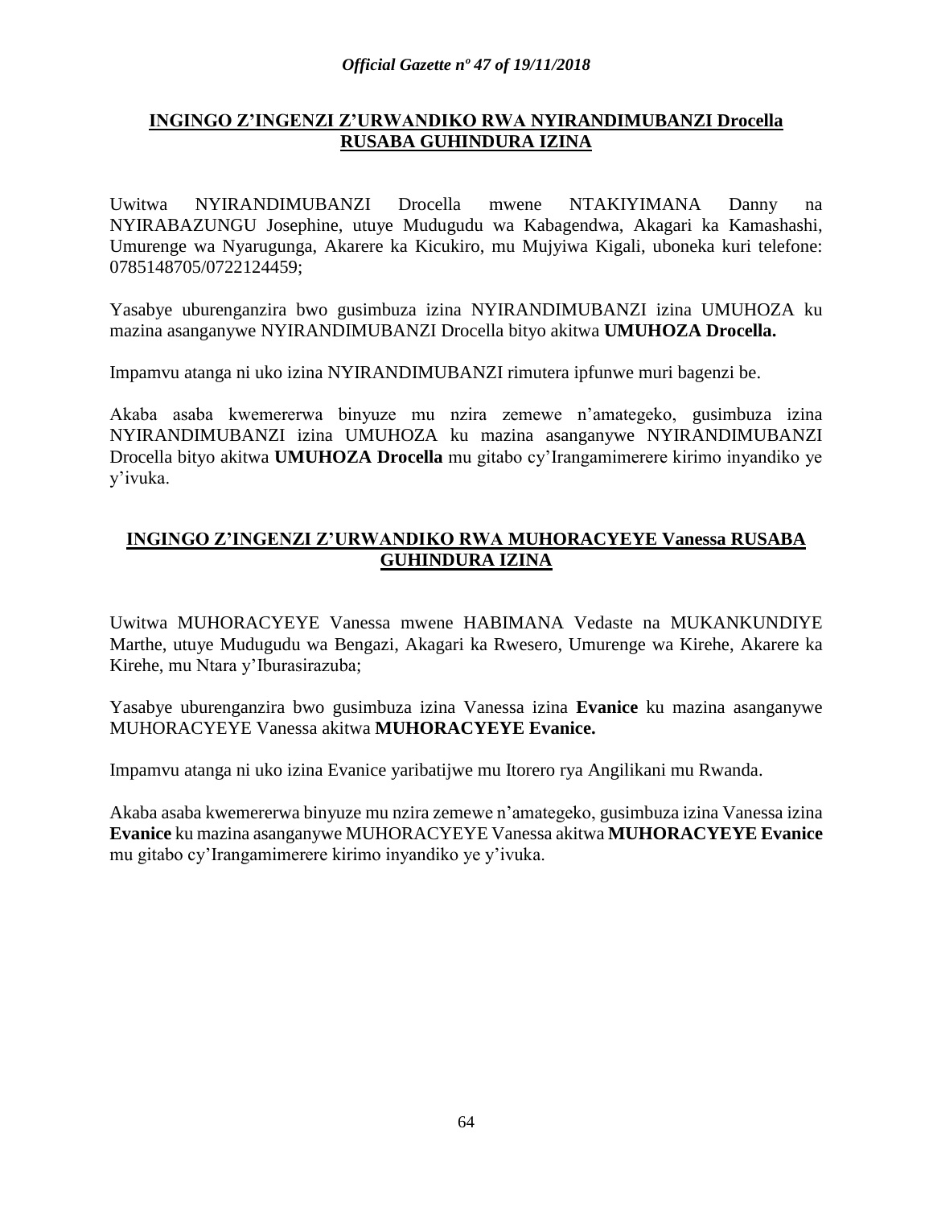## INGINGO Z'INGENZI Z'URWANDIKO RWA NYIRANDIMUBANZI Drocella RUSABA GUHINDURA IZINA

Uwitwa NYIRANDIMUBANZI Drocella mwene NTAKIYIMANA Danny na NYIRABAZUNGU Josephine, utuye Mudugudu wa Kabagendwa, Akagari ka Kamashashi, Umurenge wa Nyarugunga, Akarere ka Kicukiro, mu Mujyiwa Kigali, uboneka kuri telefone: 0785148705/0722124459;

Yasabye uburenganzira bwo gusimbuza izina NYIRANDIMUBANZI izina UMUHOZA ku mazina asanganywe NYIRANDIMUBANZI Drocella bityo akitwa **UMUHOZA Drocella.**

Impamvu atanga ni uko izina NYIRANDIMUBANZI rimutera ipfunwe muri bagenzi be.

Akaba asaba kwemererwa binyuze mu nzira zemewe n'amategeko, gusimbuza izina NYIRANDIMUBANZI izina UMUHOZA ku mazina asanganywe NYIRANDIMUBANZI Drocella bityo akitwa **UMUHOZA Drocella** mu gitabo cy'Irangamimerere kirimo inyandiko ye y'ivuka.

## INGINGO Z'INGENZI Z'URWANDIKO RWA MUHORACYEYE Vanessa RUSABA GUHINDURA IZINA

Uwitwa MUHORACYEYE Vanessa mwene HABIMANA Vedaste na MUKANKUNDIYE Marthe, utuye Mudugudu wa Bengazi, Akagari ka Rwesero, Umurenge wa Kirehe, Akarere ka Kirehe, mu Ntara y'Iburasirazuba;

Yasabye uburenganzira bwo gusimbuza izina Vanessa izina **Evanice** ku mazina asanganywe MUHORACYEYE Vanessa akitwa **MUHORACYEYE Evanice.**

Impamvu atanga ni uko izina Evanice yaribatijwe mu Itorero rya Angilikani mu Rwanda.

Akaba asaba kwemererwa binyuze mu nzira zemewe n'amategeko, gusimbuza izina Vanessa izina **Evanice** ku mazina asanganywe MUHORACYEYE Vanessa akitwa **MUHORACYEYE Evanice** mu gitabo cy'Irangamimerere kirimo inyandiko ye y'ivuka.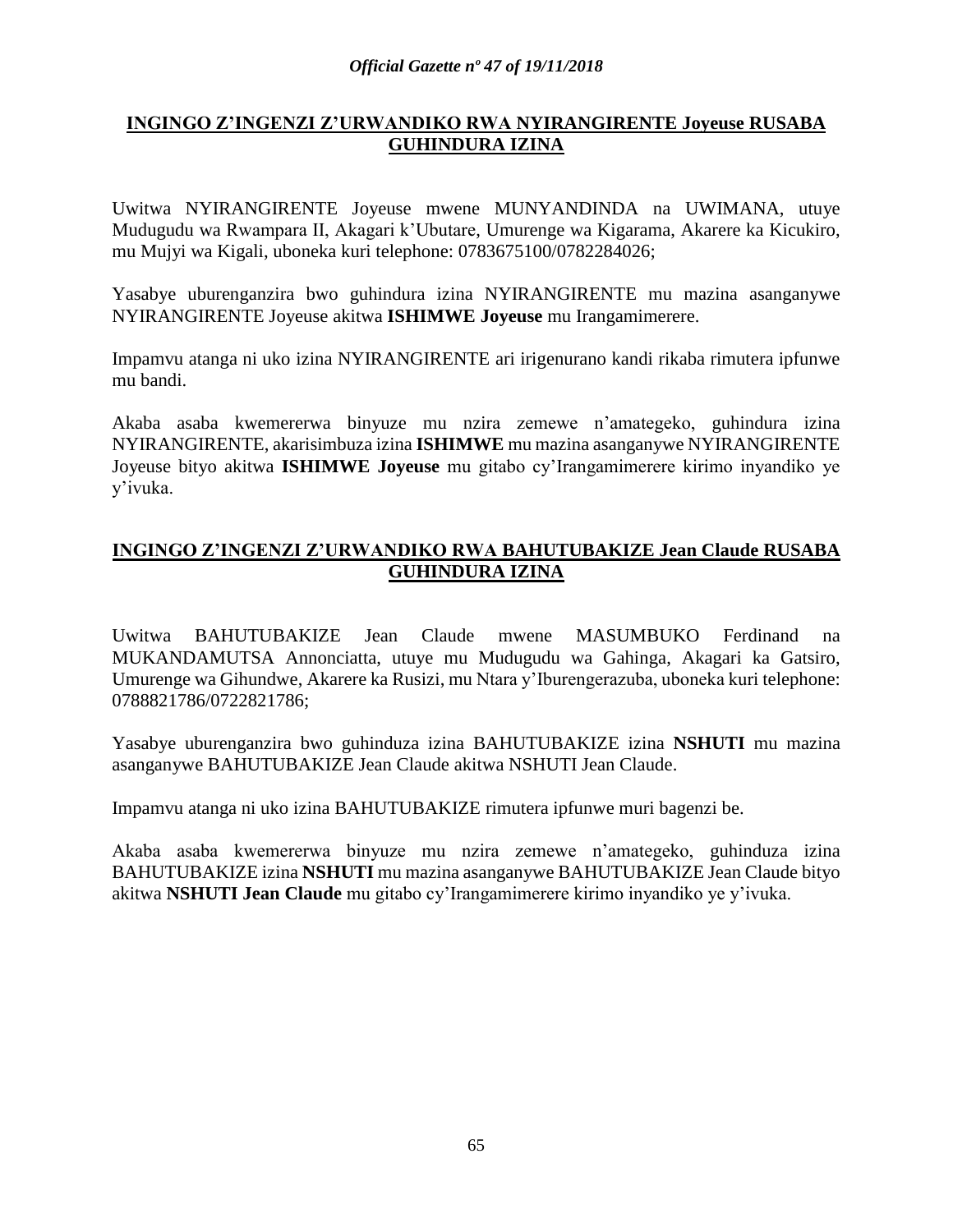## INGINGO Z'INGENZI Z'URWANDIKO RWA NYIRANGIRENTE Joyeuse RUSABA GUHINDURA IZINA

Uwitwa NYIRANGIRENTE Joyeuse mwene MUNYANDINDA na UWIMANA, utuye Mudugudu wa Rwampara II, Akagari k'Ubutare, Umurenge wa Kigarama, Akarere ka Kicukiro, mu Mujyi wa Kigali, uboneka kuri telephone: 0783675100/0782284026;

Yasabye uburenganzira bwo guhindura izina NYIRANGIRENTE mu mazina asanganywe NYIRANGIRENTE Joyeuse akitwa **ISHIMWE Joyeuse** mu Irangamimerere.

Impamvu atanga ni uko izina NYIRANGIRENTE ari irigenurano kandi rikaba rimutera ipfunwe mu bandi.

Akaba asaba kwemererwa binyuze mu nzira zemewe n'amategeko, guhindura izina NYIRANGIRENTE, akarisimbuza izina **ISHIMWE** mu mazina asanganywe NYIRANGIRENTE Joyeuse bityo akitwa **ISHIMWE Joyeuse** mu gitabo cy'Irangamimerere kirimo inyandiko ye y'ivuka.

## INGINGO Z'INGENZI Z'URWANDIKO RWA BAHUTUBAKIZE Jean Claude RUSABA GUHINDURA IZINA

Uwitwa BAHUTUBAKIZE Jean Claude mwene MASUMBUKO Ferdinand na MUKANDAMUTSA Annonciatta, utuye mu Mudugudu wa Gahinga, Akagari ka Gatsiro, Umurenge wa Gihundwe, Akarere ka Rusizi, mu Ntara y'Iburengerazuba, uboneka kuri telephone: 0788821786/0722821786;

Yasabye uburenganzira bwo guhinduza izina BAHUTUBAKIZE izina **NSHUTI** mu mazina asanganywe BAHUTUBAKIZE Jean Claude akitwa NSHUTI Jean Claude.

Impamvu atanga ni uko izina BAHUTUBAKIZE rimutera ipfunwe muri bagenzi be.

Akaba asaba kwemererwa binyuze mu nzira zemewe n'amategeko, guhinduza izina BAHUTUBAKIZE izina **NSHUTI** mu mazina asanganywe BAHUTUBAKIZE Jean Claude bityo akitwa **NSHUTI Jean Claude** mu gitabo cy'Irangamimerere kirimo inyandiko ye y'ivuka.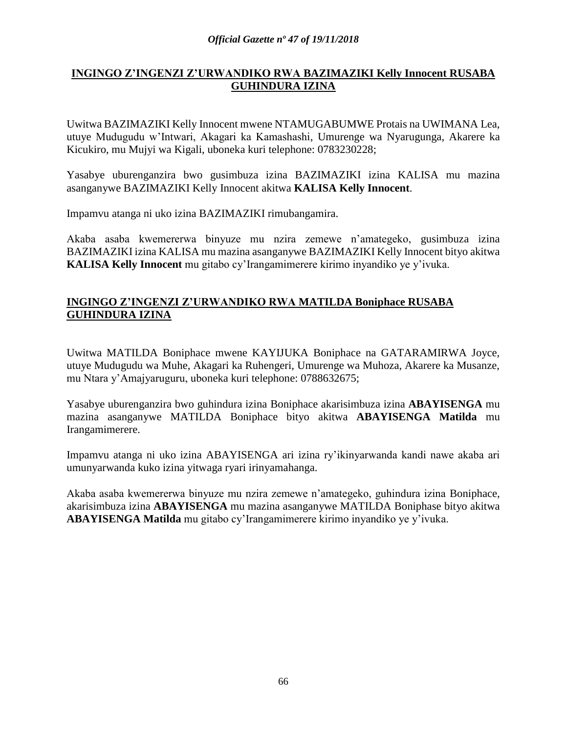**INGINGO Z'INGENZI Z'URWANDIKO RWA BAZIMAZIKI Kelly Innocent RUSABA GUHINDURA IZINA**

Uwitwa BAZIMAZIKI Kelly Innocent mwene NTAMUGABUMWE Protais na UWIMANA Lea, utuye Mudugudu w'Intwari, Akagari ka Kamashashi, Umurenge wa Nyarugunga, Akarere ka Kicukiro, mu Mujyi wa Kigali, uboneka kuri telephone: 0783230228;

Yasabye uburenganzira bwo gusimbuza izina BAZIMAZIKI izina KALISA mu mazina asanganywe BAZIMAZIKI Kelly Innocent akitwa **KALISA Kelly Innocent**.

Impamvu atanga ni uko izina BAZIMAZIKI rimubangamira.

Akaba asaba kwemererwa binyuze mu nzira zemewe n'amategeko, gusimbuza izina BAZIMAZIKI izina KALISA mu mazina asanganywe BAZIMAZIKI Kelly Innocent bityo akitwa **KALISA Kelly Innocent** mu gitabo cy'Irangamimerere kirimo inyandiko ye y'ivuka.

**INGINGO Z'INGENZI Z'URWANDIKO RWA MATILDA Boniphace RUSABA GUHINDURA IZINA**

Uwitwa MATILDA Boniphace mwene KAYIJUKA Boniphace na GATARAMIRWA Joyce, utuye Mudugudu wa Muhe, Akagari ka Ruhengeri, Umurenge wa Muhoza, Akarere ka Musanze, mu Ntara y'Amajyaruguru, uboneka kuri telephone: 0788632675;

Yasabye uburenganzira bwo guhindura izina Boniphace akarisimbuza izina **ABAYISENGA** mu mazina asanganywe MATILDA Boniphace bityo akitwa **ABAYISENGA Matilda** mu Irangamimerere.

Impamvu atanga ni uko izina ABAYISENGA ari izina ry'ikinyarwanda kandi nawe akaba ari umunyarwanda kuko izina yitwaga ryari irinyamahanga.

Akaba asaba kwemererwa binyuze mu nzira zemewe n'amategeko, guhindura izina Boniphace, akarisimbuza izina **ABAYISENGA** mu mazina asanganywe MATILDA Boniphase bityo akitwa **ABAYISENGA Matilda** mu gitabo cy'Irangamimerere kirimo inyandiko ye y'ivuka.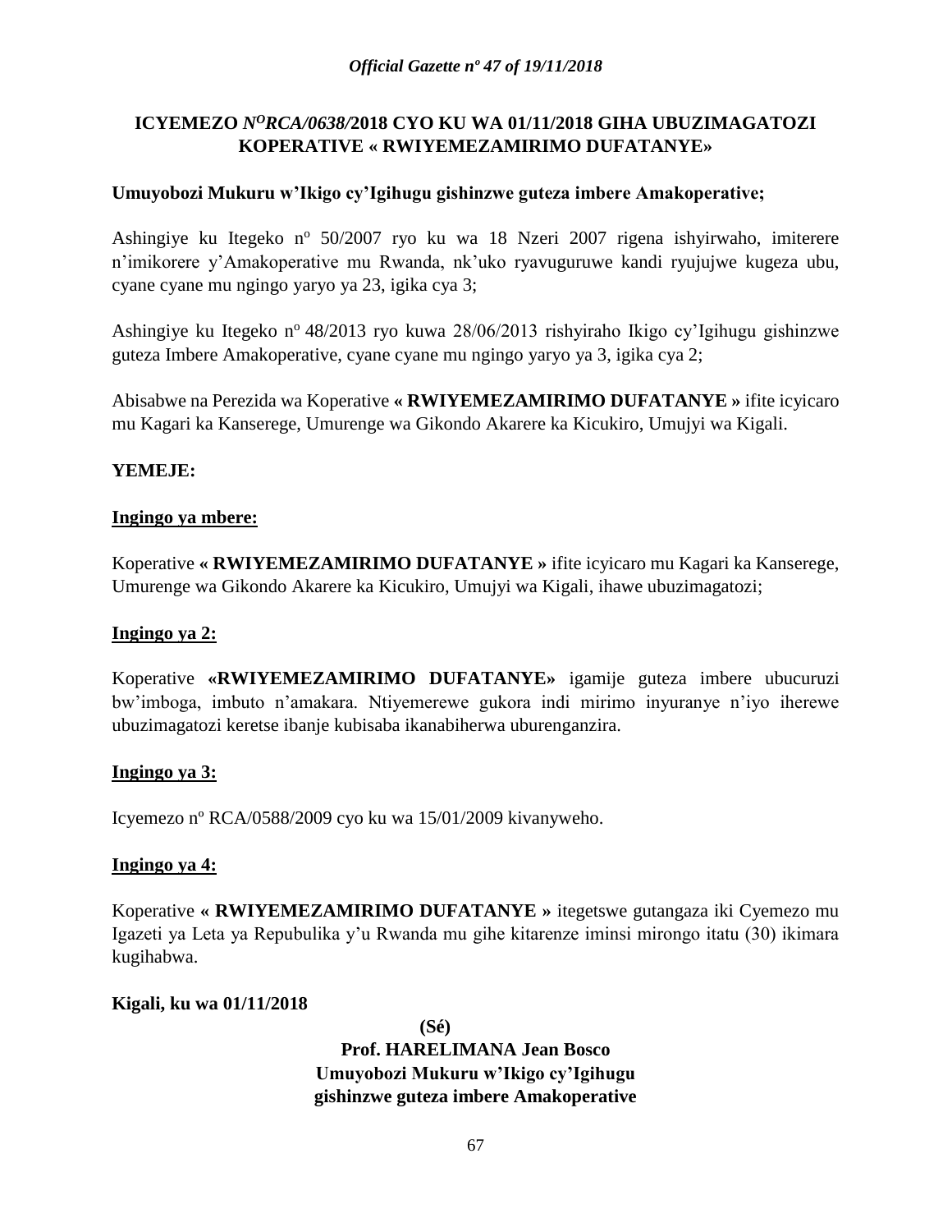**ICYEMEZO *N^O RCA/0638/*2018 CYO KU WA 01/11/2018 GIHA UBUZIMAGATOZI KOPERATIVE « RWIYEMEZAMIRIMO DUFATANYE»**

**Umuyobozi Mukuru w'Ikigo cy'Igihugu gishinzwe guteza imbere Amakoperative;**

Ashingiye ku Itegeko nº 50/2007 ryo ku wa 18 Nzeri 2007 rigena ishyirwaho, imiterere n'imikorere y'Amakoperative mu Rwanda, nk'uko ryavuguruwe kandi ryujujwe kugeza ubu, cyane cyane mu ngingo yaryo ya 23, igika cya 3;

Ashingiye ku Itegeko nº 48/2013 ryo kuwa 28/06/2013 rishyiraho Ikigo cy'Igihugu gishinzwe guteza Imbere Amakoperative, cyane cyane mu ngingo yaryo ya 3, igika cya 2;

Abisabwe na Perezida wa Koperative **« RWIYEMEZAMIRIMO DUFATANYE »** ifite icyicaro mu Kagari ka Kanserege, Umurenge wa Gikondo Akarere ka Kicukiro, Umujyi wa Kigali.

**YEMEJE:**

**Ingingo ya mbere:**

Koperative **« RWIYEMEZAMIRIMO DUFATANYE »** ifite icyicaro mu Kagari ka Kanserege, Umurenge wa Gikondo Akarere ka Kicukiro, Umujyi wa Kigali, ihawe ubuzimagatozi;

**Ingingo ya 2:**

Koperative **«RWIYEMEZAMIRIMO DUFATANYE»** igamije guteza imbere ubucuruzi bw'imboga, imbuto n'amakara. Ntiyemerewe gukora indi mirimo inyuranye n'iyo iherewe ubuzimagatozi keretse ibanje kubisaba ikanabiherwa uburenganzira.

**Ingingo ya 3:**

Icyemezo nº RCA/0588/2009 cyo ku wa 15/01/2009 kivanyweho.

**Ingingo ya 4:**

Koperative **« RWIYEMEZAMIRIMO DUFATANYE »** itegetswe gutangaza iki Cyemezo mu Igazeti ya Leta ya Repubulika y'u Rwanda mu gihe kitarenze iminsi mirongo itatu (30) ikimara kugihabwa.

**Kigali, ku wa 01/11/2018**

**(Sé)**

**Prof. HARELIMANA Jean Bosco**
**Umuyobozi Mukuru w'Ikigo cy'Igihugu gishinzwe guteza imbere Amakoperative**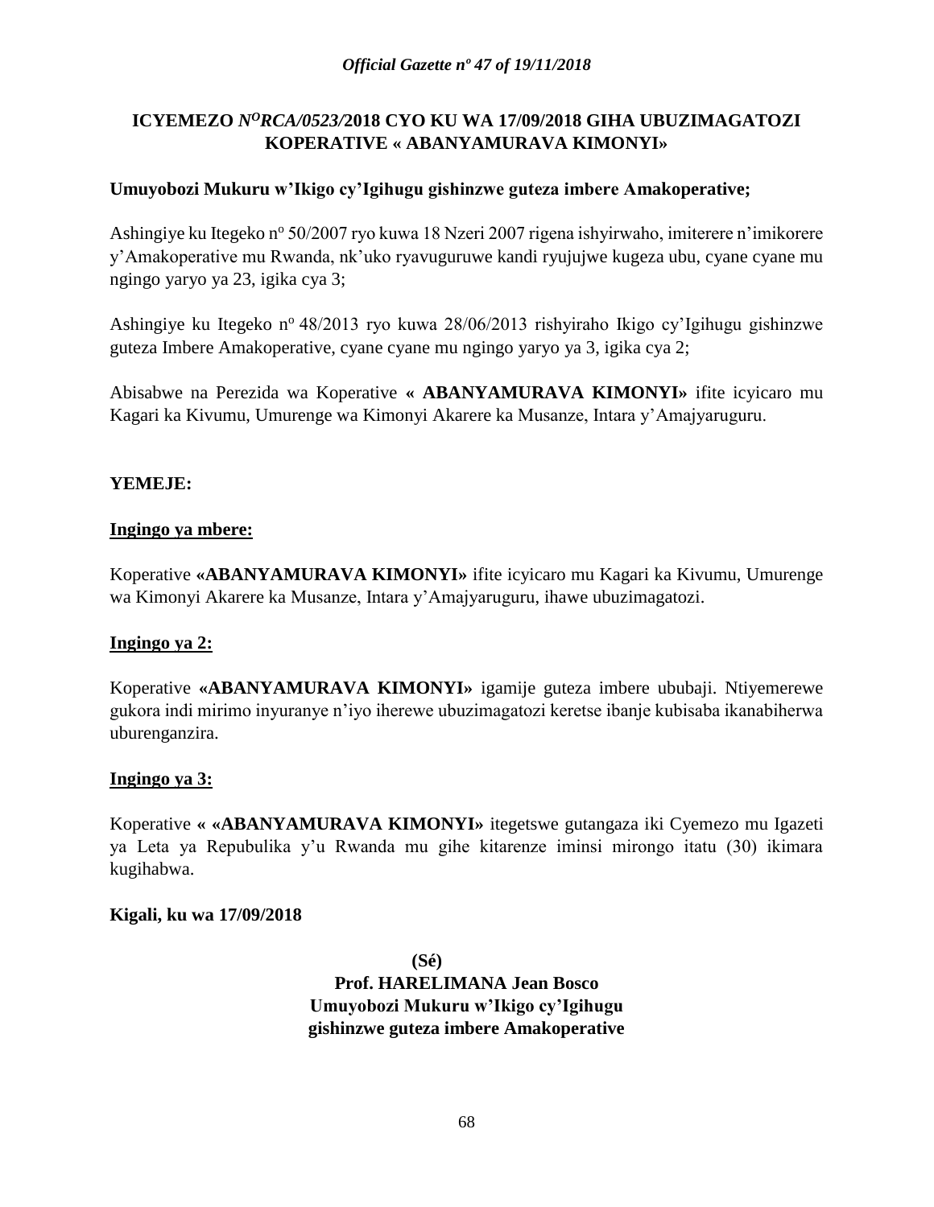**ICYEMEZO *N^O RCA/0523/*2018 CYO KU WA 17/09/2018 GIHA UBUZIMAGATOZI KOPERATIVE « ABANYAMURAVA KIMONYI»**

**Umuyobozi Mukuru w'Ikigo cy'Igihugu gishinzwe guteza imbere Amakoperative;**

Ashingiye ku Itegeko nº 50/2007 ryo kuwa 18 Nzeri 2007 rigena ishyirwaho, imiterere n'imikorere y'Amakoperative mu Rwanda, nk'uko ryavuguruwe kandi ryujujwe kugeza ubu, cyane cyane mu ngingo yaryo ya 23, igika cya 3;

Ashingiye ku Itegeko nº 48/2013 ryo kuwa 28/06/2013 rishyiraho Ikigo cy'Igihugu gishinzwe guteza Imbere Amakoperative, cyane cyane mu ngingo yaryo ya 3, igika cya 2;

Abisabwe na Perezida wa Koperative **« ABANYAMURAVA KIMONYI»** ifite icyicaro mu Kagari ka Kivumu, Umurenge wa Kimonyi Akarere ka Musanze, Intara y'Amajyaruguru.

**YEMEJE:**

**Ingingo ya mbere:**

Koperative **«ABANYAMURAVA KIMONYI»** ifite icyicaro mu Kagari ka Kivumu, Umurenge wa Kimonyi Akarere ka Musanze, Intara y'Amajyaruguru, ihawe ubuzimagatozi.

**Ingingo ya 2:**

Koperative **«ABANYAMURAVA KIMONYI»** igamije guteza imbere ububaji. Ntiyemerewe gukora indi mirimo inyuranye n'iyo iherewe ubuzimagatozi keretse ibanje kubisaba ikanabiherwa uburenganzira.

**Ingingo ya 3:**

Koperative **« «ABANYAMURAVA KIMONYI»** itegetswe gutangaza iki Cyemezo mu Igazeti ya Leta ya Repubulika y'u Rwanda mu gihe kitarenze iminsi mirongo itatu (30) ikimara kugihabwa.

**Kigali, ku wa 17/09/2018**

**(Sé)**

**Prof. HARELIMANA Jean Bosco**
**Umuyobozi Mukuru w'Ikigo cy'Igihugu gishinzwe guteza imbere Amakoperative**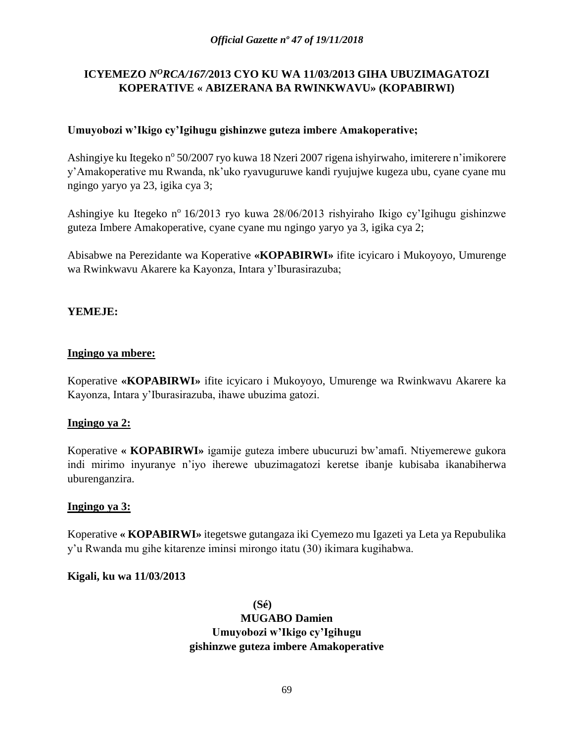# ICYEMEZO *N^O RCA/167/*2013 CYO KU WA 11/03/2013 GIHA UBUZIMAGATOZI KOPERATIVE « ABIZERANA BA RWINKWAVU» (KOPABIRWI)

**Umuyobozi w'Ikigo cy'Igihugu gishinzwe guteza imbere Amakoperative;**

Ashingiye ku Itegeko nº 50/2007 ryo kuwa 18 Nzeri 2007 rigena ishyirwaho, imiterere n'imikorere y'Amakoperative mu Rwanda, nk'uko ryavuguruwe kandi ryujujwe kugeza ubu, cyane cyane mu ngingo yaryo ya 23, igika cya 3;

Ashingiye ku Itegeko nº 16/2013 ryo kuwa 28/06/2013 rishyiraho Ikigo cy'Igihugu gishinzwe guteza Imbere Amakoperative, cyane cyane mu ngingo yaryo ya 3, igika cya 2;

Abisabwe na Perezidante wa Koperative **«KOPABIRWI»** ifite icyicaro i Mukoyoyo, Umurenge wa Rwinkwavu Akarere ka Kayonza, Intara y'Iburasirazuba;

**YEMEJE:**

**Ingingo ya mbere:**

Koperative **«KOPABIRWI»** ifite icyicaro i Mukoyoyo, Umurenge wa Rwinkwavu Akarere ka Kayonza, Intara y'Iburasirazuba, ihawe ubuzima gatozi.

**Ingingo ya 2:**

Koperative **« KOPABIRWI»** igamije guteza imbere ubucuruzi bw'amafi. Ntiyemerewe gukora indi mirimo inyuranye n'iyo iherewe ubuzimagatozi keretse ibanje kubisaba ikanabiherwa uburenganzira.

**Ingingo ya 3:**

Koperative **« KOPABIRWI»** itegetswe gutangaza iki Cyemezo mu Igazeti ya Leta ya Repubulika y'u Rwanda mu gihe kitarenze iminsi mirongo itatu (30) ikimara kugihabwa.

**Kigali, ku wa 11/03/2013**

**(Sé)**

**MUGABO Damien**

**Umuyobozi w'Ikigo cy'Igihugu gishinzwe guteza imbere Amakoperative**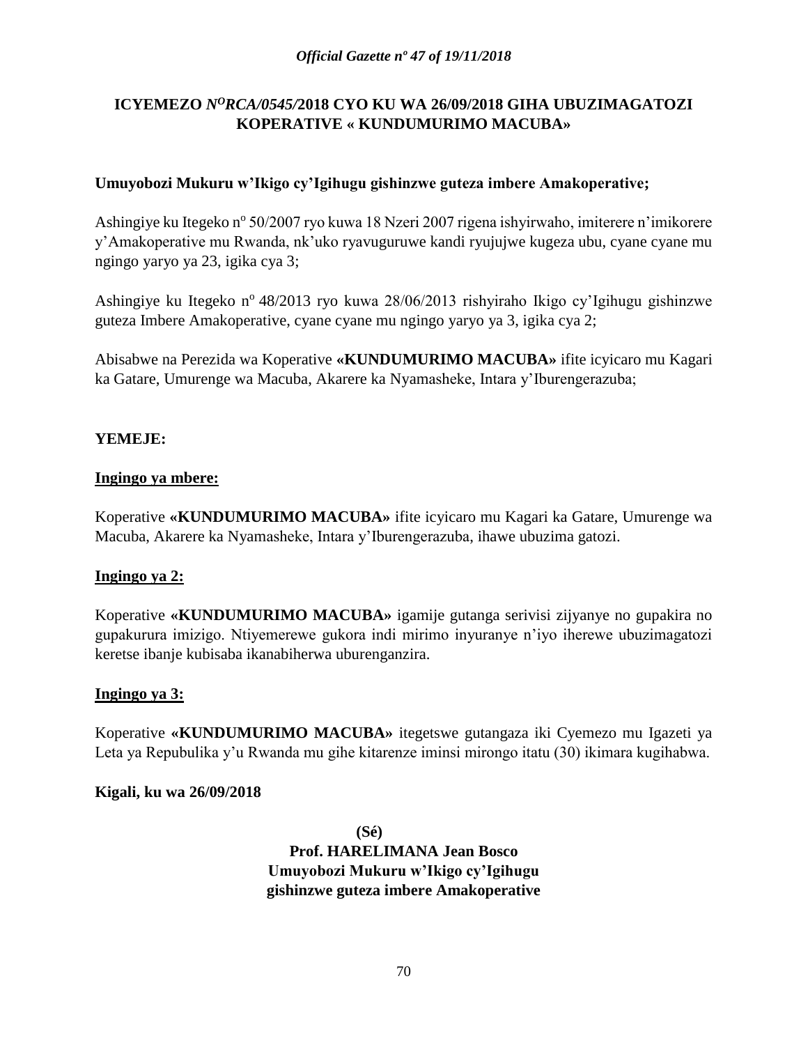## ICYEMEZO *N^O^RCA/0545/*2018 CYO KU WA 26/09/2018 GIHA UBUZIMAGATOZI KOPERATIVE « KUNDUMURIMO MACUBA»

**Umuyobozi Mukuru w'Ikigo cy'Igihugu gishinzwe guteza imbere Amakoperative;**

Ashingiye ku Itegeko nº 50/2007 ryo kuwa 18 Nzeri 2007 rigena ishyirwaho, imiterere n'imikorere y'Amakoperative mu Rwanda, nk'uko ryavuguruwe kandi ryujujwe kugeza ubu, cyane cyane mu ngingo yaryo ya 23, igika cya 3;

Ashingiye ku Itegeko nº 48/2013 ryo kuwa 28/06/2013 rishyiraho Ikigo cy'Igihugu gishinzwe guteza Imbere Amakoperative, cyane cyane mu ngingo yaryo ya 3, igika cya 2;

Abisabwe na Perezida wa Koperative **«KUNDUMURIMO MACUBA»** ifite icyicaro mu Kagari ka Gatare, Umurenge wa Macuba, Akarere ka Nyamasheke, Intara y'Iburengerazuba;

**YEMEJE:**

**Ingingo ya mbere:**

Koperative **«KUNDUMURIMO MACUBA»** ifite icyicaro mu Kagari ka Gatare, Umurenge wa Macuba, Akarere ka Nyamasheke, Intara y'Iburengerazuba, ihawe ubuzima gatozi.

**Ingingo ya 2:**

Koperative **«KUNDUMURIMO MACUBA»** igamije gutanga serivisi zijyanye no gupakira no gupakurura imizigo. Ntiyemerewe gukora indi mirimo inyuranye n'iyo iherewe ubuzimagatozi keretse ibanje kubisaba ikanabiherwa uburenganzira.

**Ingingo ya 3:**

Koperative **«KUNDUMURIMO MACUBA»** itegetswe gutangaza iki Cyemezo mu Igazeti ya Leta ya Repubulika y'u Rwanda mu gihe kitarenze iminsi mirongo itatu (30) ikimara kugihabwa.

**Kigali, ku wa 26/09/2018**

**(Sé)**

**Prof. HARELIMANA Jean Bosco**
**Umuyobozi Mukuru w'Ikigo cy'Igihugu gishinzwe guteza imbere Amakoperative**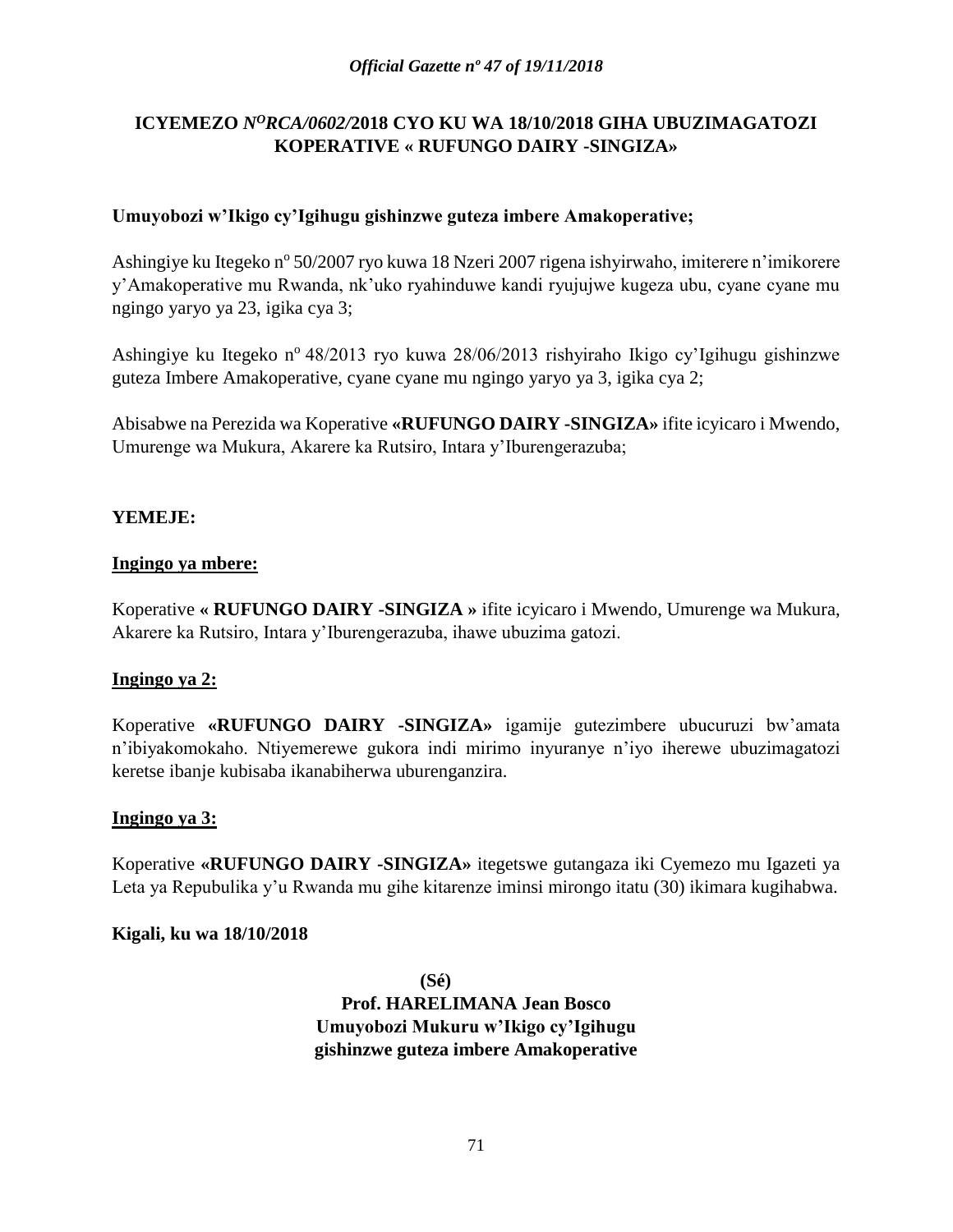**ICYEMEZO** ***N$^{O}$RCA/0602/*****2018 CYO KU WA 18/10/2018 GIHA UBUZIMAGATOZI KOPERATIVE « RUFUNGO DAIRY -SINGIZA»**

**Umuyobozi w'Ikigo cy'Igihugu gishinzwe guteza imbere Amakoperative;**

Ashingiye ku Itegeko n$^{o}$ 50/2007 ryo kuwa 18 Nzeri 2007 rigena ishyirwaho, imiterere n'imikorere y'Amakoperative mu Rwanda, nk'uko ryahinduwe kandi ryujujwe kugeza ubu, cyane cyane mu ngingo yaryo ya 23, igika cya 3;

Ashingiye ku Itegeko n$^{o}$ 48/2013 ryo kuwa 28/06/2013 rishyiraho Ikigo cy'Igihugu gishinzwe guteza Imbere Amakoperative, cyane cyane mu ngingo yaryo ya 3, igika cya 2;

Abisabwe na Perezida wa Koperative **«RUFUNGO DAIRY -SINGIZA»** ifite icyicaro i Mwendo, Umurenge wa Mukura, Akarere ka Rutsiro, Intara y'Iburengerazuba;

**YEMEJE:**

**Ingingo ya mbere:**

Koperative **« RUFUNGO DAIRY -SINGIZA »** ifite icyicaro i Mwendo, Umurenge wa Mukura, Akarere ka Rutsiro, Intara y'Iburengerazuba, ihawe ubuzima gatozi.

**Ingingo ya 2:**

Koperative **«RUFUNGO DAIRY -SINGIZA»** igamije gutezimbere ubucuruzi bw'amata n'ibiyakomokaho. Ntiyemerewe gukora indi mirimo inyuranye n'iyo iherewe ubuzimagatozi keretse ibanje kubisaba ikanabiherwa uburenganzira.

**Ingingo ya 3:**

Koperative **«RUFUNGO DAIRY -SINGIZA»** itegetswe gutangaza iki Cyemezo mu Igazeti ya Leta ya Repubulika y'u Rwanda mu gihe kitarenze iminsi mirongo itatu (30) ikimara kugihabwa.

**Kigali, ku wa 18/10/2018**

**(Sé)**

**Prof. HARELIMANA Jean Bosco**
**Umuyobozi Mukuru w'Ikigo cy'Igihugu gishinzwe guteza imbere Amakoperative**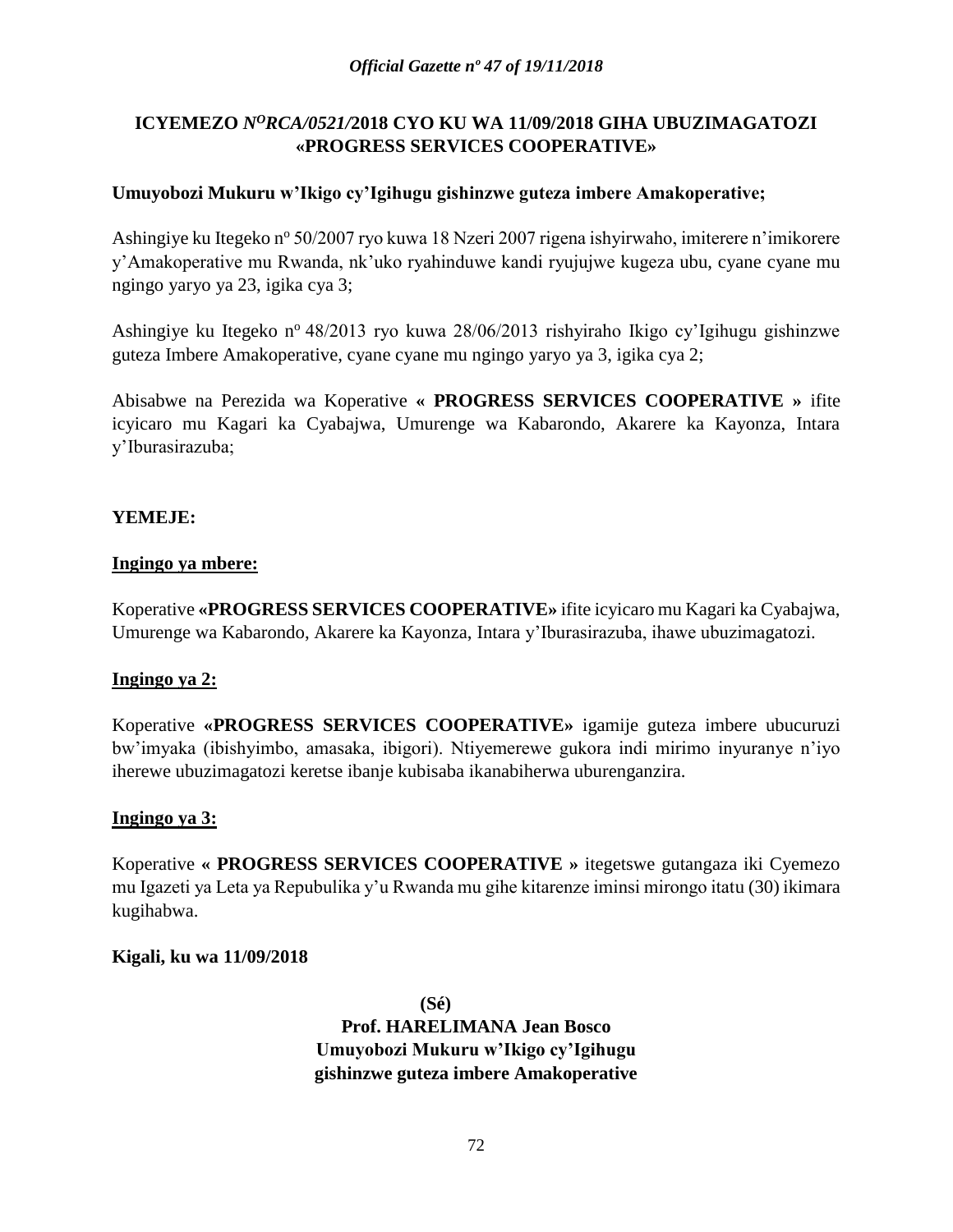**ICYEMEZO** ***N<sup>O</sup>RCA/0521/*****2018 CYO KU WA 11/09/2018 GIHA UBUZIMAGATOZI «PROGRESS SERVICES COOPERATIVE»**

**Umuyobozi Mukuru w'Ikigo cy'Igihugu gishinzwe guteza imbere Amakoperative;**

Ashingiye ku Itegeko nº 50/2007 ryo kuwa 18 Nzeri 2007 rigena ishyirwaho, imiterere n'imikorere y'Amakoperative mu Rwanda, nk'uko ryahinduwe kandi ryujujwe kugeza ubu, cyane cyane mu ngingo yaryo ya 23, igika cya 3;

Ashingiye ku Itegeko nº 48/2013 ryo kuwa 28/06/2013 rishyiraho Ikigo cy'Igihugu gishinzwe guteza Imbere Amakoperative, cyane cyane mu ngingo yaryo ya 3, igika cya 2;

Abisabwe na Perezida wa Koperative **« PROGRESS SERVICES COOPERATIVE »** ifite icyicaro mu Kagari ka Cyabajwa, Umurenge wa Kabarondo, Akarere ka Kayonza, Intara y'Iburasirazuba;

**YEMEJE:**

**Ingingo ya mbere:**

Koperative **«PROGRESS SERVICES COOPERATIVE»** ifite icyicaro mu Kagari ka Cyabajwa, Umurenge wa Kabarondo, Akarere ka Kayonza, Intara y'Iburasirazuba, ihawe ubuzimagatozi.

**Ingingo ya 2:**

Koperative **«PROGRESS SERVICES COOPERATIVE»** igamije guteza imbere ubucuruzi bw'imyaka (ibishyimbo, amasaka, ibigori). Ntiyemerewe gukora indi mirimo inyuranye n'iyo iherewe ubuzimagatozi keretse ibanje kubisaba ikanabiherwa uburenganzira.

**Ingingo ya 3:**

Koperative **« PROGRESS SERVICES COOPERATIVE »** itegetswe gutangaza iki Cyemezo mu Igazeti ya Leta ya Repubulika y'u Rwanda mu gihe kitarenze iminsi mirongo itatu (30) ikimara kugihabwa.

**Kigali, ku wa 11/09/2018**

**(Sé)**

**Prof. HARELIMANA Jean Bosco**
**Umuyobozi Mukuru w'Ikigo cy'Igihugu gishinzwe guteza imbere Amakoperative**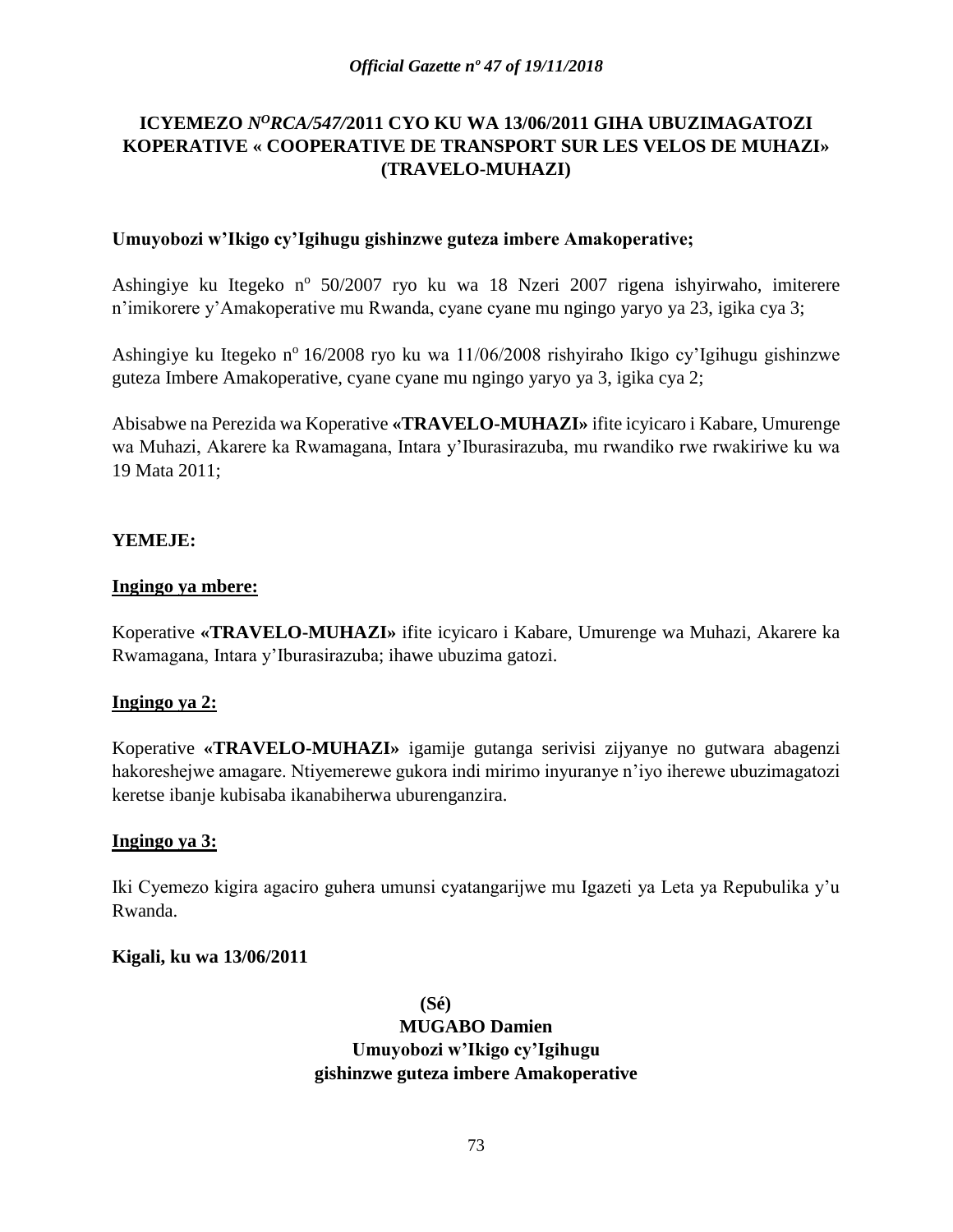**ICYEMEZO *N<sup>O</sup>RCA/547/*2011 CYO KU WA 13/06/2011 GIHA UBUZIMAGATOZI KOPERATIVE « COOPERATIVE DE TRANSPORT SUR LES VELOS DE MUHAZI» (TRAVELO-MUHAZI)**

**Umuyobozi w'Ikigo cy'Igihugu gishinzwe guteza imbere Amakoperative;**

Ashingiye ku Itegeko n° 50/2007 ryo ku wa 18 Nzeri 2007 rigena ishyirwaho, imiterere n'imikorere y'Amakoperative mu Rwanda, cyane cyane mu ngingo yaryo ya 23, igika cya 3;

Ashingiye ku Itegeko n° 16/2008 ryo ku wa 11/06/2008 rishyiraho Ikigo cy'Igihugu gishinzwe guteza Imbere Amakoperative, cyane cyane mu ngingo yaryo ya 3, igika cya 2;

Abisabwe na Perezida wa Koperative **«TRAVELO-MUHAZI»** ifite icyicaro i Kabare, Umurenge wa Muhazi, Akarere ka Rwamagana, Intara y'Iburasirazuba, mu rwandiko rwe rwakiriwe ku wa 19 Mata 2011;

**YEMEJE:**

**<u>Ingingo ya mbere:</u>**

Koperative **«TRAVELO-MUHAZI»** ifite icyicaro i Kabare, Umurenge wa Muhazi, Akarere ka Rwamagana, Intara y'Iburasirazuba; ihawe ubuzima gatozi.

**<u>Ingingo ya 2:</u>**

Koperative **«TRAVELO-MUHAZI»** igamije gutanga serivisi zijyanye no gutwara abagenzi hakoreshejwe amagare. Ntiyemerewe gukora indi mirimo inyuranye n'iyo iherewe ubuzimagatozi keretse ibanje kubisaba ikanabiherwa uburenganzira.

**<u>Ingingo ya 3:</u>**

Iki Cyemezo kigira agaciro guhera umunsi cyatangarijwe mu Igazeti ya Leta ya Repubulika y'u Rwanda.

**Kigali, ku wa 13/06/2011**

**(Sé)**

**MUGABO Damien**

**Umuyobozi w'Ikigo cy'Igihugu gishinzwe guteza imbere Amakoperative**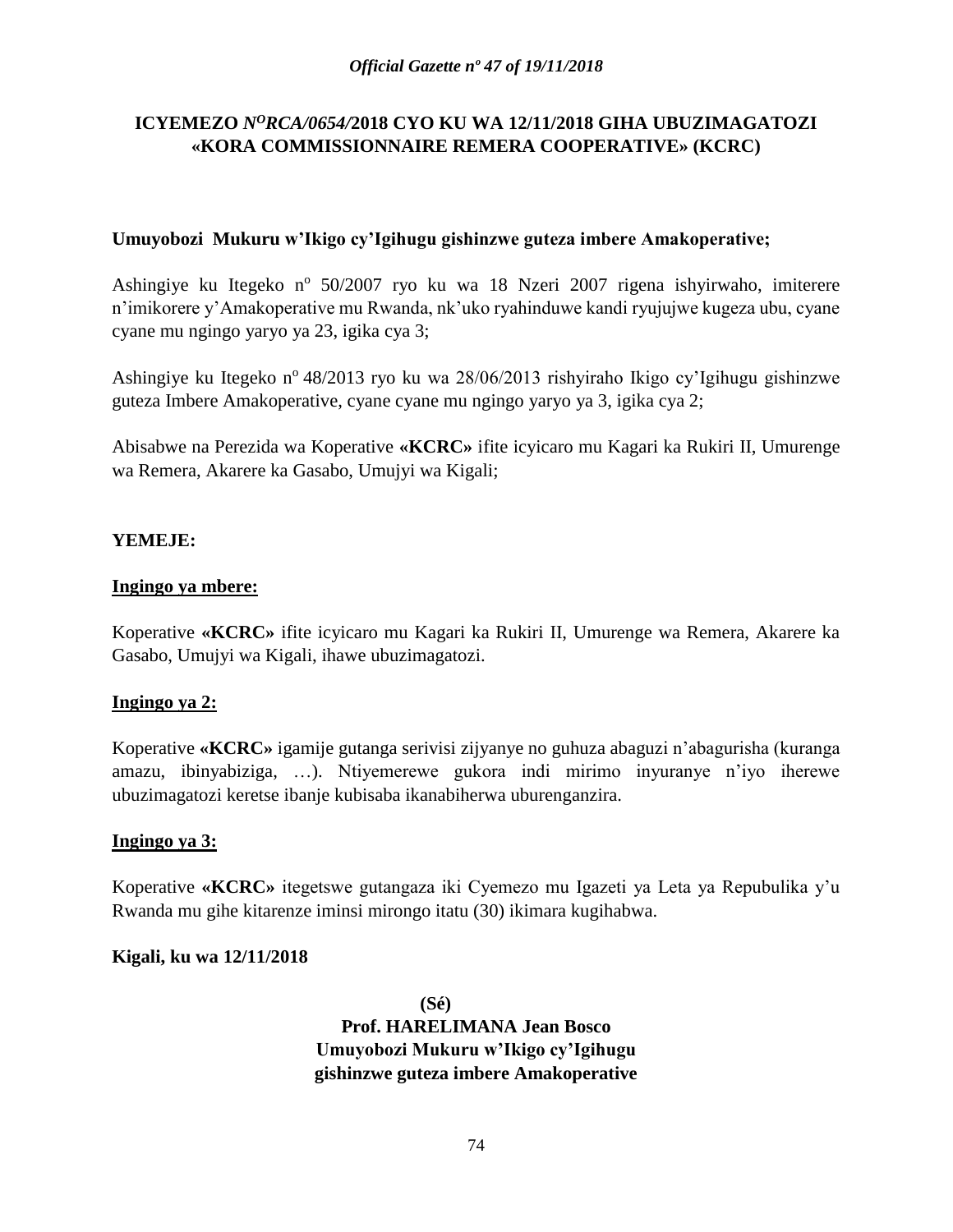# ICYEMEZO *N°RCA/0654/*2018 CYO KU WA 12/11/2018 GIHA UBUZIMAGATOZI «KORA COMMISSIONNAIRE REMERA COOPERATIVE» (KCRC)

**Umuyobozi Mukuru w'Ikigo cy'Igihugu gishinzwe guteza imbere Amakoperative;**

Ashingiye ku Itegeko n° 50/2007 ryo ku wa 18 Nzeri 2007 rigena ishyirwaho, imiterere n'imikorere y'Amakoperative mu Rwanda, nk'uko ryahinduwe kandi ryujujwe kugeza ubu, cyane cyane mu ngingo yaryo ya 23, igika cya 3;

Ashingiye ku Itegeko n° 48/2013 ryo ku wa 28/06/2013 rishyiraho Ikigo cy'Igihugu gishinzwe guteza Imbere Amakoperative, cyane cyane mu ngingo yaryo ya 3, igika cya 2;

Abisabwe na Perezida wa Koperative **«KCRC»** ifite icyicaro mu Kagari ka Rukiri II, Umurenge wa Remera, Akarere ka Gasabo, Umujyi wa Kigali;

**YEMEJE:**

**Ingingo ya mbere:**

Koperative **«KCRC»** ifite icyicaro mu Kagari ka Rukiri II, Umurenge wa Remera, Akarere ka Gasabo, Umujyi wa Kigali, ihawe ubuzimagatozi.

**Ingingo ya 2:**

Koperative **«KCRC»** igamije gutanga serivisi zijyanye no guhuza abaguzi n'abagurisha (kuranga amazu, ibinyabiziga, …). Ntiyemerewe gukora indi mirimo inyuranye n'iyo iherewe ubuzimagatozi keretse ibanje kubisaba ikanabiherwa uburenganzira.

**Ingingo ya 3:**

Koperative **«KCRC»** itegetswe gutangaza iki Cyemezo mu Igazeti ya Leta ya Repubulika y'u Rwanda mu gihe kitarenze iminsi mirongo itatu (30) ikimara kugihabwa.

**Kigali, ku wa 12/11/2018**

**(Sé)**

**Prof. HARELIMANA Jean Bosco**

**Umuyobozi Mukuru w'Ikigo cy'Igihugu gishinzwe guteza imbere Amakoperative**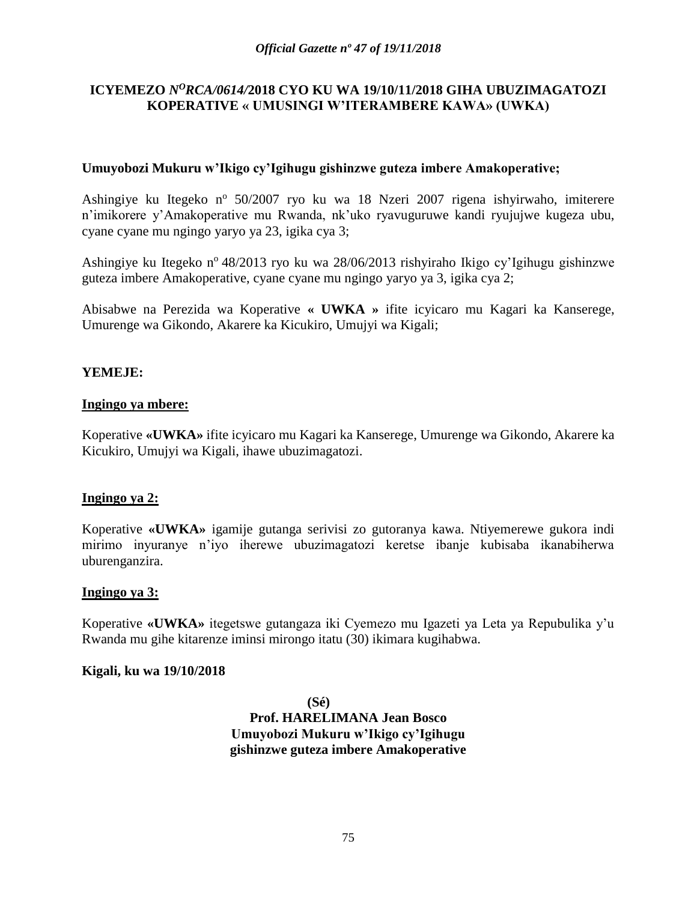**ICYEMEZO *N$^{O}$RCA/0614/*2018 CYO KU WA 19/10/11/2018 GIHA UBUZIMAGATOZI KOPERATIVE « UMUSINGI W'ITERAMBERE KAWA» (UWKA)**

**Umuyobozi Mukuru w'Ikigo cy'Igihugu gishinzwe guteza imbere Amakoperative;**

Ashingiye ku Itegeko n$^{o}$ 50/2007 ryo ku wa 18 Nzeri 2007 rigena ishyirwaho, imiterere n'imikorere y'Amakoperative mu Rwanda, nk'uko ryavuguruwe kandi ryujujwe kugeza ubu, cyane cyane mu ngingo yaryo ya 23, igika cya 3;

Ashingiye ku Itegeko n$^{o}$ 48/2013 ryo ku wa 28/06/2013 rishyiraho Ikigo cy'Igihugu gishinzwe guteza imbere Amakoperative, cyane cyane mu ngingo yaryo ya 3, igika cya 2;

Abisabwe na Perezida wa Koperative **« UWKA »** ifite icyicaro mu Kagari ka Kanserege, Umurenge wa Gikondo, Akarere ka Kicukiro, Umujyi wa Kigali;

**YEMEJE:**

**Ingingo ya mbere:**

Koperative **«UWKA»** ifite icyicaro mu Kagari ka Kanserege, Umurenge wa Gikondo, Akarere ka Kicukiro, Umujyi wa Kigali, ihawe ubuzimagatozi.

**Ingingo ya 2:**

Koperative **«UWKA»** igamije gutanga serivisi zo gutoranya kawa. Ntiyemerewe gukora indi mirimo inyuranye n'iyo iherewe ubuzimagatozi keretse ibanje kubisaba ikanabiherwa uburenganzira.

**Ingingo ya 3:**

Koperative **«UWKA»** itegetswe gutangaza iki Cyemezo mu Igazeti ya Leta ya Repubulika y'u Rwanda mu gihe kitarenze iminsi mirongo itatu (30) ikimara kugihabwa.

**Kigali, ku wa 19/10/2018**

**(Sé)**
**Prof. HARELIMANA Jean Bosco**
**Umuyobozi Mukuru w'Ikigo cy'Igihugu gishinzwe guteza imbere Amakoperative**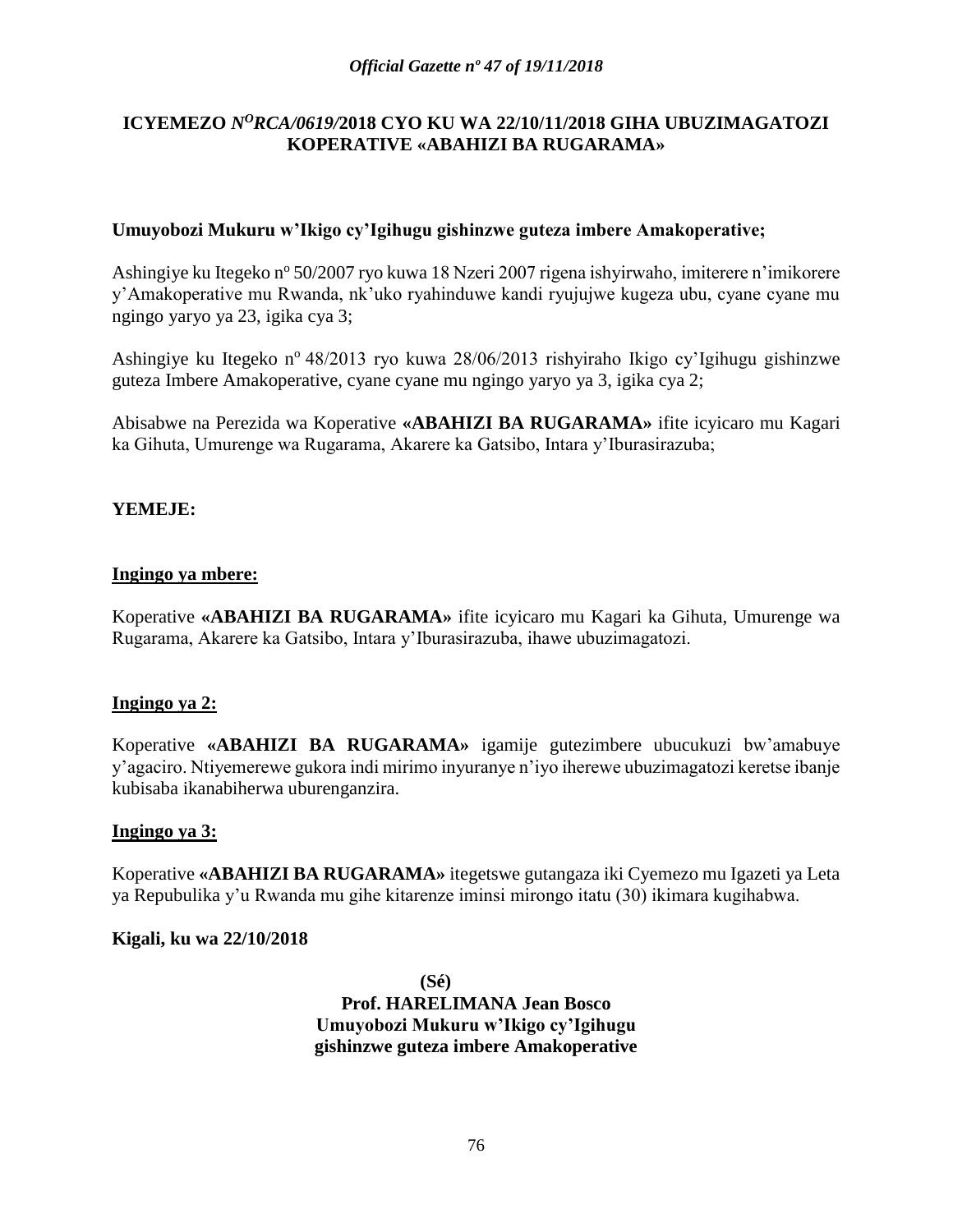**ICYEMEZO $N^{O}$*RCA/0619/*2018 CYO KU WA 22/10/11/2018 GIHA UBUZIMAGATOZI KOPERATIVE «ABAHIZI BA RUGARAMA»**

**Umuyobozi Mukuru w'Ikigo cy'Igihugu gishinzwe guteza imbere Amakoperative;**

Ashingiye ku Itegeko nº 50/2007 ryo kuwa 18 Nzeri 2007 rigena ishyirwaho, imiterere n'imikorere y'Amakoperative mu Rwanda, nk'uko ryahinduwe kandi ryujujwe kugeza ubu, cyane cyane mu ngingo yaryo ya 23, igika cya 3;

Ashingiye ku Itegeko nº 48/2013 ryo kuwa 28/06/2013 rishyiraho Ikigo cy'Igihugu gishinzwe guteza Imbere Amakoperative, cyane cyane mu ngingo yaryo ya 3, igika cya 2;

Abisabwe na Perezida wa Koperative **«ABAHIZI BA RUGARAMA»** ifite icyicaro mu Kagari ka Gihuta, Umurenge wa Rugarama, Akarere ka Gatsibo, Intara y'Iburasirazuba;

**YEMEJE:**

**Ingingo ya mbere:**

Koperative **«ABAHIZI BA RUGARAMA»** ifite icyicaro mu Kagari ka Gihuta, Umurenge wa Rugarama, Akarere ka Gatsibo, Intara y'Iburasirazuba, ihawe ubuzimagatozi.

**Ingingo ya 2:**

Koperative **«ABAHIZI BA RUGARAMA»** igamije gutezimbere ubucukuzi bw'amabuye y'agaciro. Ntiyemerewe gukora indi mirimo inyuranye n'iyo iherewe ubuzimagatozi keretse ibanje kubisaba ikanabiherwa uburenganzira.

**Ingingo ya 3:**

Koperative **«ABAHIZI BA RUGARAMA»** itegetswe gutangaza iki Cyemezo mu Igazeti ya Leta ya Repubulika y'u Rwanda mu gihe kitarenze iminsi mirongo itatu (30) ikimara kugihabwa.

**Kigali, ku wa 22/10/2018**

**(Sé)**

**Prof. HARELIMANA Jean Bosco**
**Umuyobozi Mukuru w'Ikigo cy'Igihugu gishinzwe guteza imbere Amakoperative**